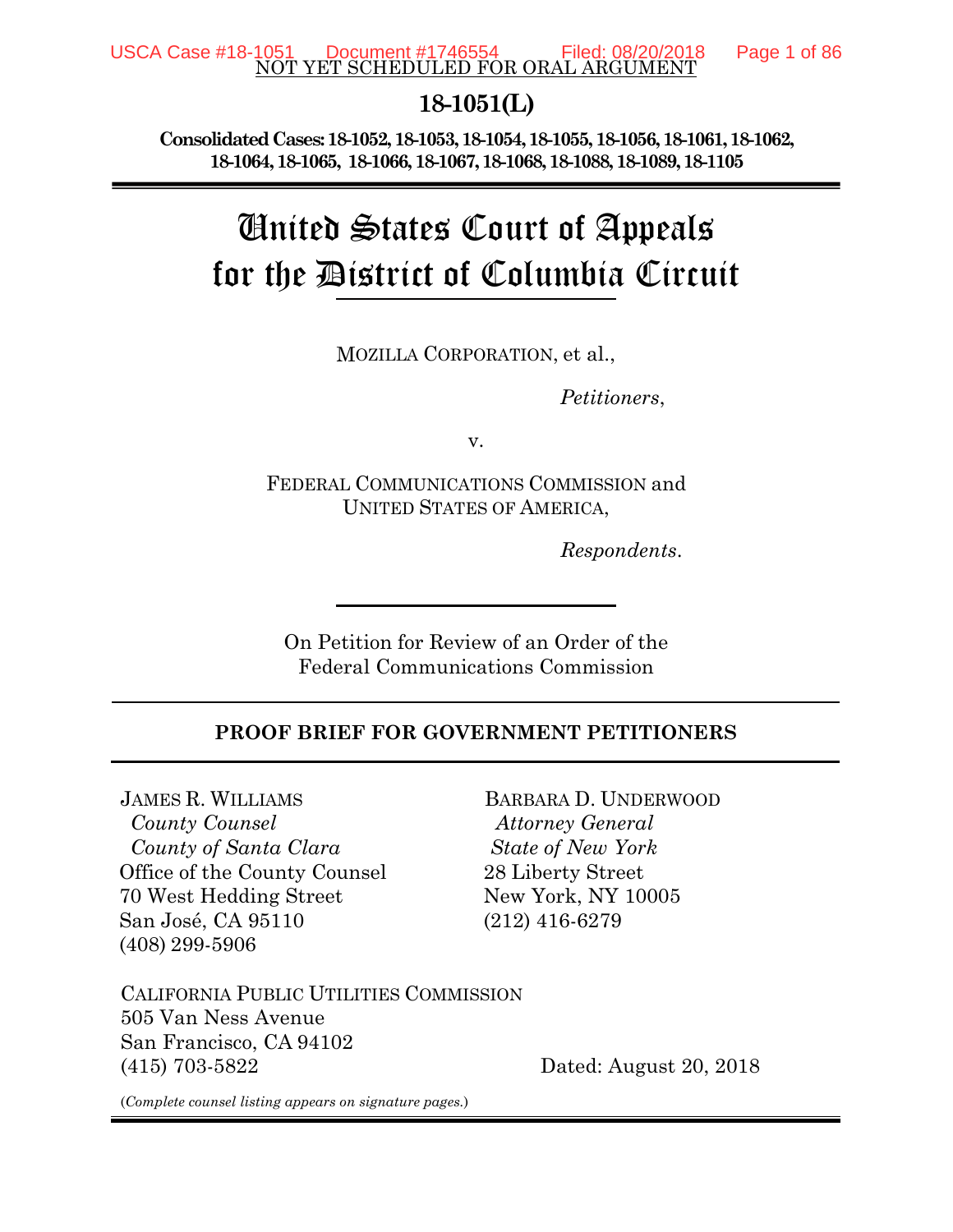NOT YET SCHEDULED FOR ORAL ARGUMENT

## 18-1051(L)

**Consolidated Cases: 18-1052, 18-1053, 18-1054, 18-1055, 18-1056, 18-1061, 18-1062, 18-1064, 18-1065, 18-1066, 18-1067, 18-1068, 18-1088, 18-1089, 18-1105**

# United States Court of Appeals for the District of Columbia Circuit

MOZILLA CORPORATION, et al.,

*Petitioners*,

v.

FEDERAL COMMUNICATIONS COMMISSION and UNITED STATES OF AMERICA,

*Respondents*.

On Petition for Review of an Order of the Federal Communications Commission

**PROOF BRIEF FOR GOVERNMENT PETITIONERS**

JAMES R. WILLIAMS
*County Counsel*
*County of Santa Clara*
Office of the County Counsel
70 West Hedding Street
San José, CA 95110
(408) 299-5906

BARBARA D. UNDERWOOD
*Attorney General*
*State of New York*
28 Liberty Street
New York, NY 10005
(212) 416-6279

CALIFORNIA PUBLIC UTILITIES COMMISSION
505 Van Ness Avenue
San Francisco, CA 94102
(415) 703-5822

Dated: August 20, 2018

(*Complete counsel listing appears on signature pages.*)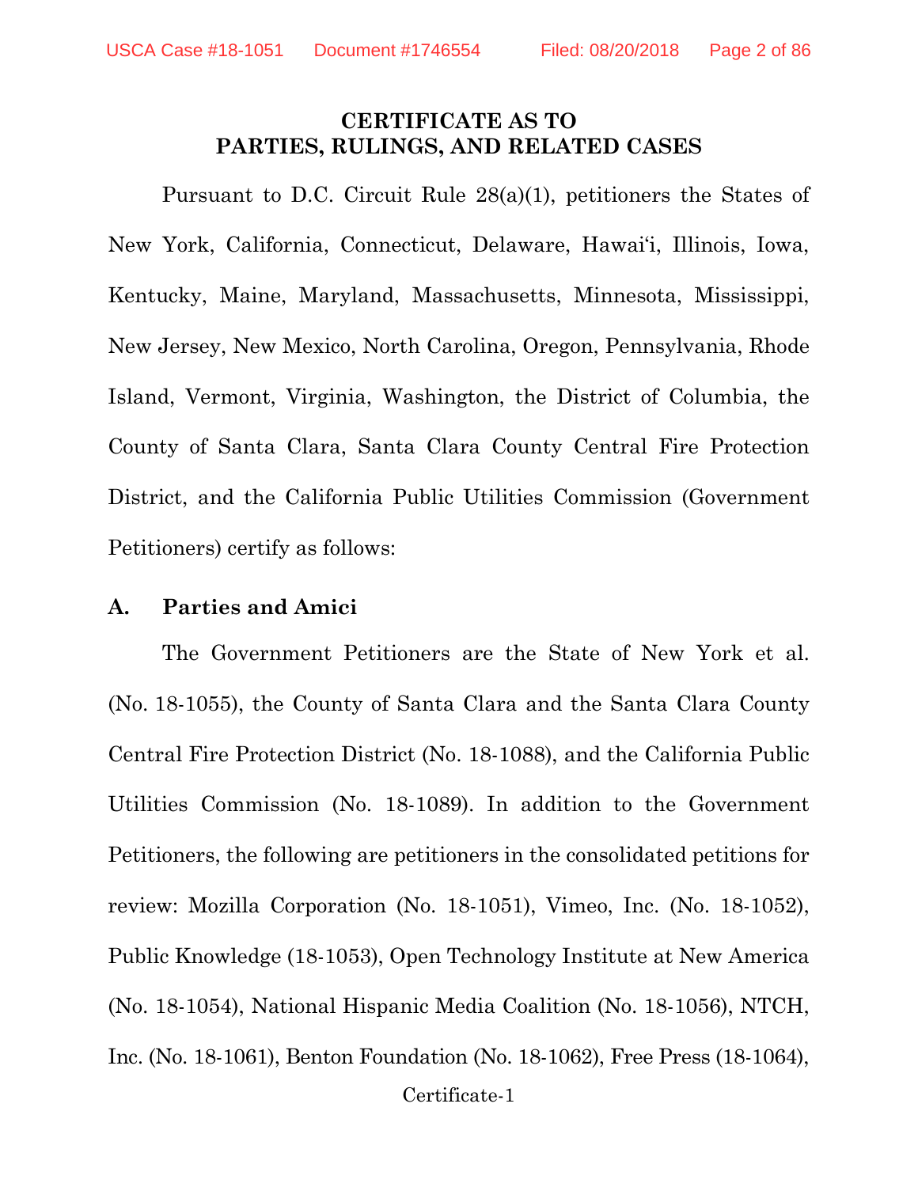**CERTIFICATE AS TO**
**PARTIES, RULINGS, AND RELATED CASES**

Pursuant to D.C. Circuit Rule 28(a)(1), petitioners the States of New York, California, Connecticut, Delaware, Hawai'i, Illinois, Iowa, Kentucky, Maine, Maryland, Massachusetts, Minnesota, Mississippi, New Jersey, New Mexico, North Carolina, Oregon, Pennsylvania, Rhode Island, Vermont, Virginia, Washington, the District of Columbia, the County of Santa Clara, Santa Clara County Central Fire Protection District, and the California Public Utilities Commission (Government Petitioners) certify as follows:

## A. Parties and Amici

The Government Petitioners are the State of New York et al. (No. 18-1055), the County of Santa Clara and the Santa Clara County Central Fire Protection District (No. 18-1088), and the California Public Utilities Commission (No. 18-1089). In addition to the Government Petitioners, the following are petitioners in the consolidated petitions for review: Mozilla Corporation (No. 18-1051), Vimeo, Inc. (No. 18-1052), Public Knowledge (18-1053), Open Technology Institute at New America (No. 18-1054), National Hispanic Media Coalition (No. 18-1056), NTCH, Inc. (No. 18-1061), Benton Foundation (No. 18-1062), Free Press (18-1064),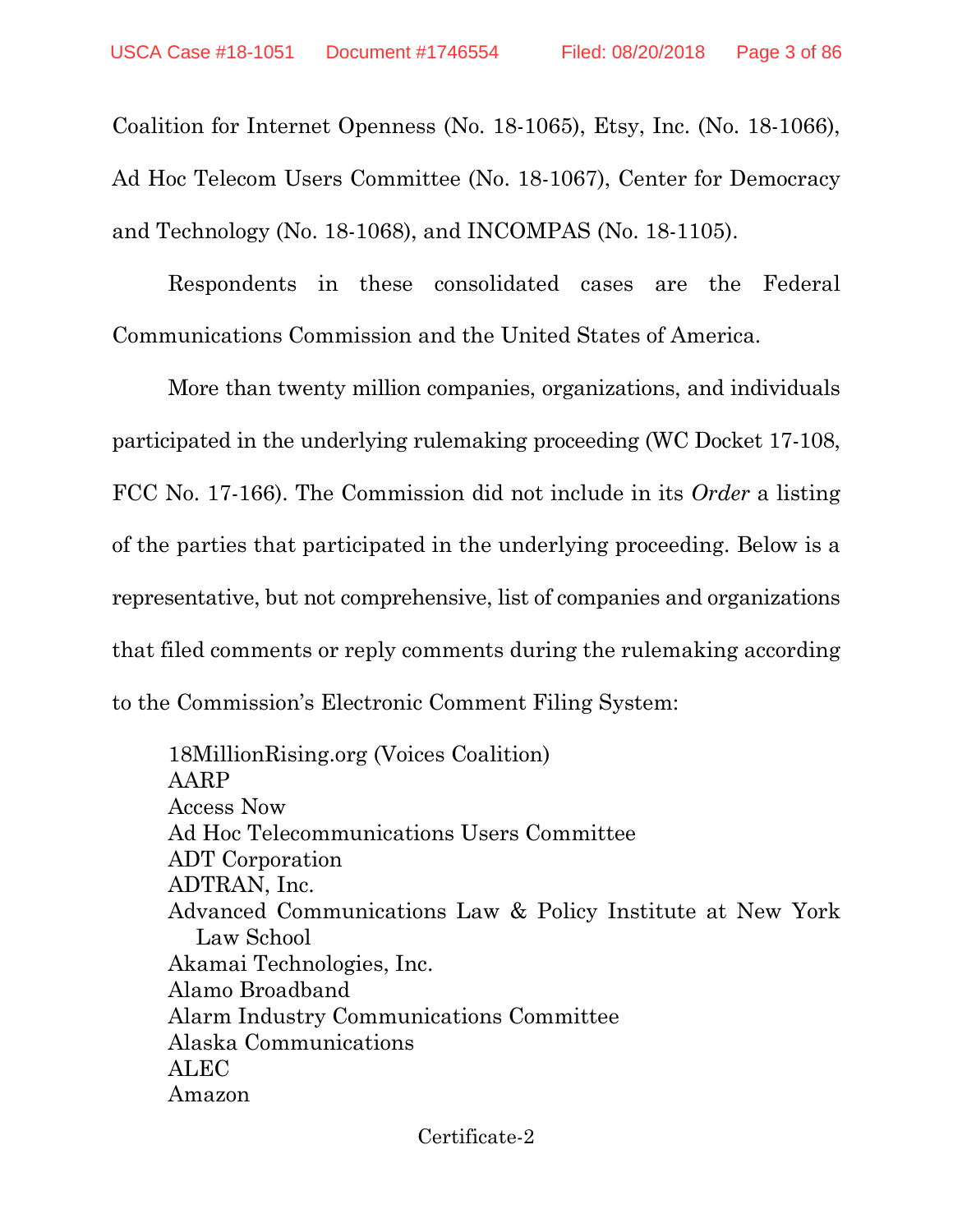Coalition for Internet Openness (No. 18-1065), Etsy, Inc. (No. 18-1066), Ad Hoc Telecom Users Committee (No. 18-1067), Center for Democracy and Technology (No. 18-1068), and INCOMPAS (No. 18-1105).

Respondents in these consolidated cases are the Federal Communications Commission and the United States of America.

More than twenty million companies, organizations, and individuals participated in the underlying rulemaking proceeding (WC Docket 17-108, FCC No. 17-166). The Commission did not include in its *Order* a listing of the parties that participated in the underlying proceeding. Below is a representative, but not comprehensive, list of companies and organizations that filed comments or reply comments during the rulemaking according to the Commission's Electronic Comment Filing System:

18MillionRising.org (Voices Coalition)
AARP
Access Now
Ad Hoc Telecommunications Users Committee
ADT Corporation
ADTRAN, Inc.
Advanced Communications Law & Policy Institute at New York Law School
Akamai Technologies, Inc.
Alamo Broadband
Alarm Industry Communications Committee
Alaska Communications
ALEC
Amazon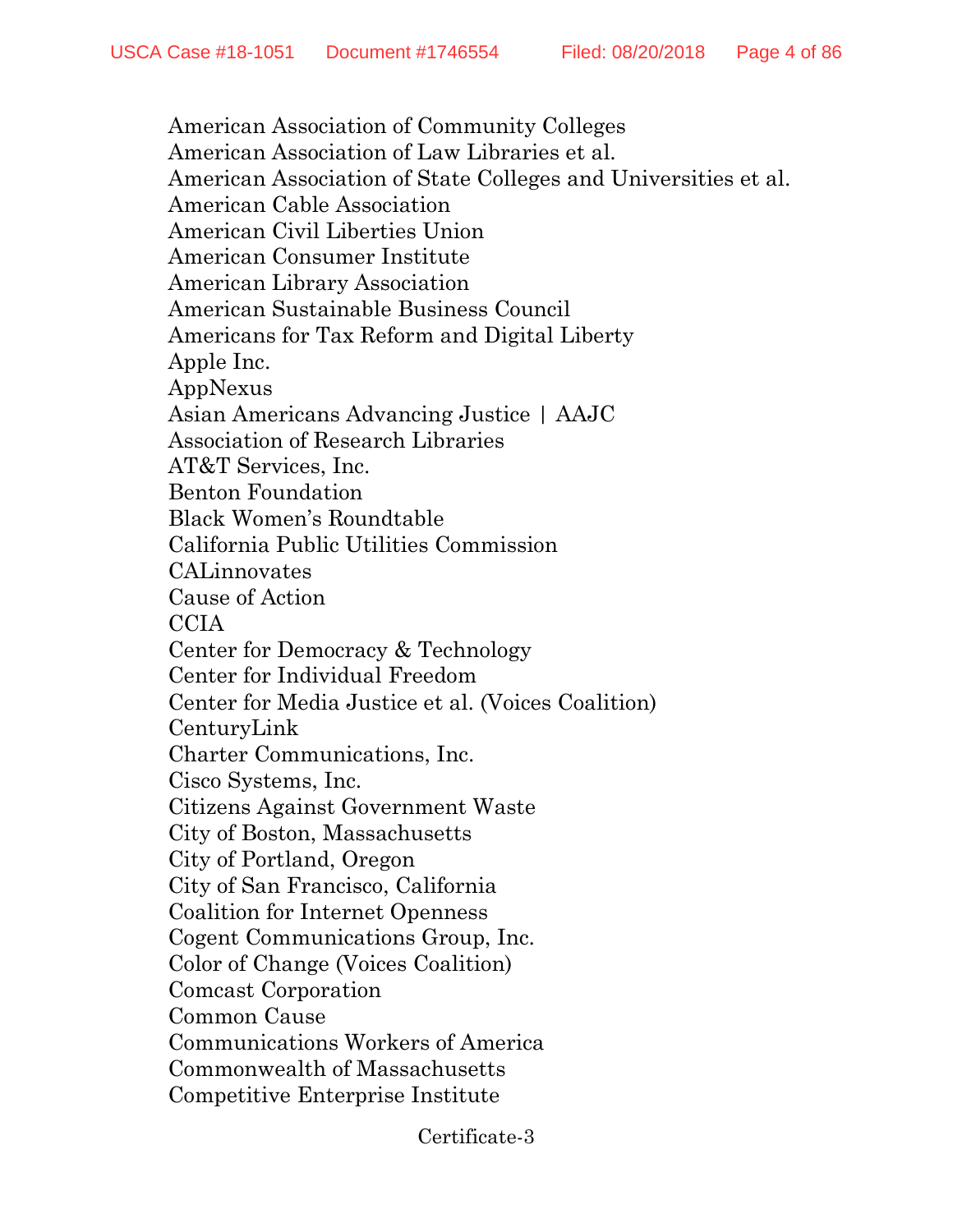American Association of Community Colleges
American Association of Law Libraries et al.
American Association of State Colleges and Universities et al.
American Cable Association
American Civil Liberties Union
American Consumer Institute
American Library Association
American Sustainable Business Council
Americans for Tax Reform and Digital Liberty
Apple Inc.
AppNexus
Asian Americans Advancing Justice | AAJC
Association of Research Libraries
AT&T Services, Inc.
Benton Foundation
Black Women's Roundtable
California Public Utilities Commission
CALinnovates
Cause of Action
CCIA
Center for Democracy & Technology
Center for Individual Freedom
Center for Media Justice et al. (Voices Coalition)
CenturyLink
Charter Communications, Inc.
Cisco Systems, Inc.
Citizens Against Government Waste
City of Boston, Massachusetts
City of Portland, Oregon
City of San Francisco, California
Coalition for Internet Openness
Cogent Communications Group, Inc.
Color of Change (Voices Coalition)
Comcast Corporation
Common Cause
Communications Workers of America
Commonwealth of Massachusetts
Competitive Enterprise Institute

Certificate-3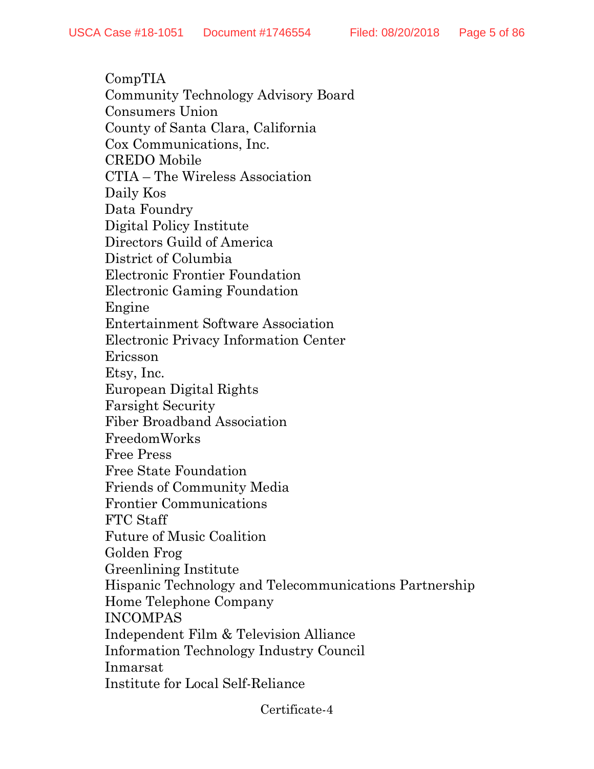CompTIA
Community Technology Advisory Board
Consumers Union
County of Santa Clara, California
Cox Communications, Inc.
CREDO Mobile
CTIA – The Wireless Association
Daily Kos
Data Foundry
Digital Policy Institute
Directors Guild of America
District of Columbia
Electronic Frontier Foundation
Electronic Gaming Foundation
Engine
Entertainment Software Association
Electronic Privacy Information Center
Ericsson
Etsy, Inc.
European Digital Rights
Farsight Security
Fiber Broadband Association
FreedomWorks
Free Press
Free State Foundation
Friends of Community Media
Frontier Communications
FTC Staff
Future of Music Coalition
Golden Frog
Greenlining Institute
Hispanic Technology and Telecommunications Partnership
Home Telephone Company
INCOMPAS
Independent Film & Television Alliance
Information Technology Industry Council
Inmarsat
Institute for Local Self-Reliance

Certificate-4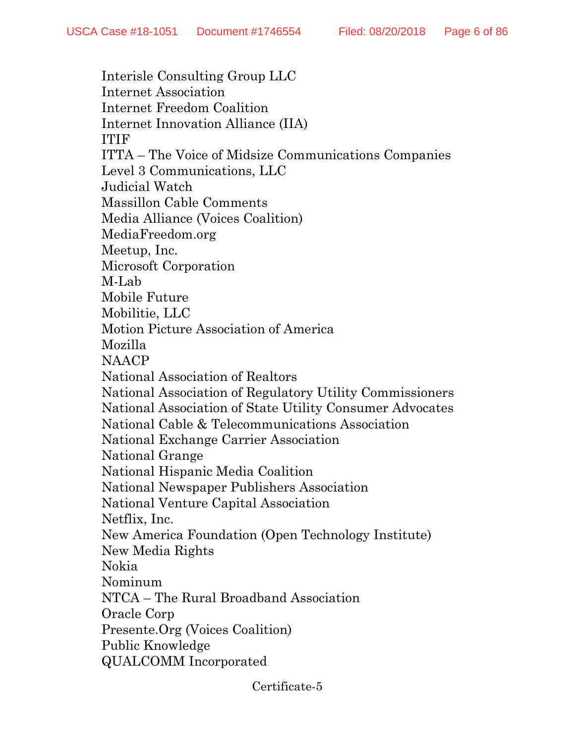Interisle Consulting Group LLC
Internet Association
Internet Freedom Coalition
Internet Innovation Alliance (IIA)
ITIF
ITTA – The Voice of Midsize Communications Companies
Level 3 Communications, LLC
Judicial Watch
Massillon Cable Comments
Media Alliance (Voices Coalition)
MediaFreedom.org
Meetup, Inc.
Microsoft Corporation
M-Lab
Mobile Future
Mobilitie, LLC
Motion Picture Association of America
Mozilla
NAACP
National Association of Realtors
National Association of Regulatory Utility Commissioners
National Association of State Utility Consumer Advocates
National Cable & Telecommunications Association
National Exchange Carrier Association
National Grange
National Hispanic Media Coalition
National Newspaper Publishers Association
National Venture Capital Association
Netflix, Inc.
New America Foundation (Open Technology Institute)
New Media Rights
Nokia
Nominum
NTCA – The Rural Broadband Association
Oracle Corp
Presente.Org (Voices Coalition)
Public Knowledge
QUALCOMM Incorporated

Certificate-5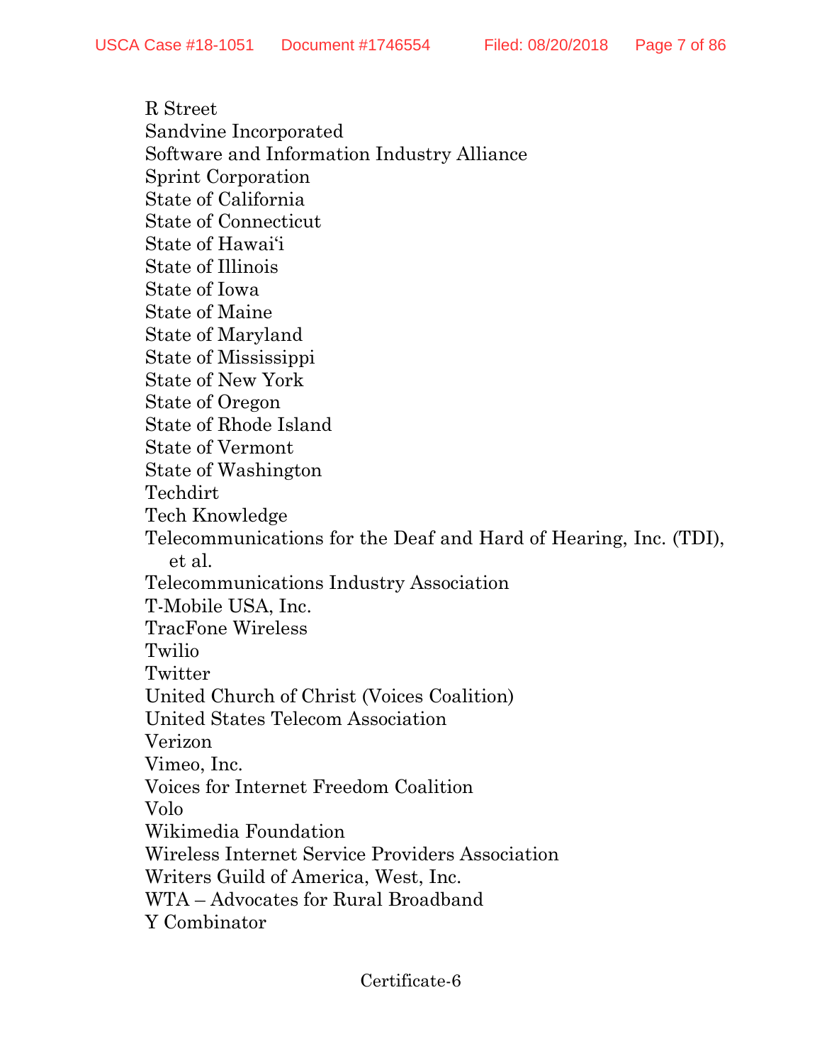R Street
Sandvine Incorporated
Software and Information Industry Alliance
Sprint Corporation
State of California
State of Connecticut
State of Hawai'i
State of Illinois
State of Iowa
State of Maine
State of Maryland
State of Mississippi
State of New York
State of Oregon
State of Rhode Island
State of Vermont
State of Washington
Techdirt
Tech Knowledge
Telecommunications for the Deaf and Hard of Hearing, Inc. (TDI), et al.
Telecommunications Industry Association
T-Mobile USA, Inc.
TracFone Wireless
Twilio
Twitter
United Church of Christ (Voices Coalition)
United States Telecom Association
Verizon
Vimeo, Inc.
Voices for Internet Freedom Coalition
Volo
Wikimedia Foundation
Wireless Internet Service Providers Association
Writers Guild of America, West, Inc.
WTA – Advocates for Rural Broadband
Y Combinator

Certificate-6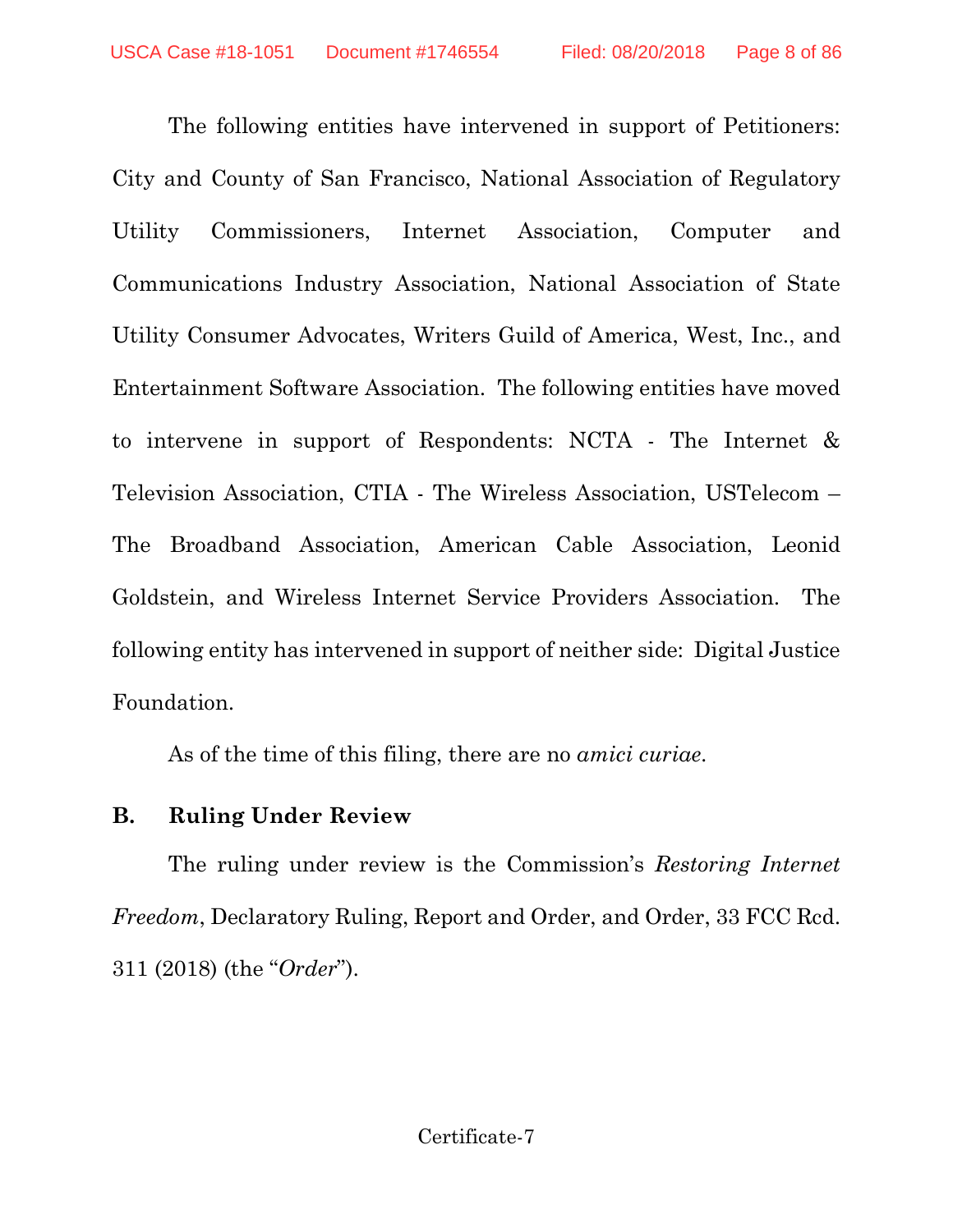The following entities have intervened in support of Petitioners: City and County of San Francisco, National Association of Regulatory Utility Commissioners, Internet Association, Computer and Communications Industry Association, National Association of State Utility Consumer Advocates, Writers Guild of America, West, Inc., and Entertainment Software Association. The following entities have moved to intervene in support of Respondents: NCTA - The Internet & Television Association, CTIA - The Wireless Association, USTelecom – The Broadband Association, American Cable Association, Leonid Goldstein, and Wireless Internet Service Providers Association. The following entity has intervened in support of neither side: Digital Justice Foundation.

As of the time of this filing, there are no *amici curiae*.

### B. Ruling Under Review

The ruling under review is the Commission's *Restoring Internet Freedom*, Declaratory Ruling, Report and Order, and Order, 33 FCC Rcd. 311 (2018) (the "*Order*").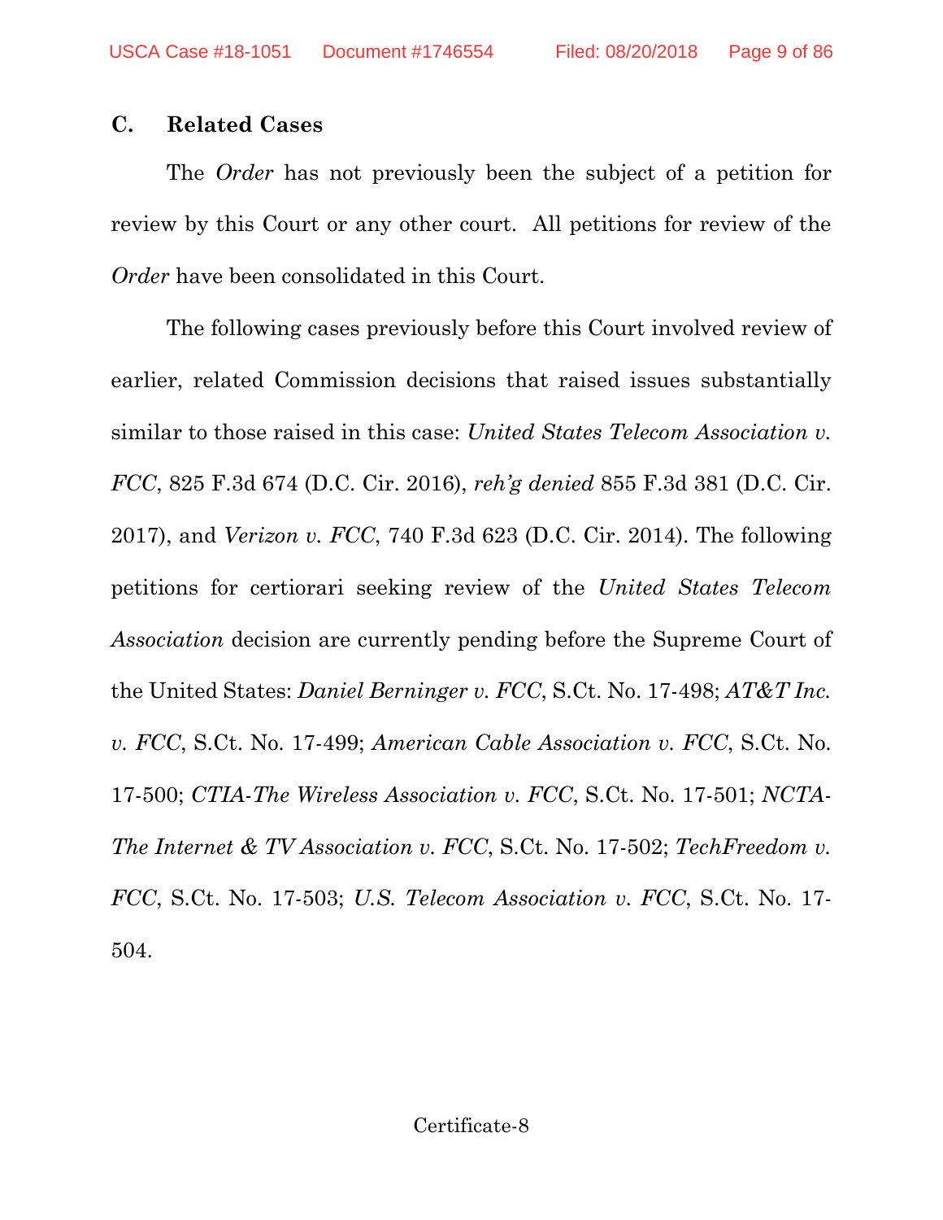### C. Related Cases

The *Order* has not previously been the subject of a petition for review by this Court or any other court. All petitions for review of the *Order* have been consolidated in this Court.

The following cases previously before this Court involved review of earlier, related Commission decisions that raised issues substantially similar to those raised in this case: *United States Telecom Association v. FCC*, 825 F.3d 674 (D.C. Cir. 2016), *reh'g denied* 855 F.3d 381 (D.C. Cir. 2017), and *Verizon v. FCC*, 740 F.3d 623 (D.C. Cir. 2014). The following petitions for certiorari seeking review of the *United States Telecom Association* decision are currently pending before the Supreme Court of the United States: *Daniel Berninger v. FCC*, S.Ct. No. 17-498; *AT&T Inc. v. FCC*, S.Ct. No. 17-499; *American Cable Association v. FCC*, S.Ct. No. 17-500; *CTIA-The Wireless Association v. FCC*, S.Ct. No. 17-501; *NCTA-The Internet & TV Association v. FCC*, S.Ct. No. 17-502; *TechFreedom v. FCC*, S.Ct. No. 17-503; *U.S. Telecom Association v. FCC*, S.Ct. No. 17-504.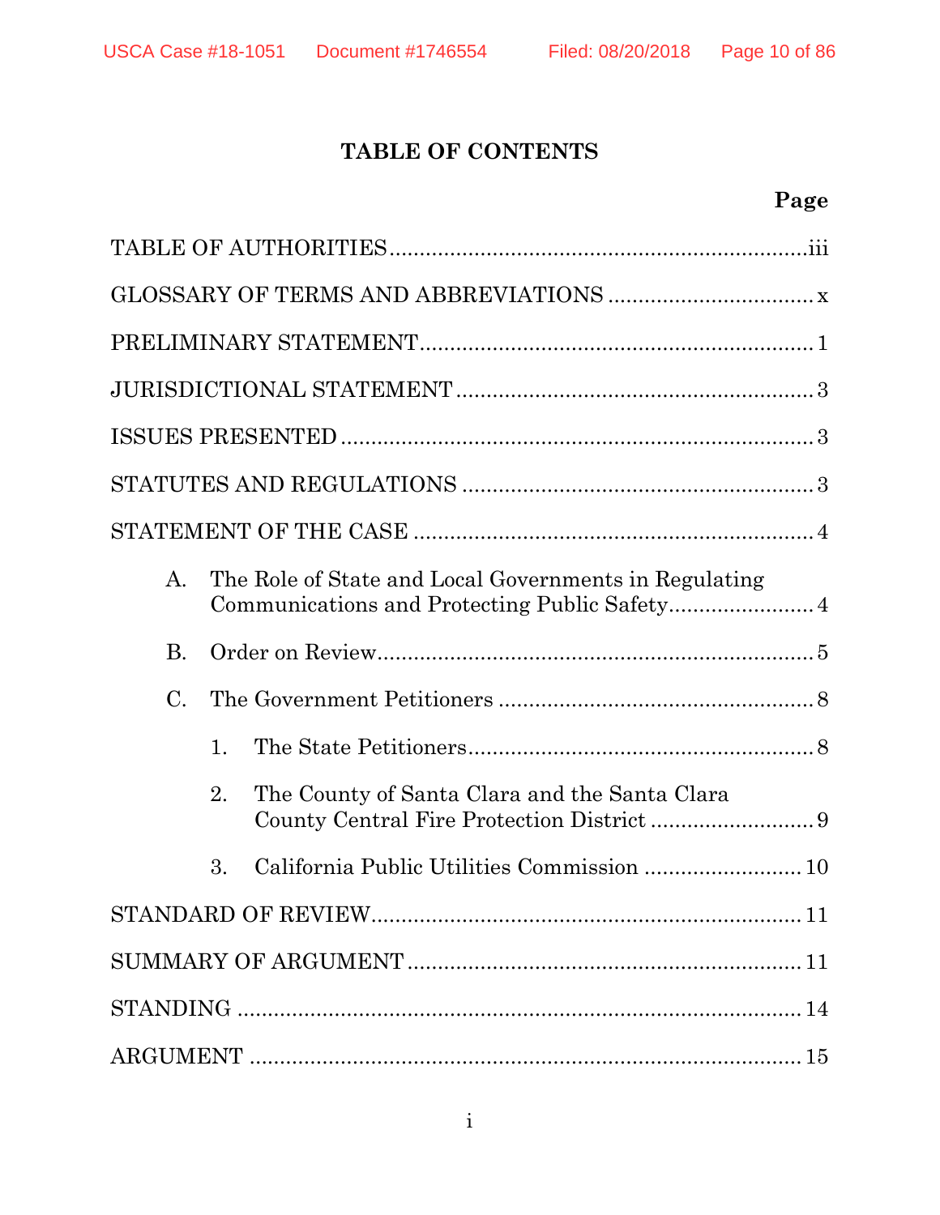# TABLE OF CONTENTS

**Page**

TABLE OF AUTHORITIES .................................................................. iii

GLOSSARY OF TERMS AND ABBREVIATIONS ................................. x

PRELIMINARY STATEMENT ............................................................... 1

JURISDICTIONAL STATEMENT .......................................................... 3

ISSUES PRESENTED ............................................................................ 3

STATUTES AND REGULATIONS ......................................................... 3

STATEMENT OF THE CASE ................................................................ 4

- A. The Role of State and Local Governments in Regulating Communications and Protecting Public Safety ........................ 4
- B. Order on Review ........................................................................ 5
- C. The Government Petitioners .................................................... 8
  - 1. The State Petitioners ......................................................... 8
  - 2. The County of Santa Clara and the Santa Clara County Central Fire Protection District ........................... 9
  - 3. California Public Utilities Commission .......................... 10

STANDARD OF REVIEW ..................................................................... 11

SUMMARY OF ARGUMENT ............................................................... 11

STANDING ........................................................................................... 14

ARGUMENT .......................................................................................... 15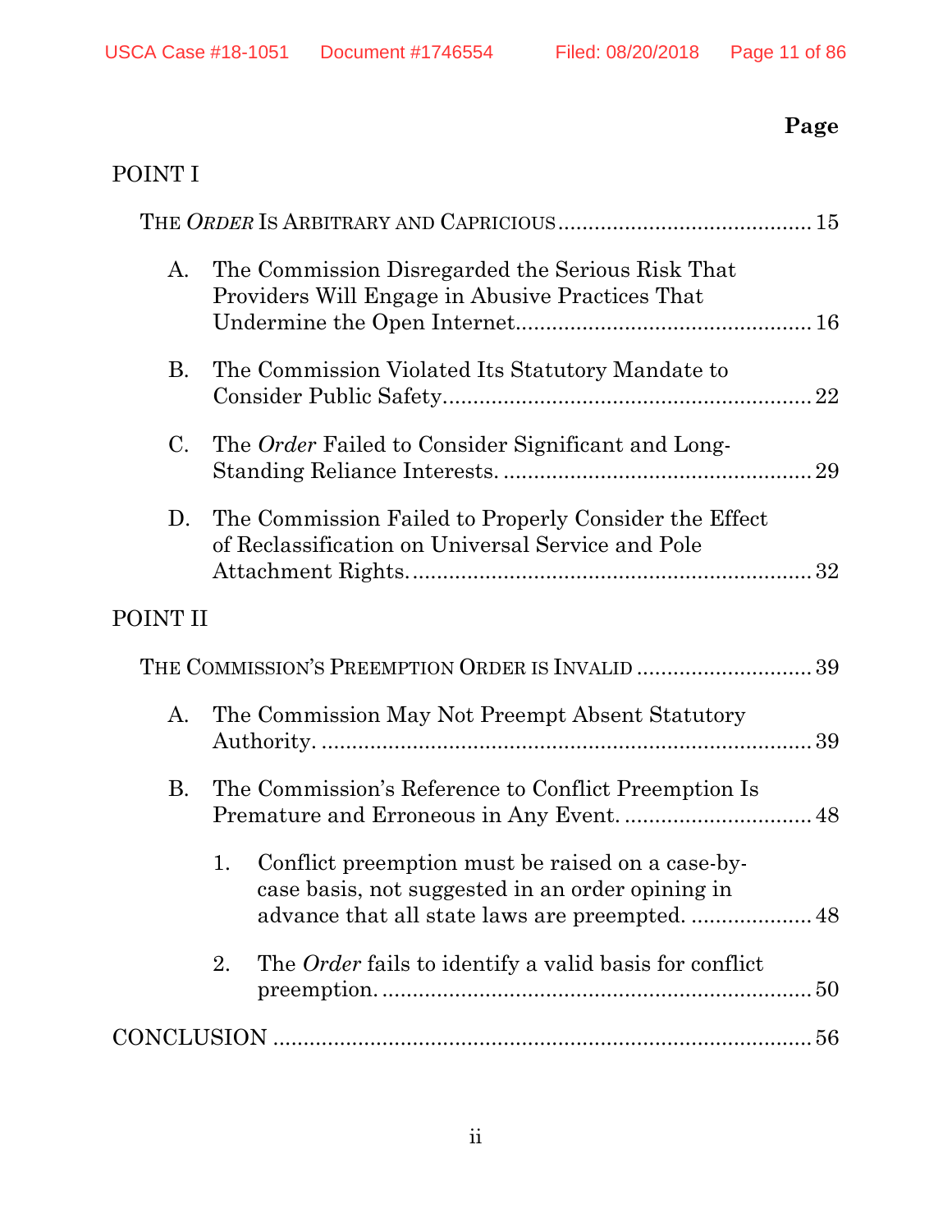**Page**

POINT I

THE *ORDER* IS ARBITRARY AND CAPRICIOUS ......................................... 15

A. The Commission Disregarded the Serious Risk That Providers Will Engage in Abusive Practices That Undermine the Open Internet ................................................ 16

B. The Commission Violated Its Statutory Mandate to Consider Public Safety ............................................................ 22

C. The *Order* Failed to Consider Significant and Long-Standing Reliance Interests. .................................................. 29

D. The Commission Failed to Properly Consider the Effect of Reclassification on Universal Service and Pole Attachment Rights. ................................................................. 32

POINT II

THE COMMISSION'S PREEMPTION ORDER IS INVALID ............................ 39

A. The Commission May Not Preempt Absent Statutory Authority. ................................................................................ 39

B. The Commission's Reference to Conflict Preemption Is Premature and Erroneous in Any Event. .............................. 48

1. Conflict preemption must be raised on a case-by-case basis, not suggested in an order opining in advance that all state laws are preempted. .................... 48

2. The *Order* fails to identify a valid basis for conflict preemption. ...................................................................... 50

CONCLUSION ........................................................................................ 56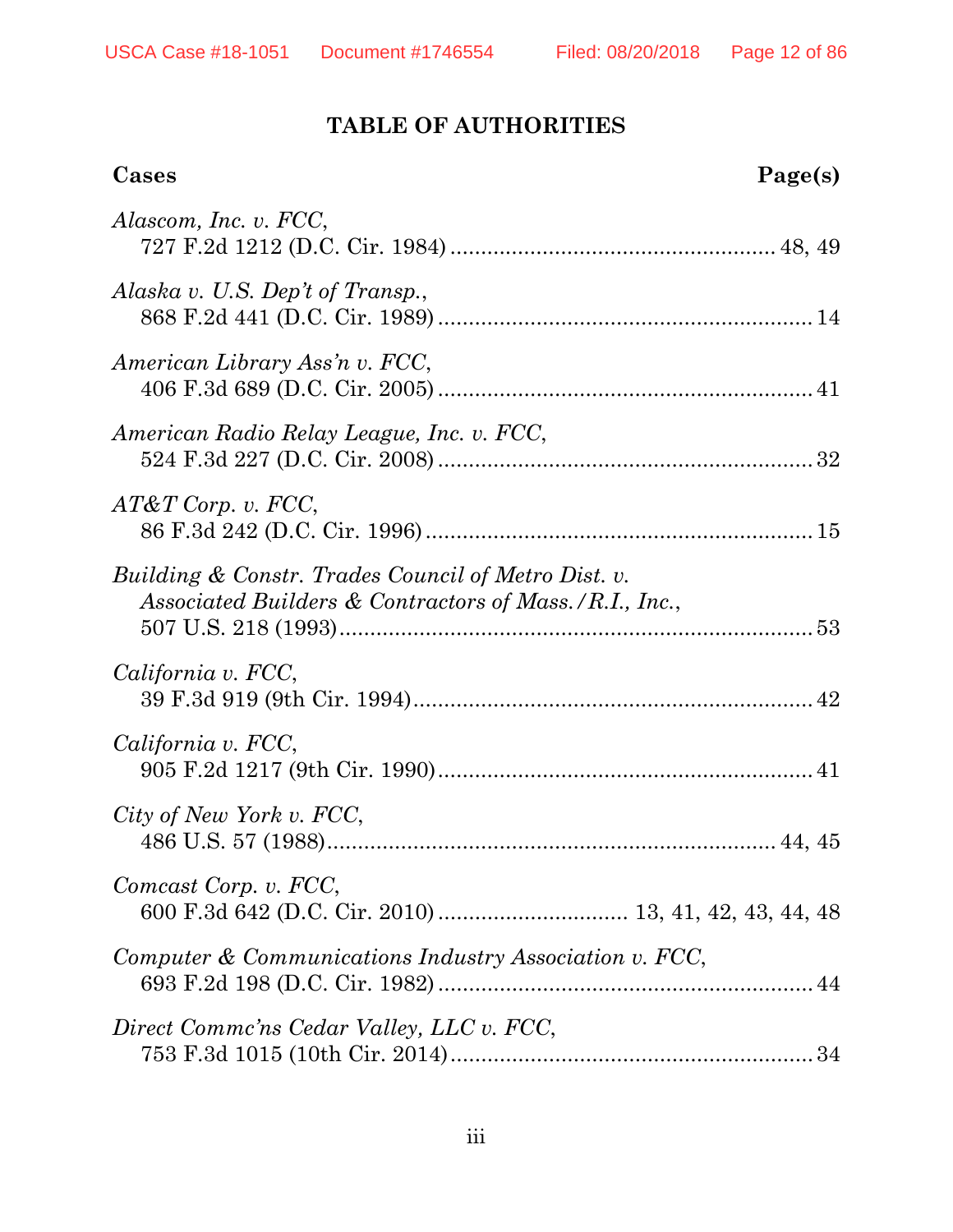## TABLE OF AUTHORITIES

**Cases** **Page(s)**

*Alascom, Inc. v. FCC*,
727 F.2d 1212 (D.C. Cir. 1984) .................................................... 48, 49

*Alaska v. U.S. Dep't of Transp.*,
868 F.2d 441 (D.C. Cir. 1989) ............................................................ 14

*American Library Ass'n v. FCC*,
406 F.3d 689 (D.C. Cir. 2005) ............................................................ 41

*American Radio Relay League, Inc. v. FCC*,
524 F.3d 227 (D.C. Cir. 2008) ............................................................ 32

*AT&T Corp. v. FCC*,
86 F.3d 242 (D.C. Cir. 1996) .............................................................. 15

*Building & Constr. Trades Council of Metro Dist. v. Associated Builders & Contractors of Mass./R.I., Inc.*,
507 U.S. 218 (1993) ............................................................................ 53

*California v. FCC*,
39 F.3d 919 (9th Cir. 1994) ................................................................ 42

*California v. FCC*,
905 F.2d 1217 (9th Cir. 1990) ............................................................ 41

*City of New York v. FCC*,
486 U.S. 57 (1988) ........................................................................ 44, 45

*Comcast Corp. v. FCC*,
600 F.3d 642 (D.C. Cir. 2010) .............................. 13, 41, 42, 43, 44, 48

*Computer & Communications Industry Association v. FCC*,
693 F.2d 198 (D.C. Cir. 1982) ............................................................ 44

*Direct Commc'ns Cedar Valley, LLC v. FCC*,
753 F.3d 1015 (10th Cir. 2014) .......................................................... 34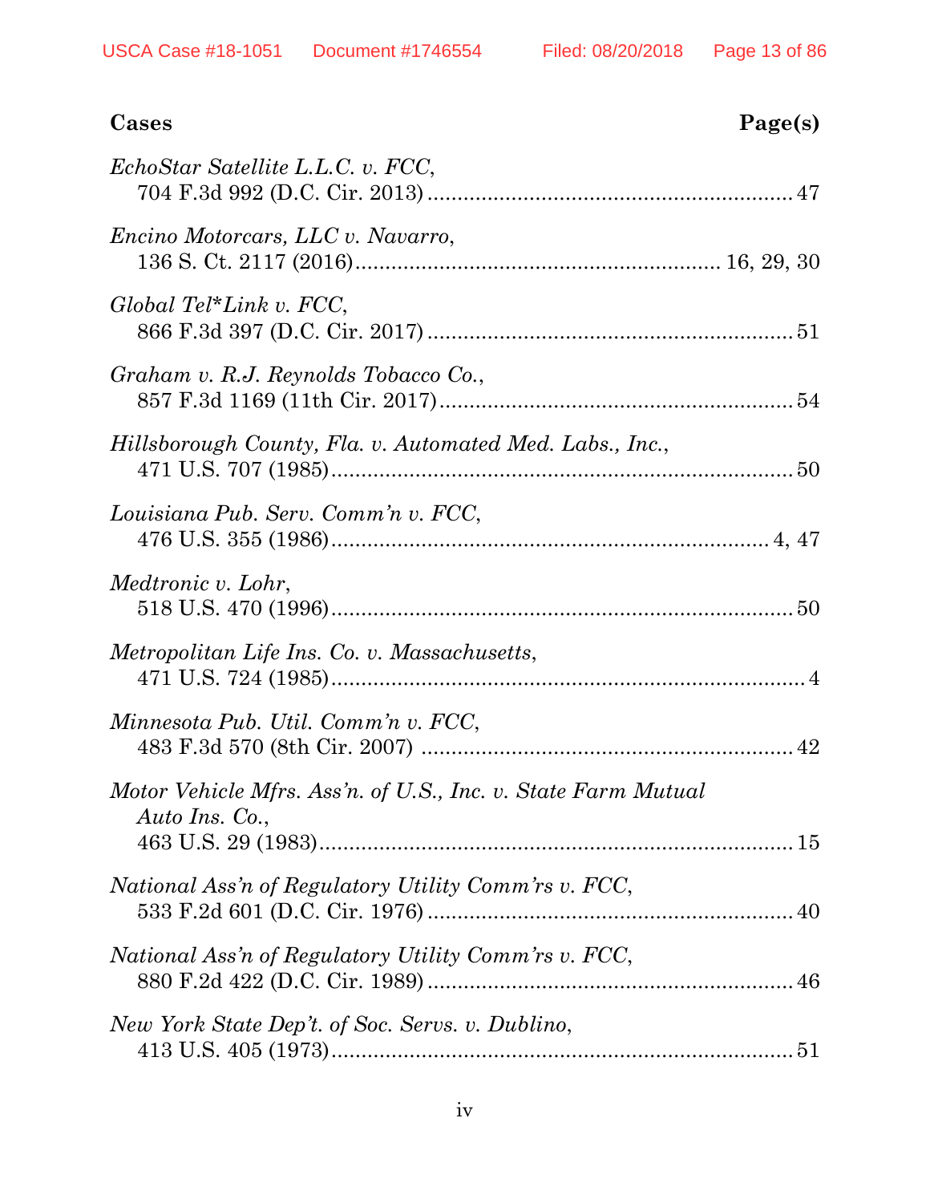| Cases | Page(s) |
|---|---|
| *EchoStar Satellite L.L.C. v. FCC*, 704 F.3d 992 (D.C. Cir. 2013) | 47 |
| *Encino Motorcars, LLC v. Navarro*, 136 S. Ct. 2117 (2016) | 16, 29, 30 |
| *Global Tel*Link v. FCC*, 866 F.3d 397 (D.C. Cir. 2017) | 51 |
| *Graham v. R.J. Reynolds Tobacco Co.*, 857 F.3d 1169 (11th Cir. 2017) | 54 |
| *Hillsborough County, Fla. v. Automated Med. Labs., Inc.*, 471 U.S. 707 (1985) | 50 |
| *Louisiana Pub. Serv. Comm'n v. FCC*, 476 U.S. 355 (1986) | 4, 47 |
| *Medtronic v. Lohr*, 518 U.S. 470 (1996) | 50 |
| *Metropolitan Life Ins. Co. v. Massachusetts*, 471 U.S. 724 (1985) | 4 |
| *Minnesota Pub. Util. Comm'n v. FCC*, 483 F.3d 570 (8th Cir. 2007) | 42 |
| *Motor Vehicle Mfrs. Ass'n. of U.S., Inc. v. State Farm Mutual Auto Ins. Co.*, 463 U.S. 29 (1983) | 15 |
| *National Ass'n of Regulatory Utility Comm'rs v. FCC*, 533 F.2d 601 (D.C. Cir. 1976) | 40 |
| *National Ass'n of Regulatory Utility Comm'rs v. FCC*, 880 F.2d 422 (D.C. Cir. 1989) | 46 |
| *New York State Dep't. of Soc. Servs. v. Dublino*, 413 U.S. 405 (1973) | 51 |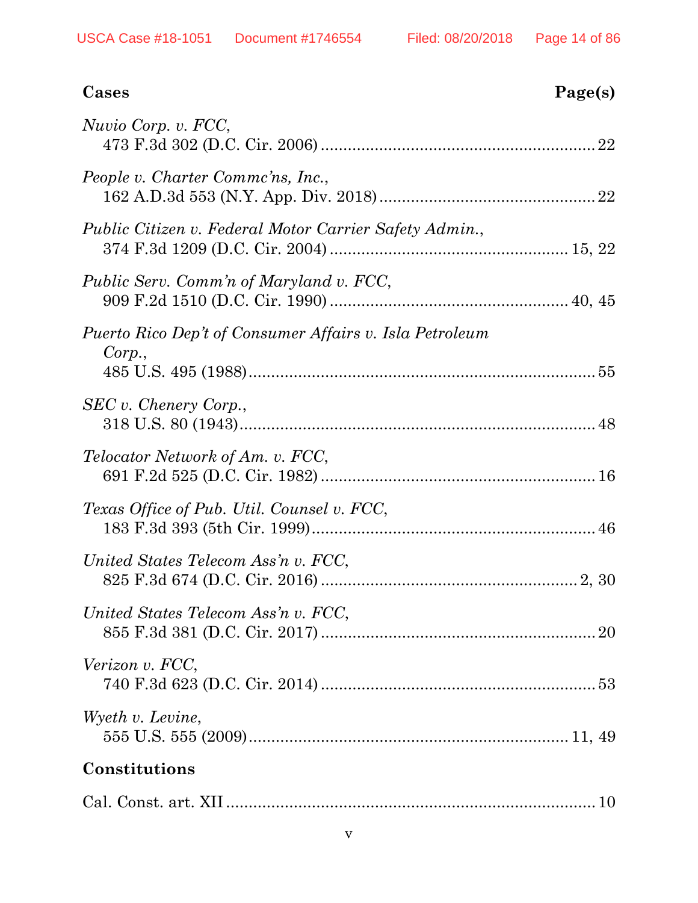| Cases | Page(s) |
|---|---|
| *Nuvio Corp. v. FCC*, 473 F.3d 302 (D.C. Cir. 2006) | 22 |
| *People v. Charter Commc'ns, Inc.*, 162 A.D.3d 553 (N.Y. App. Div. 2018) | 22 |
| *Public Citizen v. Federal Motor Carrier Safety Admin.*, 374 F.3d 1209 (D.C. Cir. 2004) | 15, 22 |
| *Public Serv. Comm'n of Maryland v. FCC*, 909 F.2d 1510 (D.C. Cir. 1990) | 40, 45 |
| *Puerto Rico Dep't of Consumer Affairs v. Isla Petroleum Corp.*, 485 U.S. 495 (1988) | 55 |
| *SEC v. Chenery Corp.*, 318 U.S. 80 (1943) | 48 |
| *Telocator Network of Am. v. FCC*, 691 F.2d 525 (D.C. Cir. 1982) | 16 |
| *Texas Office of Pub. Util. Counsel v. FCC*, 183 F.3d 393 (5th Cir. 1999) | 46 |
| *United States Telecom Ass'n v. FCC*, 825 F.3d 674 (D.C. Cir. 2016) | 2, 30 |
| *United States Telecom Ass'n v. FCC*, 855 F.3d 381 (D.C. Cir. 2017) | 20 |
| *Verizon v. FCC*, 740 F.3d 623 (D.C. Cir. 2014) | 53 |
| *Wyeth v. Levine*, 555 U.S. 555 (2009) | 11, 49 |

**Constitutions**

| | |
|---|---|
| Cal. Const. art. XII | 10 |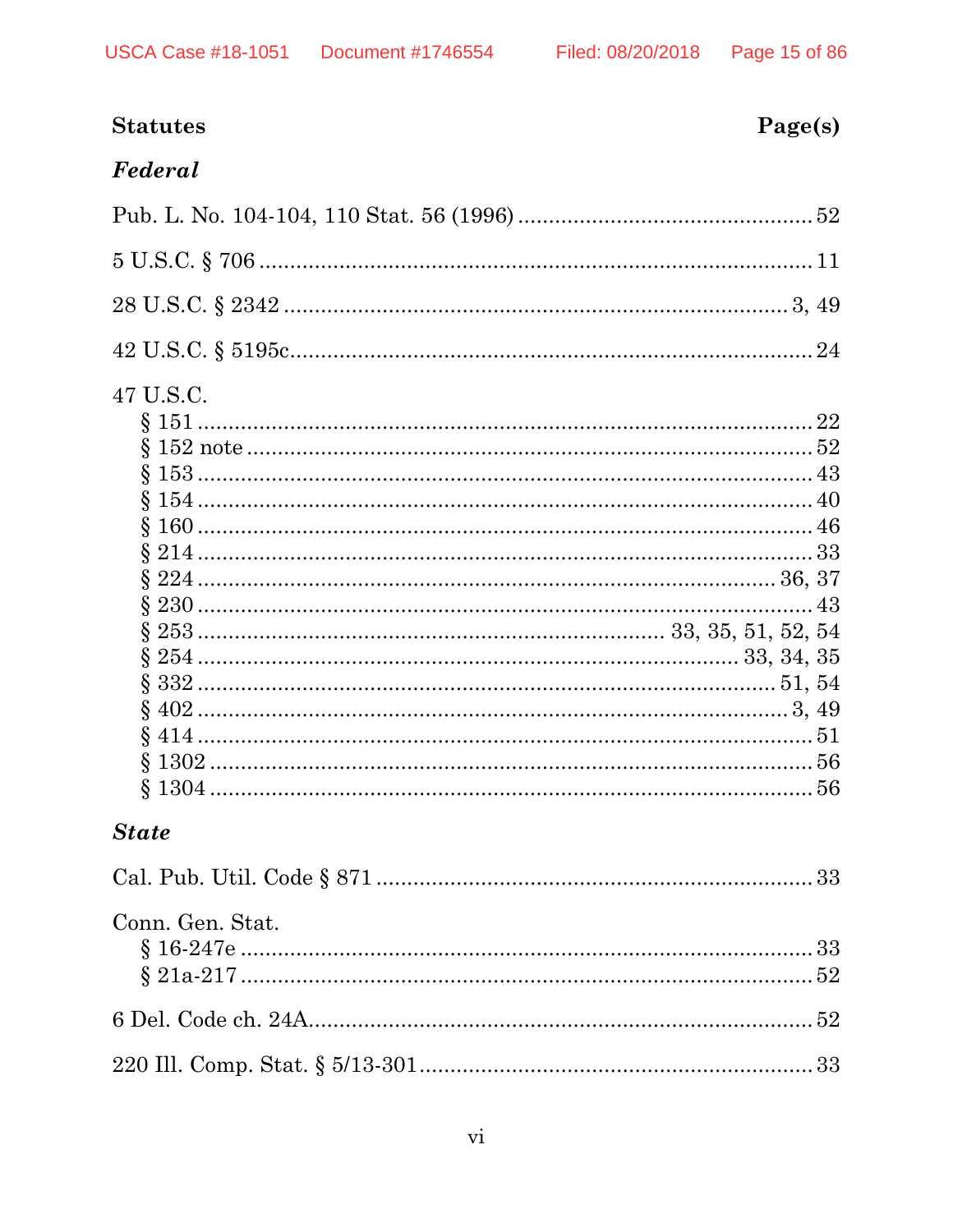| Statutes | Page(s) |
|---|---|
| ***Federal*** | |
| Pub. L. No. 104-104, 110 Stat. 56 (1996) | 52 |
| 5 U.S.C. § 706 | 11 |
| 28 U.S.C. § 2342 | 3, 49 |
| 42 U.S.C. § 5195c | 24 |
| 47 U.S.C. | |
| § 151 | 22 |
| § 152 note | 52 |
| § 153 | 43 |
| § 154 | 40 |
| § 160 | 46 |
| § 214 | 33 |
| § 224 | 36, 37 |
| § 230 | 43 |
| § 253 | 33, 35, 51, 52, 54 |
| § 254 | 33, 34, 35 |
| § 332 | 51, 54 |
| § 402 | 3, 49 |
| § 414 | 51 |
| § 1302 | 56 |
| § 1304 | 56 |
| ***State*** | |
| Cal. Pub. Util. Code § 871 | 33 |
| Conn. Gen. Stat. | |
| § 16-247e | 33 |
| § 21a-217 | 52 |
| 6 Del. Code ch. 24A | 52 |
| 220 Ill. Comp. Stat. § 5/13-301 | 33 |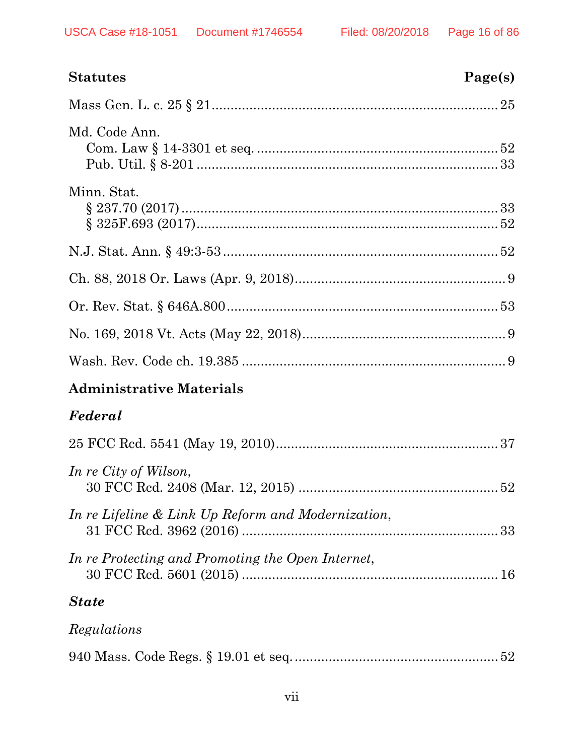**Statutes** **Page(s)**

Mass Gen. L. c. 25 § 21 ........................................................................ 25

Md. Code Ann.
  Com. Law § 14-3301 et seq. ............................................................ 52
  Pub. Util. § 8-201 ............................................................................ 33

Minn. Stat.
  § 237.70 (2017) ................................................................................. 33
  § 325F.693 (2017) ............................................................................. 52

N.J. Stat. Ann. § 49:3-53 ....................................................................... 52

Ch. 88, 2018 Or. Laws (Apr. 9, 2018) ....................................................... 9

Or. Rev. Stat. § 646A.800 ....................................................................... 53

No. 169, 2018 Vt. Acts (May 22, 2018) ..................................................... 9

Wash. Rev. Code ch. 19.385 ...................................................................... 9

**Administrative Materials**

***Federal***

25 FCC Rcd. 5541 (May 19, 2010) .......................................................... 37

*In re City of Wilson*,
  30 FCC Rcd. 2408 (Mar. 12, 2015) .................................................... 52

*In re Lifeline & Link Up Reform and Modernization*,
  31 FCC Rcd. 3962 (2016) .................................................................. 33

*In re Protecting and Promoting the Open Internet*,
  30 FCC Rcd. 5601 (2015) .................................................................. 16

***State***

*Regulations*

940 Mass. Code Regs. § 19.01 et seq. ..................................................... 52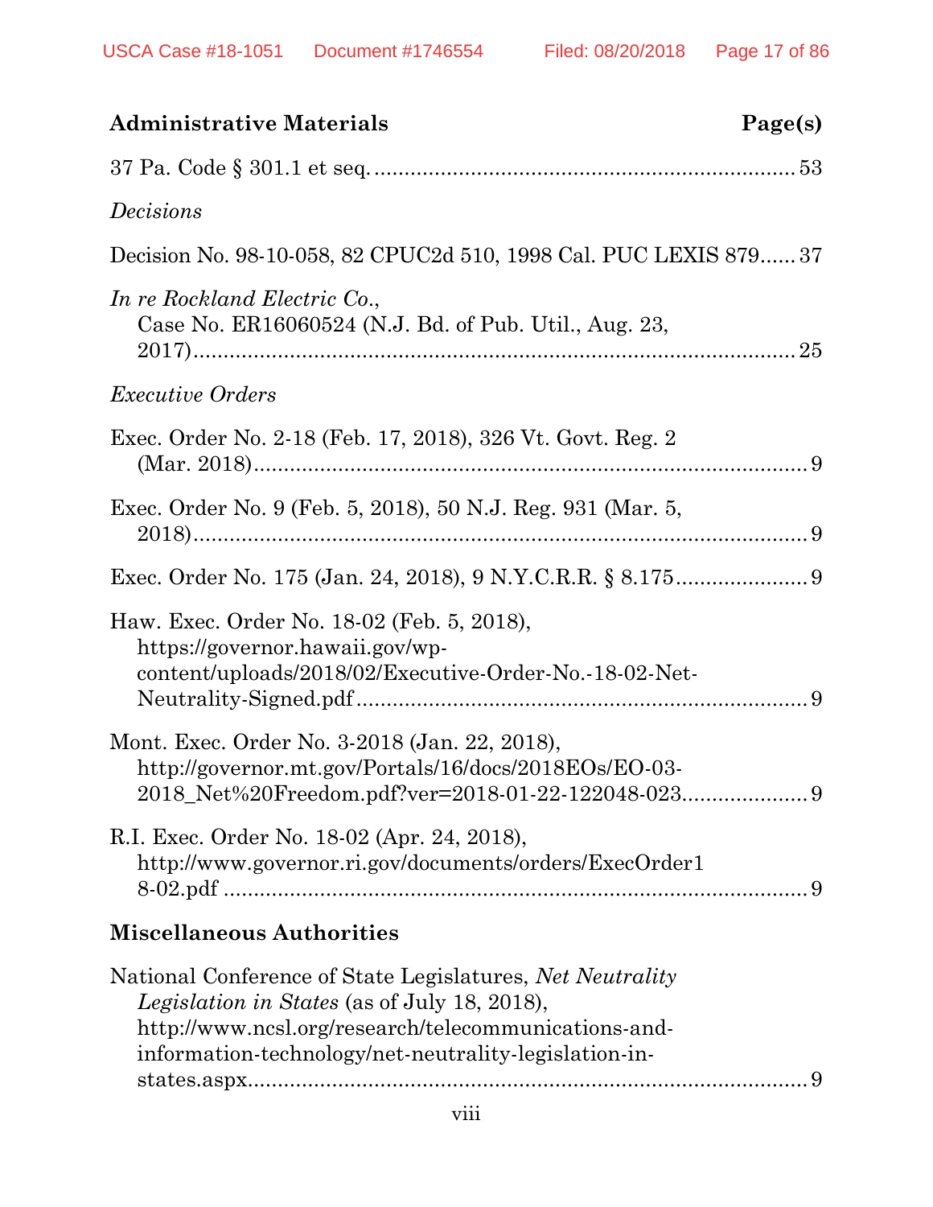**Administrative Materials** **Page(s)**

37 Pa. Code § 301.1 et seq. ........................................................................ 53

*Decisions*

Decision No. 98-10-058, 82 CPUC2d 510, 1998 Cal. PUC LEXIS 879...... 37

*In re Rockland Electric Co.*,
Case No. ER16060524 (N.J. Bd. of Pub. Util., Aug. 23, 2017)........................................................................................ 25

*Executive Orders*

Exec. Order No. 2-18 (Feb. 17, 2018), 326 Vt. Govt. Reg. 2 (Mar. 2018)........................................................................................ 9

Exec. Order No. 9 (Feb. 5, 2018), 50 N.J. Reg. 931 (Mar. 5, 2018)........................................................................................ 9

Exec. Order No. 175 (Jan. 24, 2018), 9 N.Y.C.R.R. § 8.175...................... 9

Haw. Exec. Order No. 18-02 (Feb. 5, 2018),
https://governor.hawaii.gov/wp-content/uploads/2018/02/Executive-Order-No.-18-02-Net-Neutrality-Signed.pdf.......................................................................... 9

Mont. Exec. Order No. 3-2018 (Jan. 22, 2018),
http://governor.mt.gov/Portals/16/docs/2018EOs/EO-03-2018_Net%20Freedom.pdf?ver=2018-01-22-122048-023..................... 9

R.I. Exec. Order No. 18-02 (Apr. 24, 2018),
http://www.governor.ri.gov/documents/orders/ExecOrder18-02.pdf ........................................................................................ 9

**Miscellaneous Authorities**

National Conference of State Legislatures, *Net Neutrality Legislation in States* (as of July 18, 2018),
http://www.ncsl.org/research/telecommunications-and-information-technology/net-neutrality-legislation-in-states.aspx........................................................................................ 9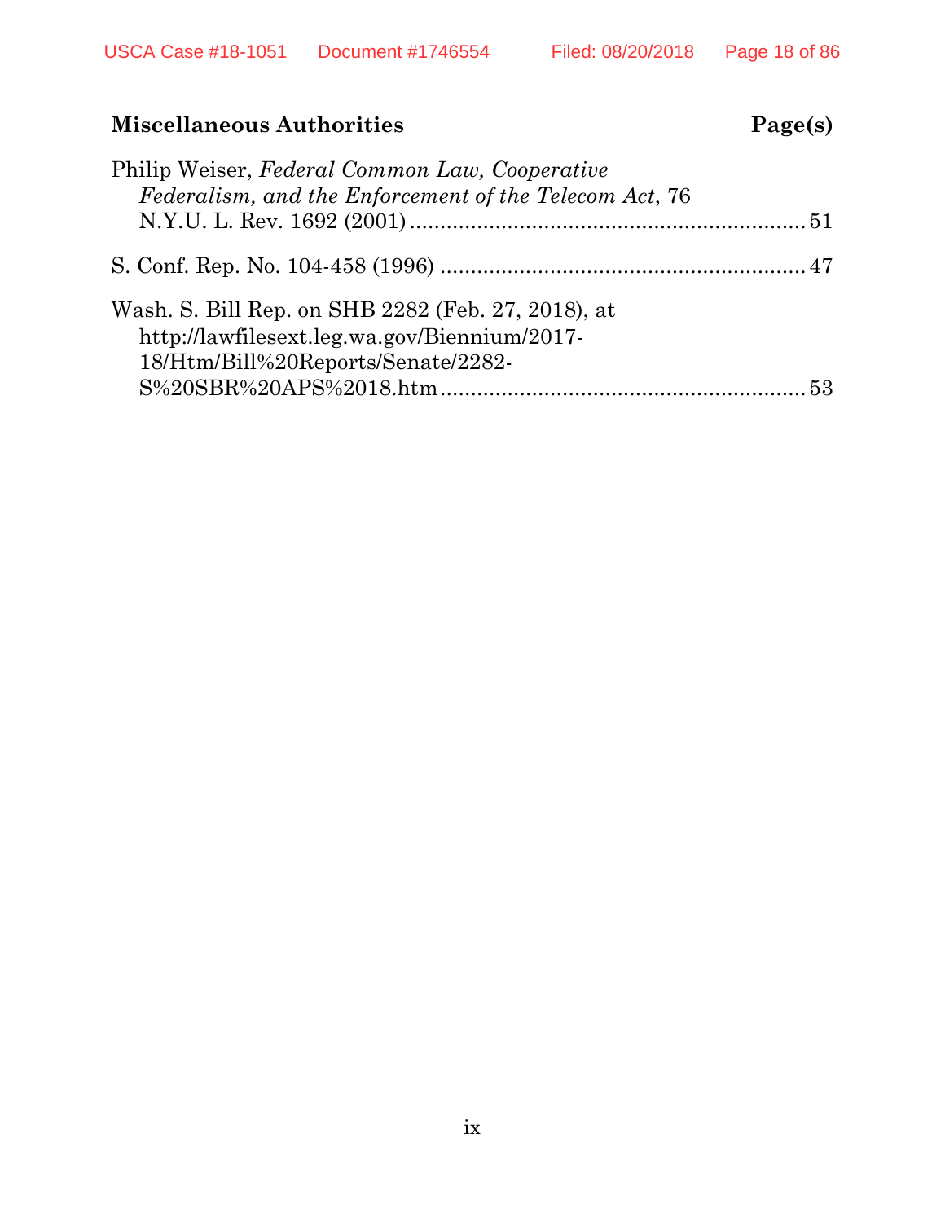**Miscellaneous Authorities** **Page(s)**

Philip Weiser, *Federal Common Law, Cooperative Federalism, and the Enforcement of the Telecom Act*, 76 N.Y.U. L. Rev. 1692 (2001) ..................................................................51

S. Conf. Rep. No. 104-458 (1996) ............................................................47

Wash. S. Bill Rep. on SHB 2282 (Feb. 27, 2018), at http://lawfilesext.leg.wa.gov/Biennium/2017-18/Htm/Bill%20Reports/Senate/2282-S%20SBR%20APS%2018.htm ............................................................53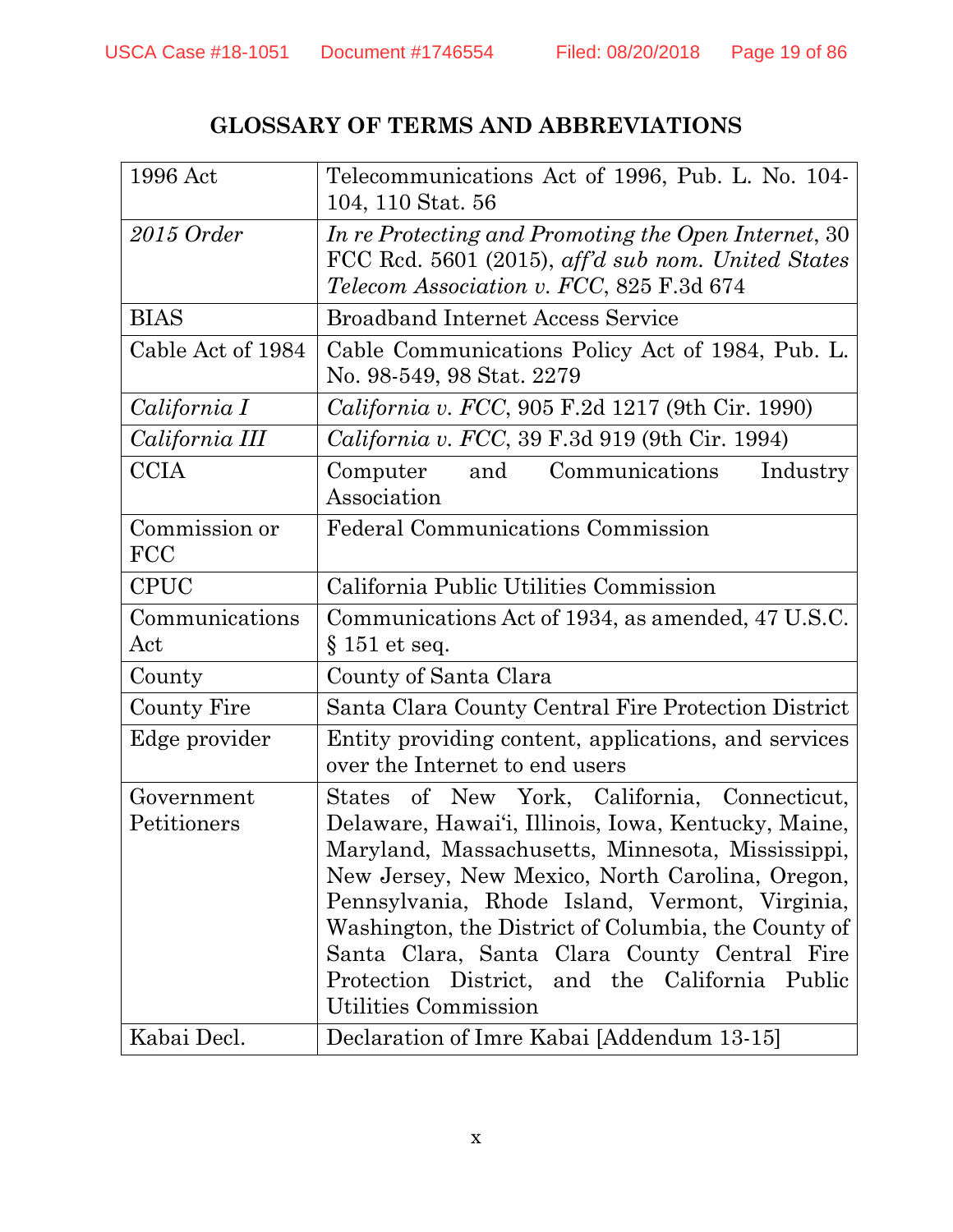# GLOSSARY OF TERMS AND ABBREVIATIONS

| | |
|---|---|
| 1996 Act | Telecommunications Act of 1996, Pub. L. No. 104-104, 110 Stat. 56 |
| *2015 Order* | *In re Protecting and Promoting the Open Internet*, 30 FCC Rcd. 5601 (2015), *aff'd sub nom. United States Telecom Association v. FCC*, 825 F.3d 674 |
| BIAS | Broadband Internet Access Service |
| Cable Act of 1984 | Cable Communications Policy Act of 1984, Pub. L. No. 98-549, 98 Stat. 2279 |
| *California I* | *California v. FCC*, 905 F.2d 1217 (9th Cir. 1990) |
| *California III* | *California v. FCC*, 39 F.3d 919 (9th Cir. 1994) |
| CCIA | Computer and Communications Industry Association |
| Commission or FCC | Federal Communications Commission |
| CPUC | California Public Utilities Commission |
| Communications Act | Communications Act of 1934, as amended, 47 U.S.C. § 151 et seq. |
| County | County of Santa Clara |
| County Fire | Santa Clara County Central Fire Protection District |
| Edge provider | Entity providing content, applications, and services over the Internet to end users |
| Government Petitioners | States of New York, California, Connecticut, Delaware, Hawai'i, Illinois, Iowa, Kentucky, Maine, Maryland, Massachusetts, Minnesota, Mississippi, New Jersey, New Mexico, North Carolina, Oregon, Pennsylvania, Rhode Island, Vermont, Virginia, Washington, the District of Columbia, the County of Santa Clara, Santa Clara County Central Fire Protection District, and the California Public Utilities Commission |
| Kabai Decl. | Declaration of Imre Kabai [Addendum 13-15] |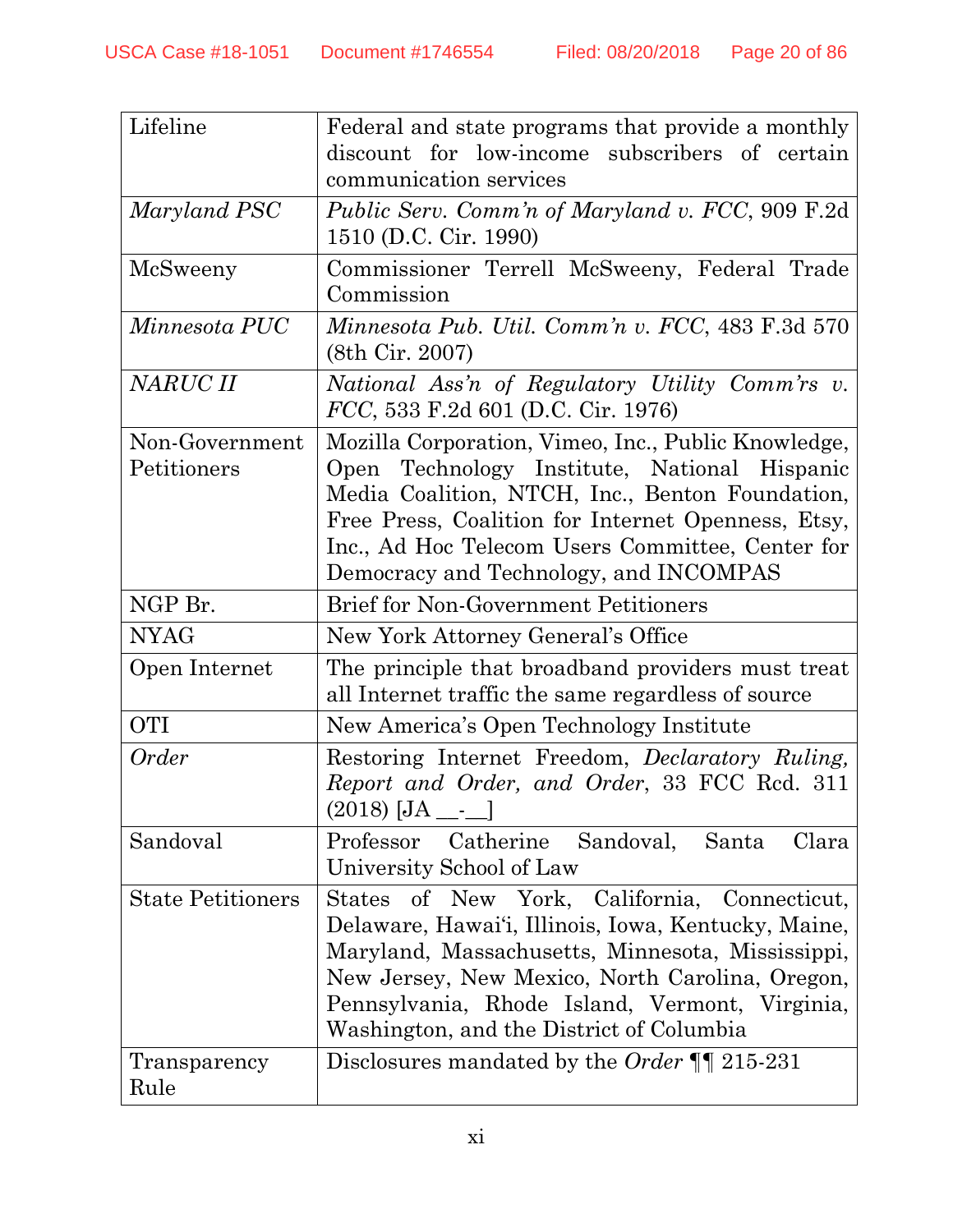| | |
|---|---|
| Lifeline | Federal and state programs that provide a monthly discount for low-income subscribers of certain communication services |
| *Maryland PSC* | *Public Serv. Comm'n of Maryland v. FCC*, 909 F.2d 1510 (D.C. Cir. 1990) |
| McSweeny | Commissioner Terrell McSweeny, Federal Trade Commission |
| *Minnesota PUC* | *Minnesota Pub. Util. Comm'n v. FCC*, 483 F.3d 570 (8th Cir. 2007) |
| *NARUC II* | *National Ass'n of Regulatory Utility Comm'rs v. FCC*, 533 F.2d 601 (D.C. Cir. 1976) |
| Non-Government Petitioners | Mozilla Corporation, Vimeo, Inc., Public Knowledge, Open Technology Institute, National Hispanic Media Coalition, NTCH, Inc., Benton Foundation, Free Press, Coalition for Internet Openness, Etsy, Inc., Ad Hoc Telecom Users Committee, Center for Democracy and Technology, and INCOMPAS |
| NGP Br. | Brief for Non-Government Petitioners |
| NYAG | New York Attorney General's Office |
| Open Internet | The principle that broadband providers must treat all Internet traffic the same regardless of source |
| OTI | New America's Open Technology Institute |
| *Order* | Restoring Internet Freedom, *Declaratory Ruling, Report and Order, and Order*, 33 FCC Rcd. 311 (2018) [JA __-__] |
| Sandoval | Professor Catherine Sandoval, Santa Clara University School of Law |
| State Petitioners | States of New York, California, Connecticut, Delaware, Hawai'i, Illinois, Iowa, Kentucky, Maine, Maryland, Massachusetts, Minnesota, Mississippi, New Jersey, New Mexico, North Carolina, Oregon, Pennsylvania, Rhode Island, Vermont, Virginia, Washington, and the District of Columbia |
| Transparency Rule | Disclosures mandated by the *Order* ¶¶ 215-231 |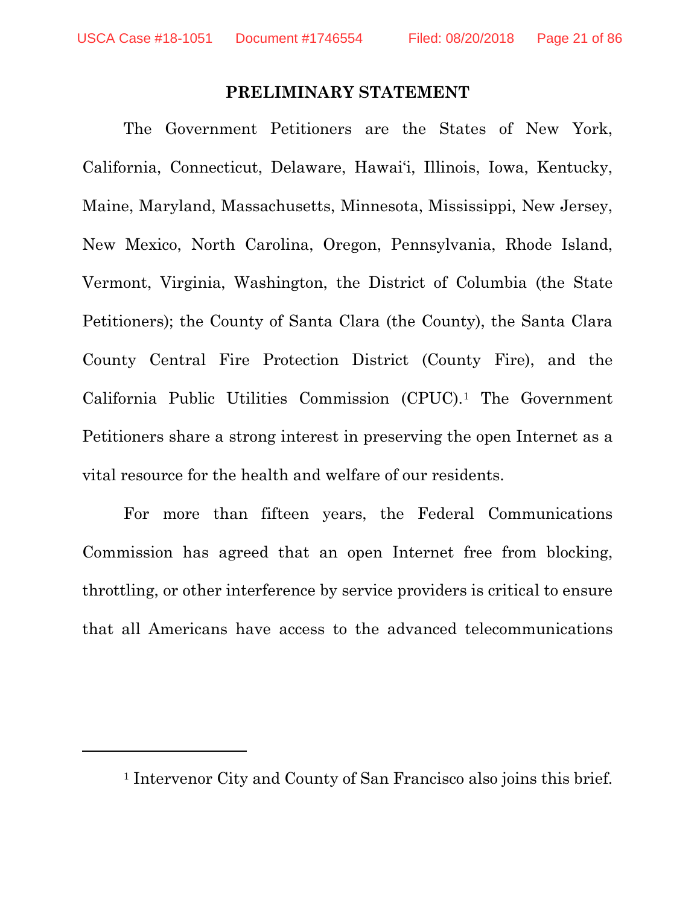## PRELIMINARY STATEMENT

The Government Petitioners are the States of New York, California, Connecticut, Delaware, Hawai'i, Illinois, Iowa, Kentucky, Maine, Maryland, Massachusetts, Minnesota, Mississippi, New Jersey, New Mexico, North Carolina, Oregon, Pennsylvania, Rhode Island, Vermont, Virginia, Washington, the District of Columbia (the State Petitioners); the County of Santa Clara (the County), the Santa Clara County Central Fire Protection District (County Fire), and the California Public Utilities Commission (CPUC).[1] The Government Petitioners share a strong interest in preserving the open Internet as a vital resource for the health and welfare of our residents.

For more than fifteen years, the Federal Communications Commission has agreed that an open Internet free from blocking, throttling, or other interference by service providers is critical to ensure that all Americans have access to the advanced telecommunications

---

[1] Intervenor City and County of San Francisco also joins this brief.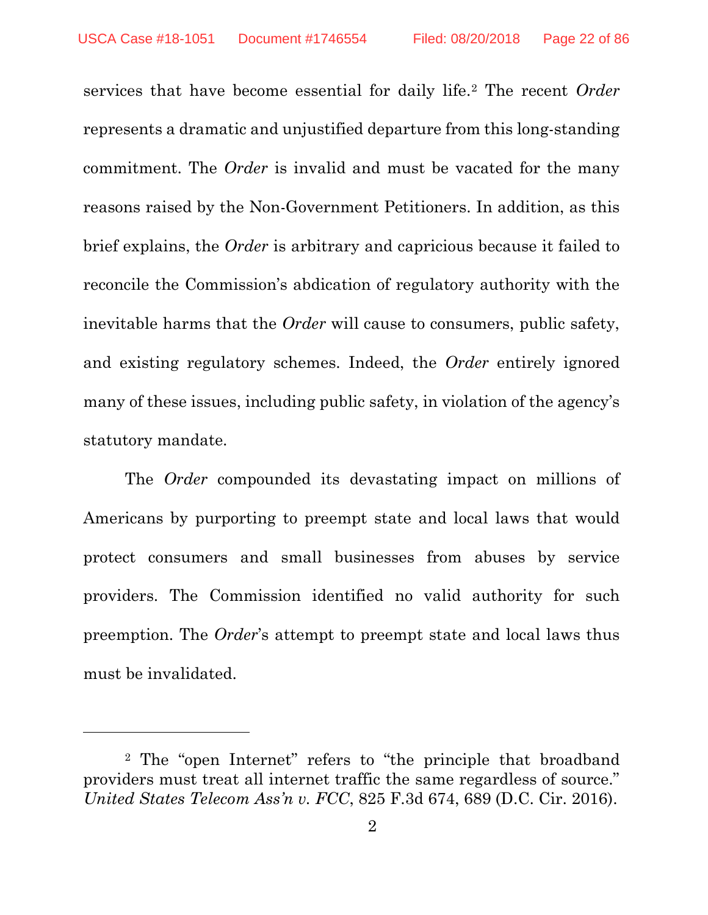services that have become essential for daily life.[2] The recent *Order* represents a dramatic and unjustified departure from this long-standing commitment. The *Order* is invalid and must be vacated for the many reasons raised by the Non-Government Petitioners. In addition, as this brief explains, the *Order* is arbitrary and capricious because it failed to reconcile the Commission's abdication of regulatory authority with the inevitable harms that the *Order* will cause to consumers, public safety, and existing regulatory schemes. Indeed, the *Order* entirely ignored many of these issues, including public safety, in violation of the agency's statutory mandate.

The *Order* compounded its devastating impact on millions of Americans by purporting to preempt state and local laws that would protect consumers and small businesses from abuses by service providers. The Commission identified no valid authority for such preemption. The *Order*'s attempt to preempt state and local laws thus must be invalidated.

---

[2] The "open Internet" refers to "the principle that broadband providers must treat all internet traffic the same regardless of source." *United States Telecom Ass'n v. FCC*, 825 F.3d 674, 689 (D.C. Cir. 2016).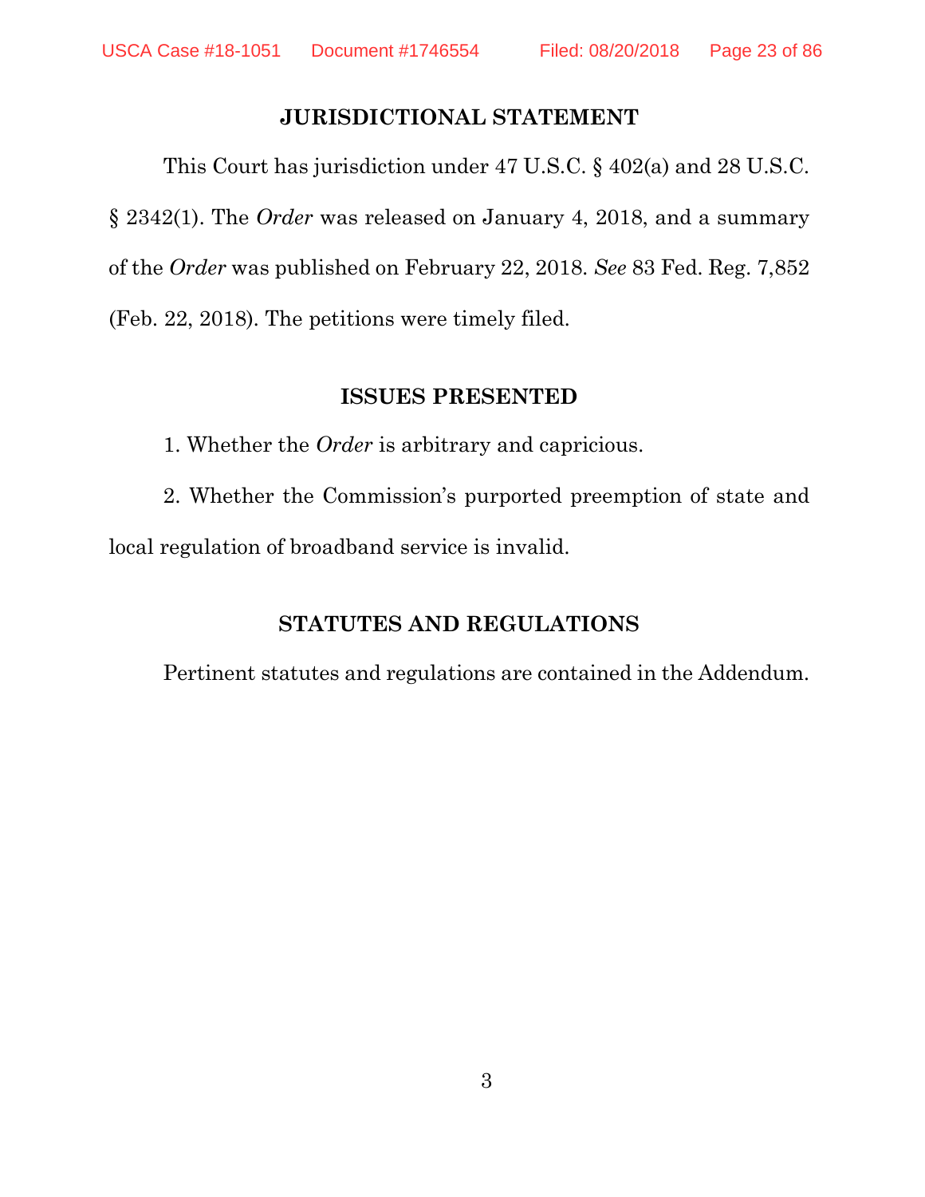## JURISDICTIONAL STATEMENT

This Court has jurisdiction under 47 U.S.C. § 402(a) and 28 U.S.C. § 2342(1). The *Order* was released on January 4, 2018, and a summary of the *Order* was published on February 22, 2018. *See* 83 Fed. Reg. 7,852 (Feb. 22, 2018). The petitions were timely filed.

## ISSUES PRESENTED

1. Whether the *Order* is arbitrary and capricious.

2. Whether the Commission's purported preemption of state and local regulation of broadband service is invalid.

## STATUTES AND REGULATIONS

Pertinent statutes and regulations are contained in the Addendum.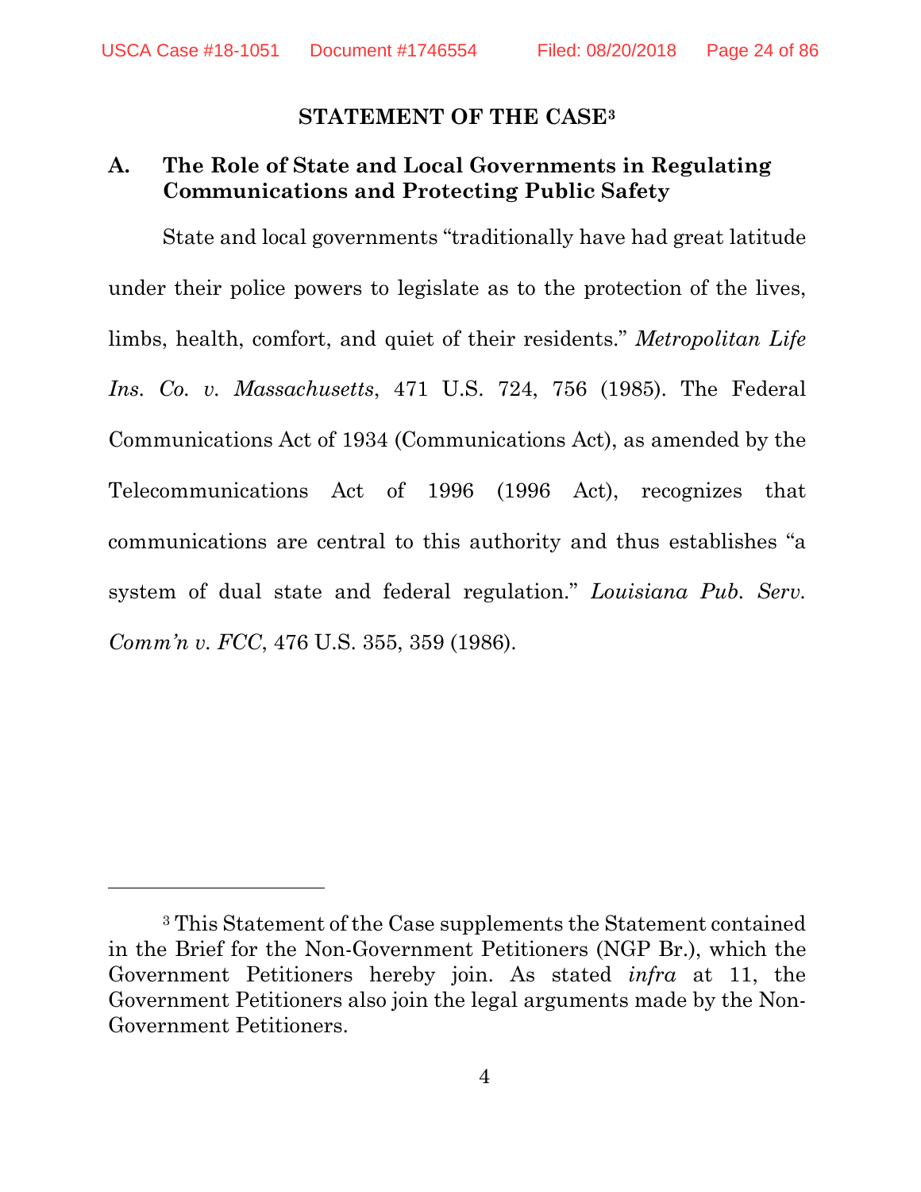## STATEMENT OF THE CASE[3]

### A. The Role of State and Local Governments in Regulating Communications and Protecting Public Safety

State and local governments "traditionally have had great latitude under their police powers to legislate as to the protection of the lives, limbs, health, comfort, and quiet of their residents." *Metropolitan Life Ins. Co. v. Massachusetts*, 471 U.S. 724, 756 (1985). The Federal Communications Act of 1934 (Communications Act), as amended by the Telecommunications Act of 1996 (1996 Act), recognizes that communications are central to this authority and thus establishes "a system of dual state and federal regulation." *Louisiana Pub. Serv. Comm'n v. FCC*, 476 U.S. 355, 359 (1986).

---

[3] This Statement of the Case supplements the Statement contained in the Brief for the Non-Government Petitioners (NGP Br.), which the Government Petitioners hereby join. As stated *infra* at 11, the Government Petitioners also join the legal arguments made by the Non-Government Petitioners.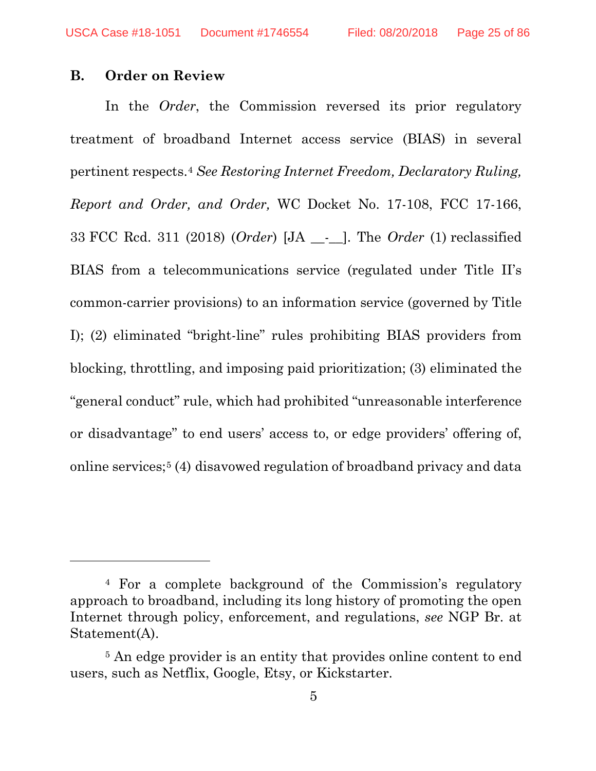### B. Order on Review

In the *Order*, the Commission reversed its prior regulatory treatment of broadband Internet access service (BIAS) in several pertinent respects.[4] *See Restoring Internet Freedom, Declaratory Ruling, Report and Order, and Order,* WC Docket No. 17-108, FCC 17-166, 33 FCC Rcd. 311 (2018) (*Order*) [JA __-__]. The *Order* (1) reclassified BIAS from a telecommunications service (regulated under Title II's common-carrier provisions) to an information service (governed by Title I); (2) eliminated "bright-line" rules prohibiting BIAS providers from blocking, throttling, and imposing paid prioritization; (3) eliminated the "general conduct" rule, which had prohibited "unreasonable interference or disadvantage" to end users' access to, or edge providers' offering of, online services;[5] (4) disavowed regulation of broadband privacy and data

---

[4] For a complete background of the Commission's regulatory approach to broadband, including its long history of promoting the open Internet through policy, enforcement, and regulations, *see* NGP Br. at Statement(A).

[5] An edge provider is an entity that provides online content to end users, such as Netflix, Google, Etsy, or Kickstarter.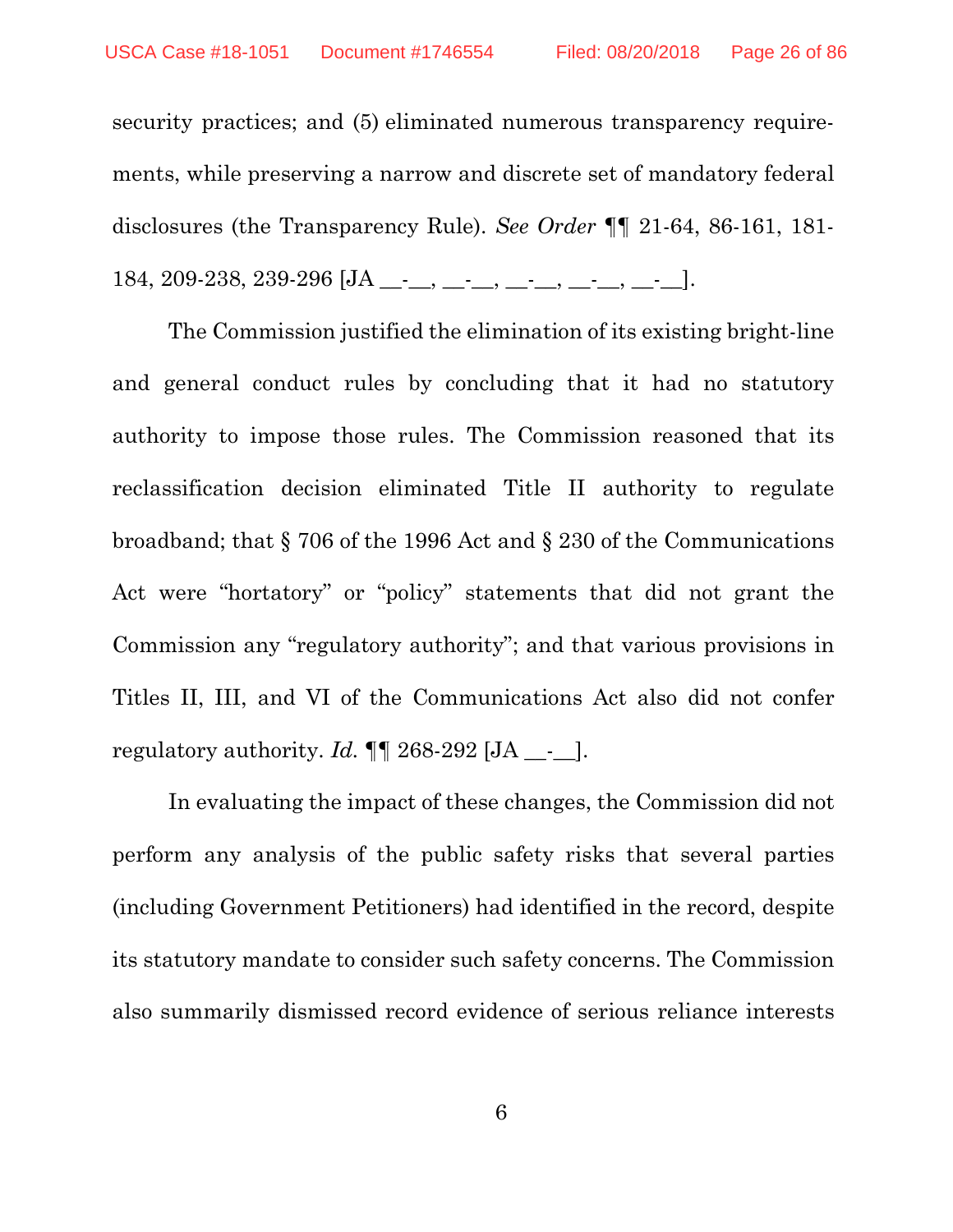security practices; and (5) eliminated numerous transparency requirements, while preserving a narrow and discrete set of mandatory federal disclosures (the Transparency Rule). *See Order* ¶¶ 21-64, 86-161, 181-184, 209-238, 239-296 [JA __-__, __-__, __-__, __-__, __-__].

The Commission justified the elimination of its existing bright-line and general conduct rules by concluding that it had no statutory authority to impose those rules. The Commission reasoned that its reclassification decision eliminated Title II authority to regulate broadband; that § 706 of the 1996 Act and § 230 of the Communications Act were "hortatory" or "policy" statements that did not grant the Commission any "regulatory authority"; and that various provisions in Titles II, III, and VI of the Communications Act also did not confer regulatory authority. *Id.* ¶¶ 268-292 [JA __-__].

In evaluating the impact of these changes, the Commission did not perform any analysis of the public safety risks that several parties (including Government Petitioners) had identified in the record, despite its statutory mandate to consider such safety concerns. The Commission also summarily dismissed record evidence of serious reliance interests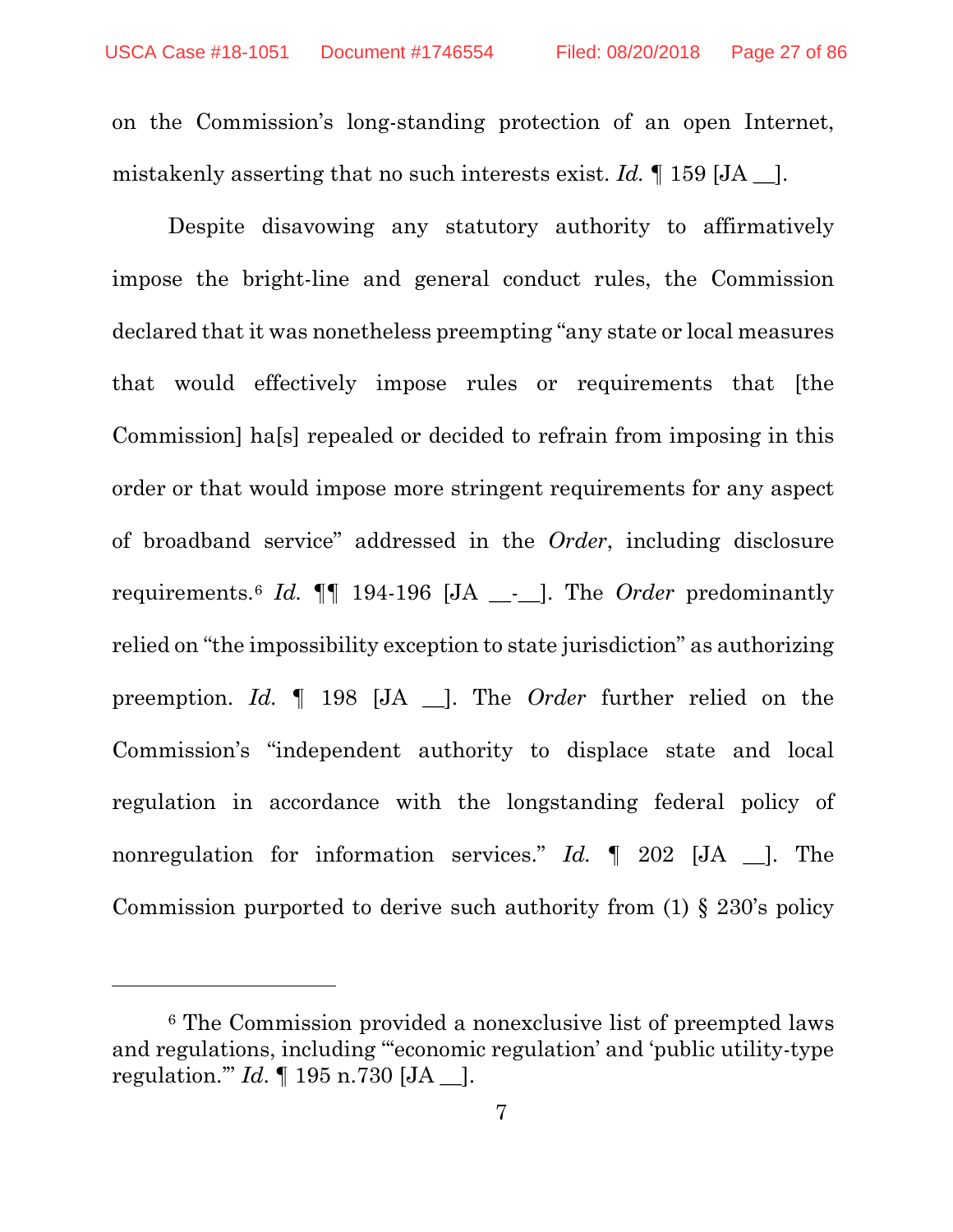on the Commission's long-standing protection of an open Internet, mistakenly asserting that no such interests exist. *Id.* ¶ 159 [JA __].

Despite disavowing any statutory authority to affirmatively impose the bright-line and general conduct rules, the Commission declared that it was nonetheless preempting "any state or local measures that would effectively impose rules or requirements that [the Commission] ha[s] repealed or decided to refrain from imposing in this order or that would impose more stringent requirements for any aspect of broadband service" addressed in the *Order*, including disclosure requirements.[6] *Id.* ¶¶ 194-196 [JA __-__]. The *Order* predominantly relied on "the impossibility exception to state jurisdiction" as authorizing preemption. *Id.* ¶ 198 [JA __]. The *Order* further relied on the Commission's "independent authority to displace state and local regulation in accordance with the longstanding federal policy of nonregulation for information services." *Id.* ¶ 202 [JA __]. The Commission purported to derive such authority from (1) § 230's policy

---

[6] The Commission provided a nonexclusive list of preempted laws and regulations, including "'economic regulation' and 'public utility-type regulation.'" *Id.* ¶ 195 n.730 [JA __].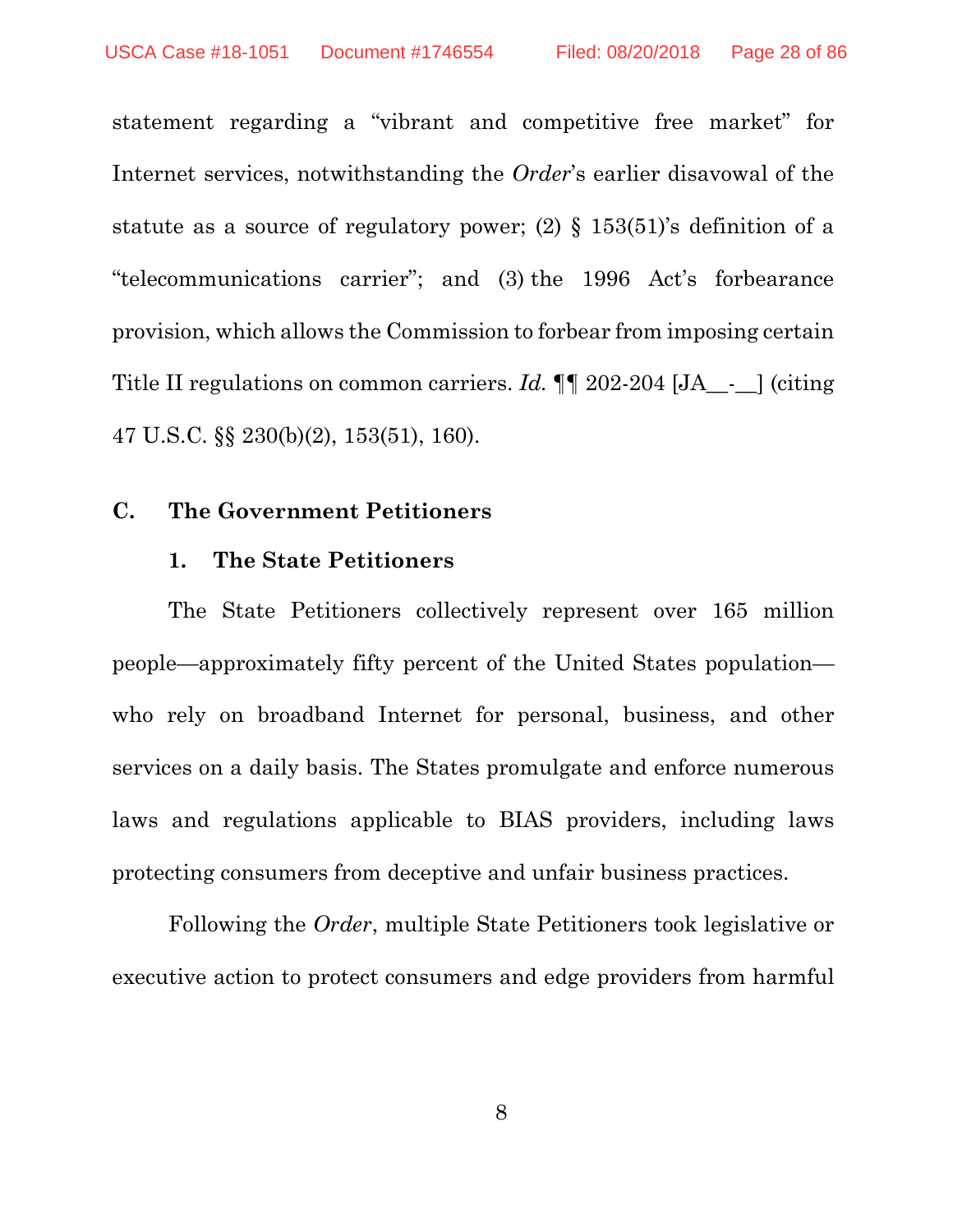statement regarding a "vibrant and competitive free market" for Internet services, notwithstanding the *Order*'s earlier disavowal of the statute as a source of regulatory power; (2) § 153(51)'s definition of a "telecommunications carrier"; and (3) the 1996 Act's forbearance provision, which allows the Commission to forbear from imposing certain Title II regulations on common carriers. *Id.* ¶¶ 202-204 [JA__-__] (citing 47 U.S.C. §§ 230(b)(2), 153(51), 160).

### C. The Government Petitioners

#### 1. The State Petitioners

The State Petitioners collectively represent over 165 million people—approximately fifty percent of the United States population—who rely on broadband Internet for personal, business, and other services on a daily basis. The States promulgate and enforce numerous laws and regulations applicable to BIAS providers, including laws protecting consumers from deceptive and unfair business practices.

Following the *Order*, multiple State Petitioners took legislative or executive action to protect consumers and edge providers from harmful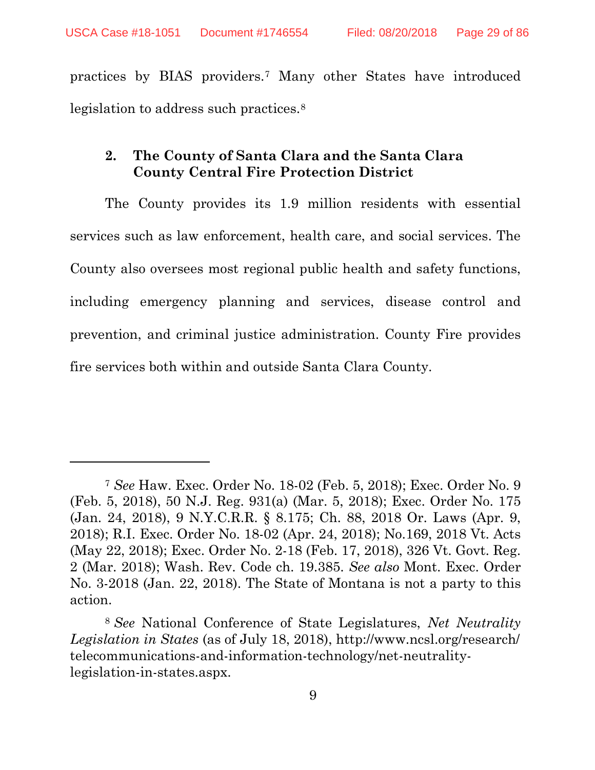practices by BIAS providers.[7] Many other States have introduced legislation to address such practices.[8]

### 2. The County of Santa Clara and the Santa Clara County Central Fire Protection District

The County provides its 1.9 million residents with essential services such as law enforcement, health care, and social services. The County also oversees most regional public health and safety functions, including emergency planning and services, disease control and prevention, and criminal justice administration. County Fire provides fire services both within and outside Santa Clara County.

---

[7] *See* Haw. Exec. Order No. 18-02 (Feb. 5, 2018); Exec. Order No. 9 (Feb. 5, 2018), 50 N.J. Reg. 931(a) (Mar. 5, 2018); Exec. Order No. 175 (Jan. 24, 2018), 9 N.Y.C.R.R. § 8.175; Ch. 88, 2018 Or. Laws (Apr. 9, 2018); R.I. Exec. Order No. 18-02 (Apr. 24, 2018); No.169, 2018 Vt. Acts (May 22, 2018); Exec. Order No. 2-18 (Feb. 17, 2018), 326 Vt. Govt. Reg. 2 (Mar. 2018); Wash. Rev. Code ch. 19.385. *See also* Mont. Exec. Order No. 3-2018 (Jan. 22, 2018). The State of Montana is not a party to this action.

[8] *See* National Conference of State Legislatures, *Net Neutrality Legislation in States* (as of July 18, 2018), http://www.ncsl.org/research/telecommunications-and-information-technology/net-neutrality-legislation-in-states.aspx.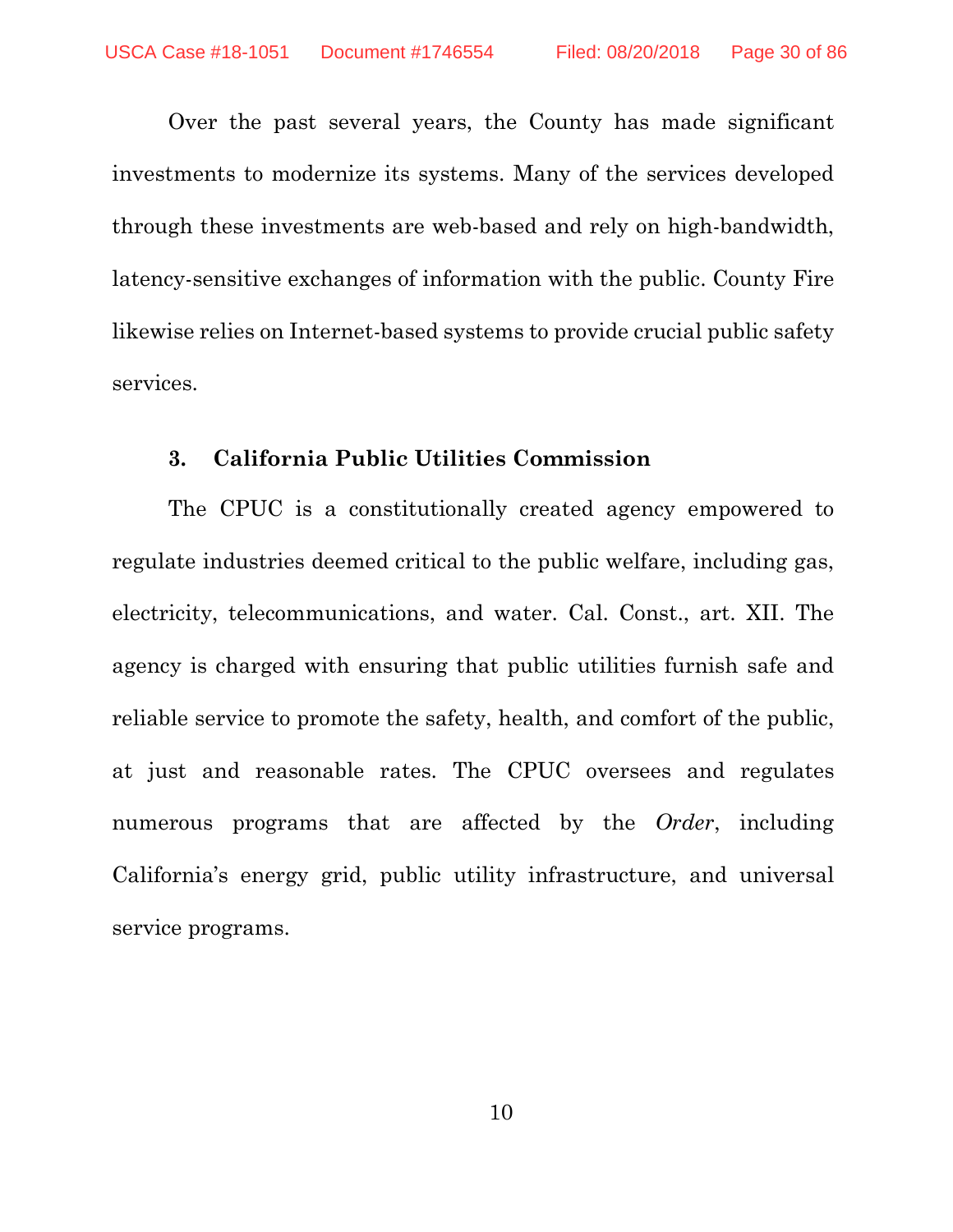Over the past several years, the County has made significant investments to modernize its systems. Many of the services developed through these investments are web-based and rely on high-bandwidth, latency-sensitive exchanges of information with the public. County Fire likewise relies on Internet-based systems to provide crucial public safety services.

### 3. California Public Utilities Commission

The CPUC is a constitutionally created agency empowered to regulate industries deemed critical to the public welfare, including gas, electricity, telecommunications, and water. Cal. Const., art. XII. The agency is charged with ensuring that public utilities furnish safe and reliable service to promote the safety, health, and comfort of the public, at just and reasonable rates. The CPUC oversees and regulates numerous programs that are affected by the *Order*, including California's energy grid, public utility infrastructure, and universal service programs.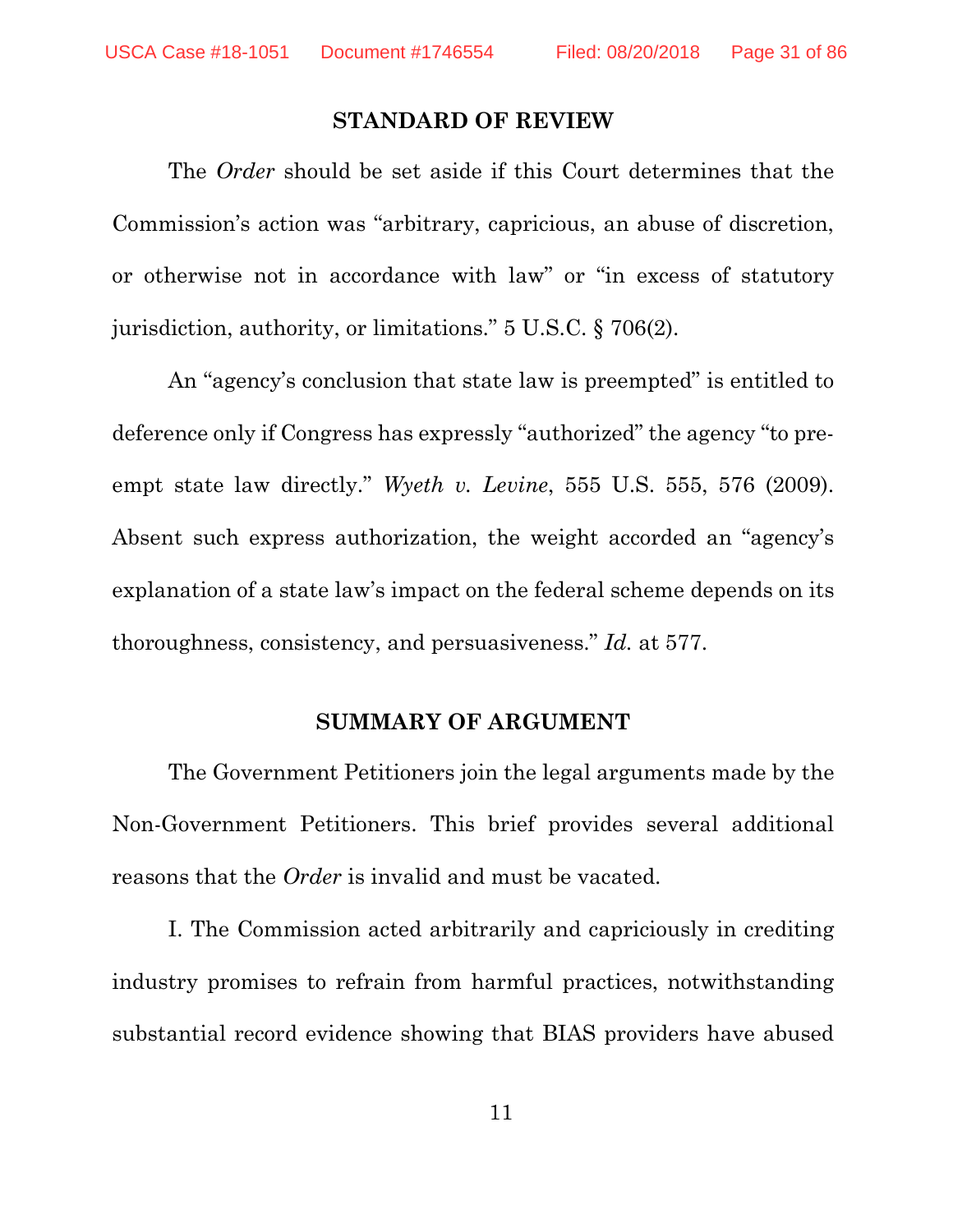## STANDARD OF REVIEW

The *Order* should be set aside if this Court determines that the Commission's action was "arbitrary, capricious, an abuse of discretion, or otherwise not in accordance with law" or "in excess of statutory jurisdiction, authority, or limitations." 5 U.S.C. § 706(2).

An "agency's conclusion that state law is preempted" is entitled to deference only if Congress has expressly "authorized" the agency "to pre-empt state law directly." *Wyeth v. Levine*, 555 U.S. 555, 576 (2009). Absent such express authorization, the weight accorded an "agency's explanation of a state law's impact on the federal scheme depends on its thoroughness, consistency, and persuasiveness." *Id.* at 577.

## SUMMARY OF ARGUMENT

The Government Petitioners join the legal arguments made by the Non-Government Petitioners. This brief provides several additional reasons that the *Order* is invalid and must be vacated.

I. The Commission acted arbitrarily and capriciously in crediting industry promises to refrain from harmful practices, notwithstanding substantial record evidence showing that BIAS providers have abused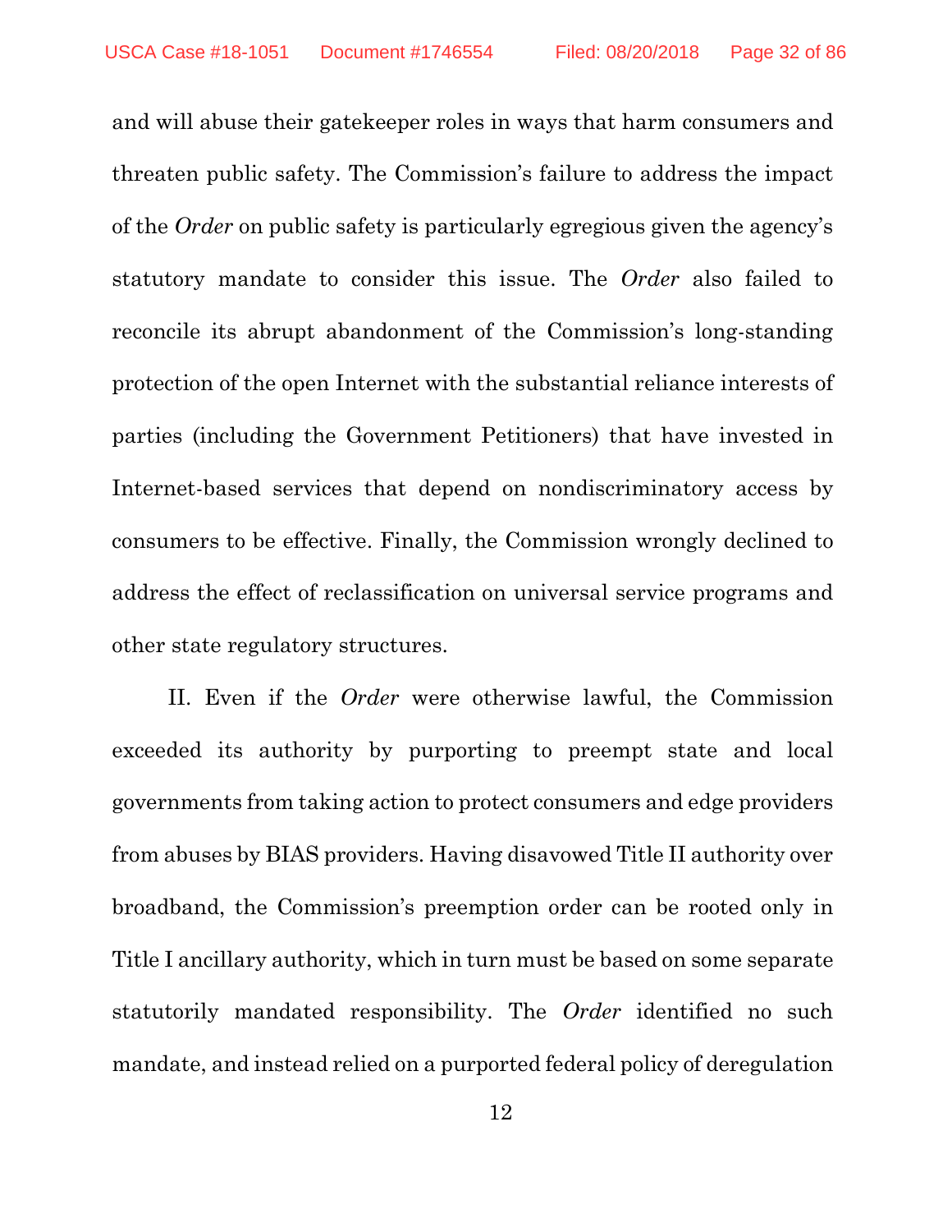and will abuse their gatekeeper roles in ways that harm consumers and threaten public safety. The Commission's failure to address the impact of the *Order* on public safety is particularly egregious given the agency's statutory mandate to consider this issue. The *Order* also failed to reconcile its abrupt abandonment of the Commission's long-standing protection of the open Internet with the substantial reliance interests of parties (including the Government Petitioners) that have invested in Internet-based services that depend on nondiscriminatory access by consumers to be effective. Finally, the Commission wrongly declined to address the effect of reclassification on universal service programs and other state regulatory structures.

II. Even if the *Order* were otherwise lawful, the Commission exceeded its authority by purporting to preempt state and local governments from taking action to protect consumers and edge providers from abuses by BIAS providers. Having disavowed Title II authority over broadband, the Commission's preemption order can be rooted only in Title I ancillary authority, which in turn must be based on some separate statutorily mandated responsibility. The *Order* identified no such mandate, and instead relied on a purported federal policy of deregulation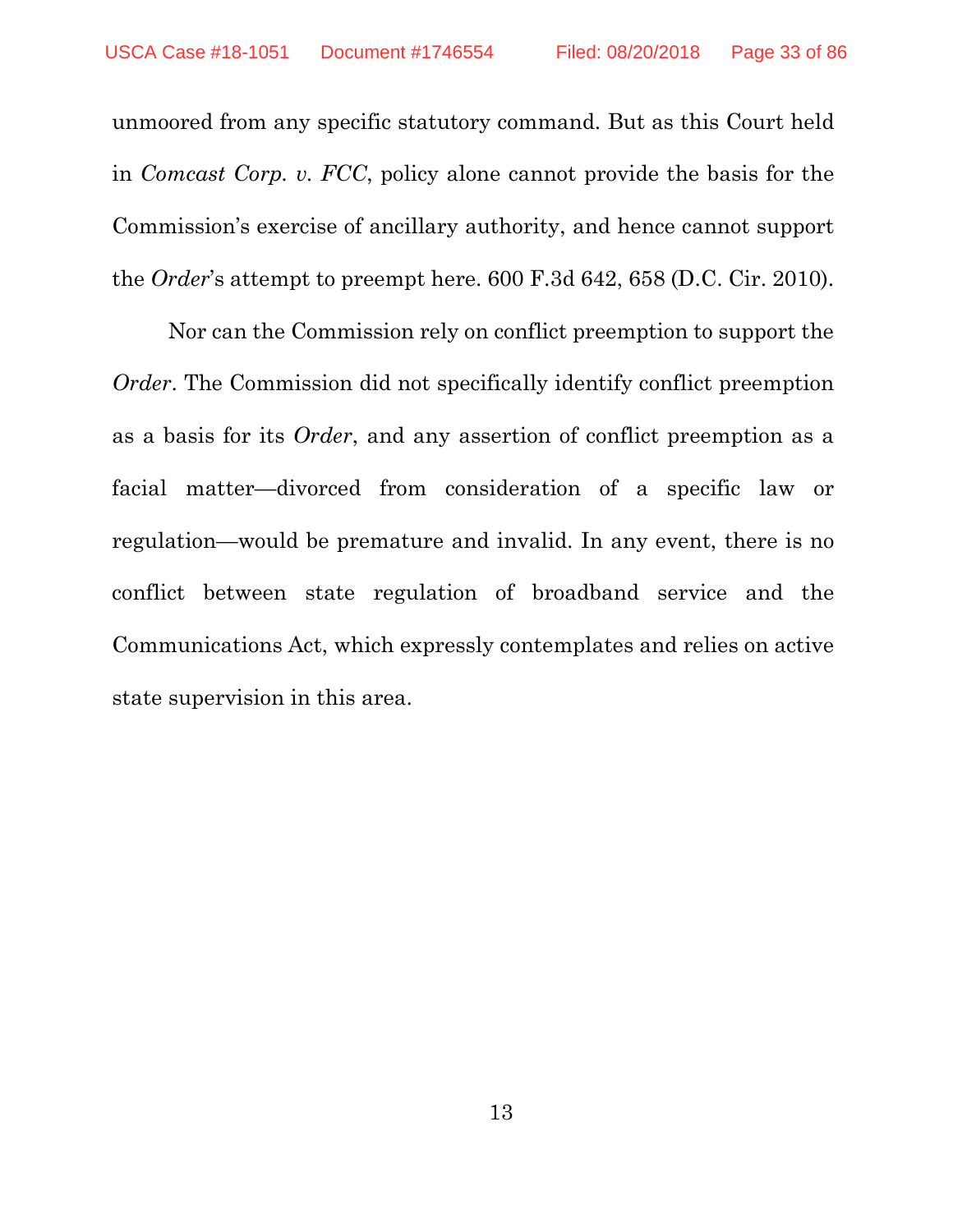unmoored from any specific statutory command. But as this Court held in *Comcast Corp. v. FCC*, policy alone cannot provide the basis for the Commission's exercise of ancillary authority, and hence cannot support the *Order*'s attempt to preempt here. 600 F.3d 642, 658 (D.C. Cir. 2010).

Nor can the Commission rely on conflict preemption to support the *Order*. The Commission did not specifically identify conflict preemption as a basis for its *Order*, and any assertion of conflict preemption as a facial matter—divorced from consideration of a specific law or regulation—would be premature and invalid. In any event, there is no conflict between state regulation of broadband service and the Communications Act, which expressly contemplates and relies on active state supervision in this area.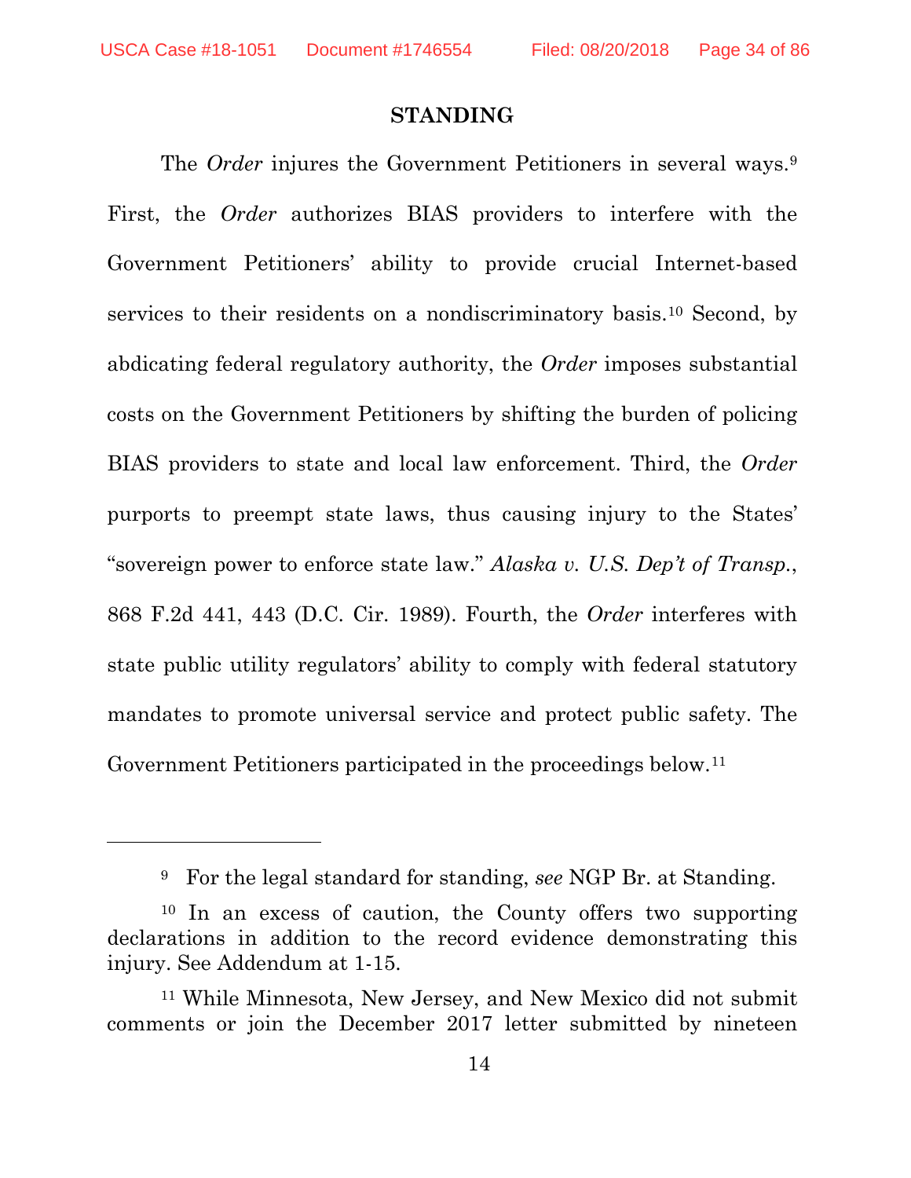## STANDING

The *Order* injures the Government Petitioners in several ways.[9] First, the *Order* authorizes BIAS providers to interfere with the Government Petitioners' ability to provide crucial Internet-based services to their residents on a nondiscriminatory basis.[10] Second, by abdicating federal regulatory authority, the *Order* imposes substantial costs on the Government Petitioners by shifting the burden of policing BIAS providers to state and local law enforcement. Third, the *Order* purports to preempt state laws, thus causing injury to the States' "sovereign power to enforce state law." *Alaska v. U.S. Dep't of Transp.*, 868 F.2d 441, 443 (D.C. Cir. 1989). Fourth, the *Order* interferes with state public utility regulators' ability to comply with federal statutory mandates to promote universal service and protect public safety. The Government Petitioners participated in the proceedings below.[11]

---

[9] For the legal standard for standing, *see* NGP Br. at Standing.

[10] In an excess of caution, the County offers two supporting declarations in addition to the record evidence demonstrating this injury. See Addendum at 1-15.

[11] While Minnesota, New Jersey, and New Mexico did not submit comments or join the December 2017 letter submitted by nineteen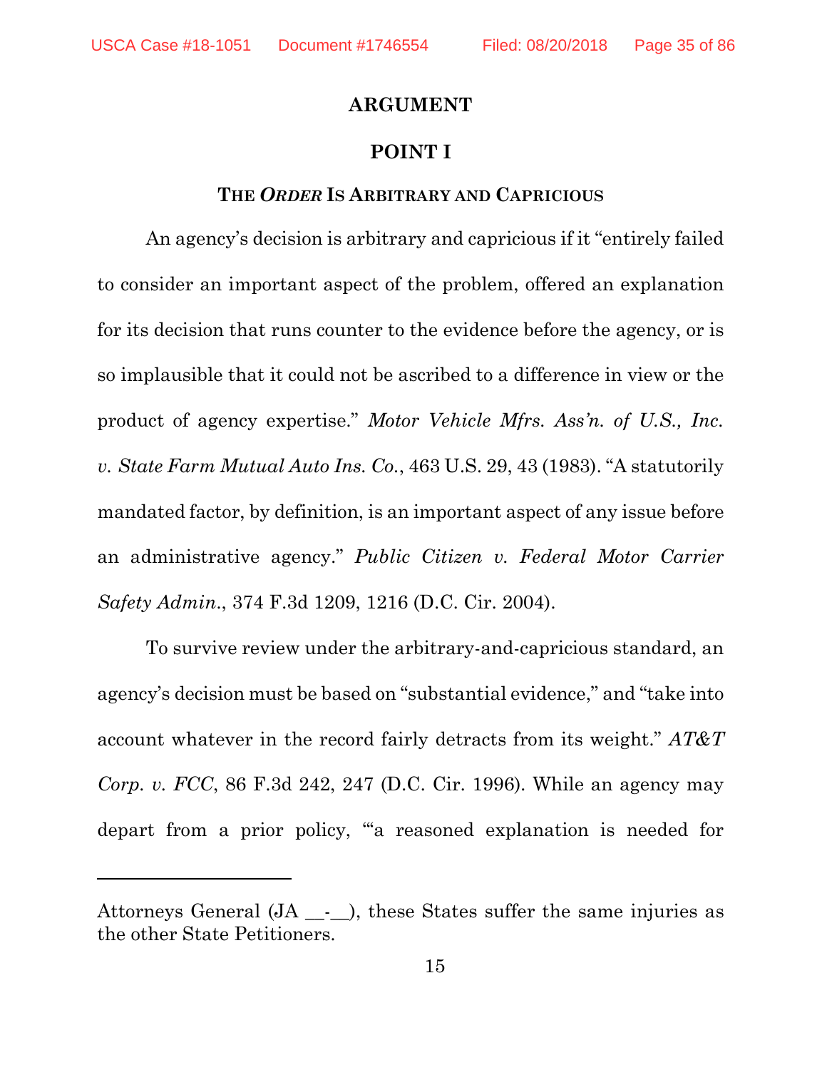# ARGUMENT

## POINT I

### THE *ORDER* IS ARBITRARY AND CAPRICIOUS

An agency's decision is arbitrary and capricious if it "entirely failed to consider an important aspect of the problem, offered an explanation for its decision that runs counter to the evidence before the agency, or is so implausible that it could not be ascribed to a difference in view or the product of agency expertise." *Motor Vehicle Mfrs. Ass'n. of U.S., Inc. v. State Farm Mutual Auto Ins. Co.*, 463 U.S. 29, 43 (1983). "A statutorily mandated factor, by definition, is an important aspect of any issue before an administrative agency." *Public Citizen v. Federal Motor Carrier Safety Admin.*, 374 F.3d 1209, 1216 (D.C. Cir. 2004).

To survive review under the arbitrary-and-capricious standard, an agency's decision must be based on "substantial evidence," and "take into account whatever in the record fairly detracts from its weight." *AT&T Corp. v. FCC*, 86 F.3d 242, 247 (D.C. Cir. 1996). While an agency may depart from a prior policy, "'a reasoned explanation is needed for

---

Attorneys General (JA __-__), these States suffer the same injuries as the other State Petitioners.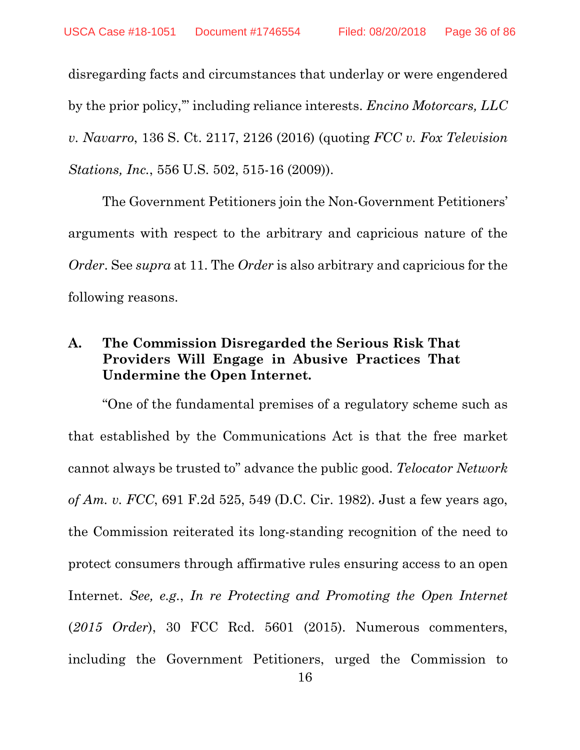disregarding facts and circumstances that underlay or were engendered by the prior policy,'" including reliance interests. *Encino Motorcars, LLC v. Navarro*, 136 S. Ct. 2117, 2126 (2016) (quoting *FCC v. Fox Television Stations, Inc.*, 556 U.S. 502, 515-16 (2009)).

The Government Petitioners join the Non-Government Petitioners' arguments with respect to the arbitrary and capricious nature of the *Order*. See *supra* at 11. The *Order* is also arbitrary and capricious for the following reasons.

### A. The Commission Disregarded the Serious Risk That Providers Will Engage in Abusive Practices That Undermine the Open Internet.

"One of the fundamental premises of a regulatory scheme such as that established by the Communications Act is that the free market cannot always be trusted to" advance the public good. *Telocator Network of Am. v. FCC*, 691 F.2d 525, 549 (D.C. Cir. 1982). Just a few years ago, the Commission reiterated its long-standing recognition of the need to protect consumers through affirmative rules ensuring access to an open Internet. *See, e.g.*, *In re Protecting and Promoting the Open Internet* (*2015 Order*), 30 FCC Rcd. 5601 (2015). Numerous commenters, including the Government Petitioners, urged the Commission to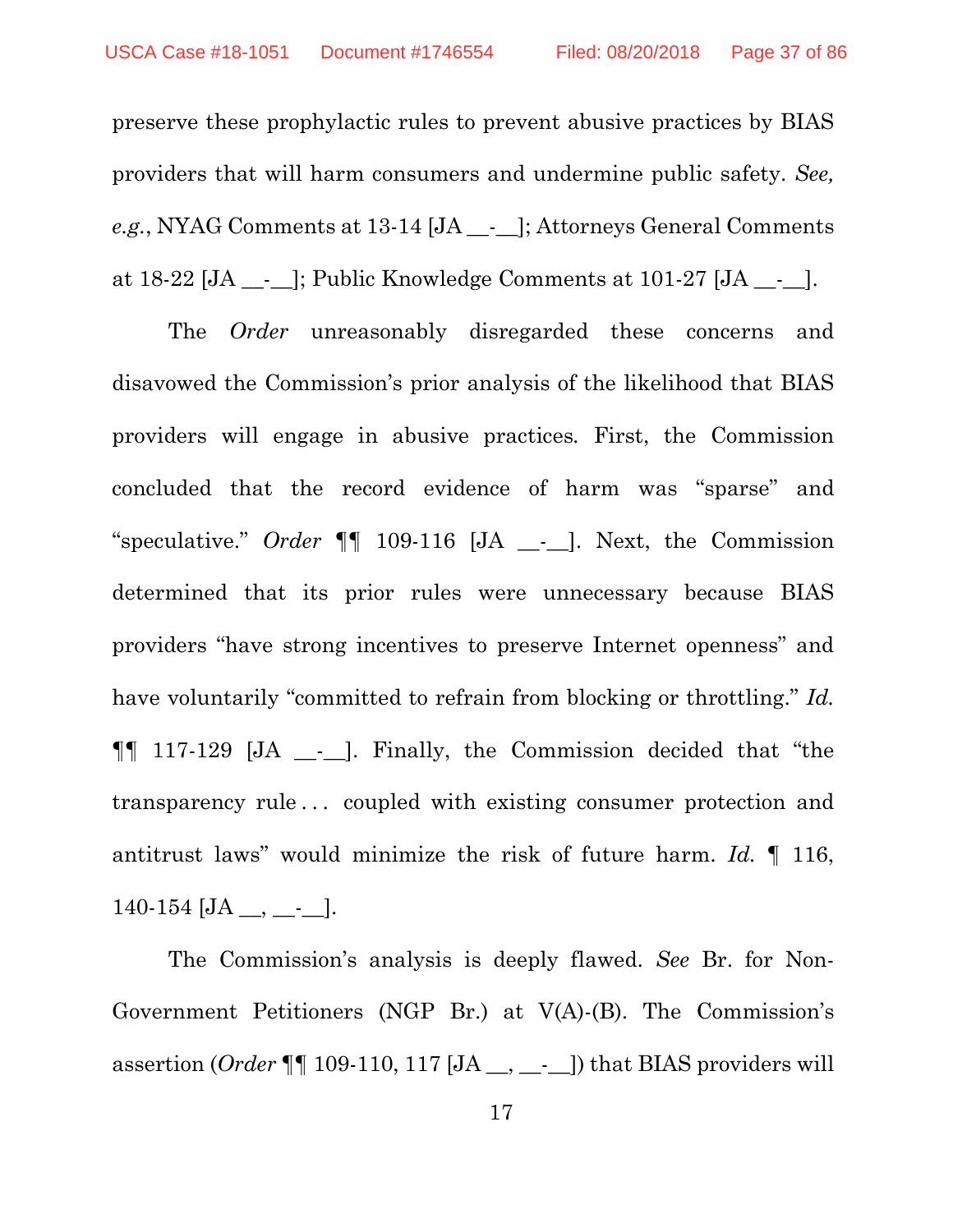preserve these prophylactic rules to prevent abusive practices by BIAS providers that will harm consumers and undermine public safety. *See, e.g.*, NYAG Comments at 13-14 [JA __-__]; Attorneys General Comments at 18-22 [JA __-__]; Public Knowledge Comments at 101-27 [JA __-__].

The *Order* unreasonably disregarded these concerns and disavowed the Commission's prior analysis of the likelihood that BIAS providers will engage in abusive practices. First, the Commission concluded that the record evidence of harm was "sparse" and "speculative." *Order* ¶¶ 109-116 [JA __-__]. Next, the Commission determined that its prior rules were unnecessary because BIAS providers "have strong incentives to preserve Internet openness" and have voluntarily "committed to refrain from blocking or throttling." *Id.* ¶¶ 117-129 [JA __-__]. Finally, the Commission decided that "the transparency rule . . . coupled with existing consumer protection and antitrust laws" would minimize the risk of future harm. *Id.* ¶ 116, 140-154 [JA __, __-__].

The Commission's analysis is deeply flawed. *See* Br. for Non-Government Petitioners (NGP Br.) at V(A)-(B). The Commission's assertion (*Order* ¶¶ 109-110, 117 [JA __, __-__]) that BIAS providers will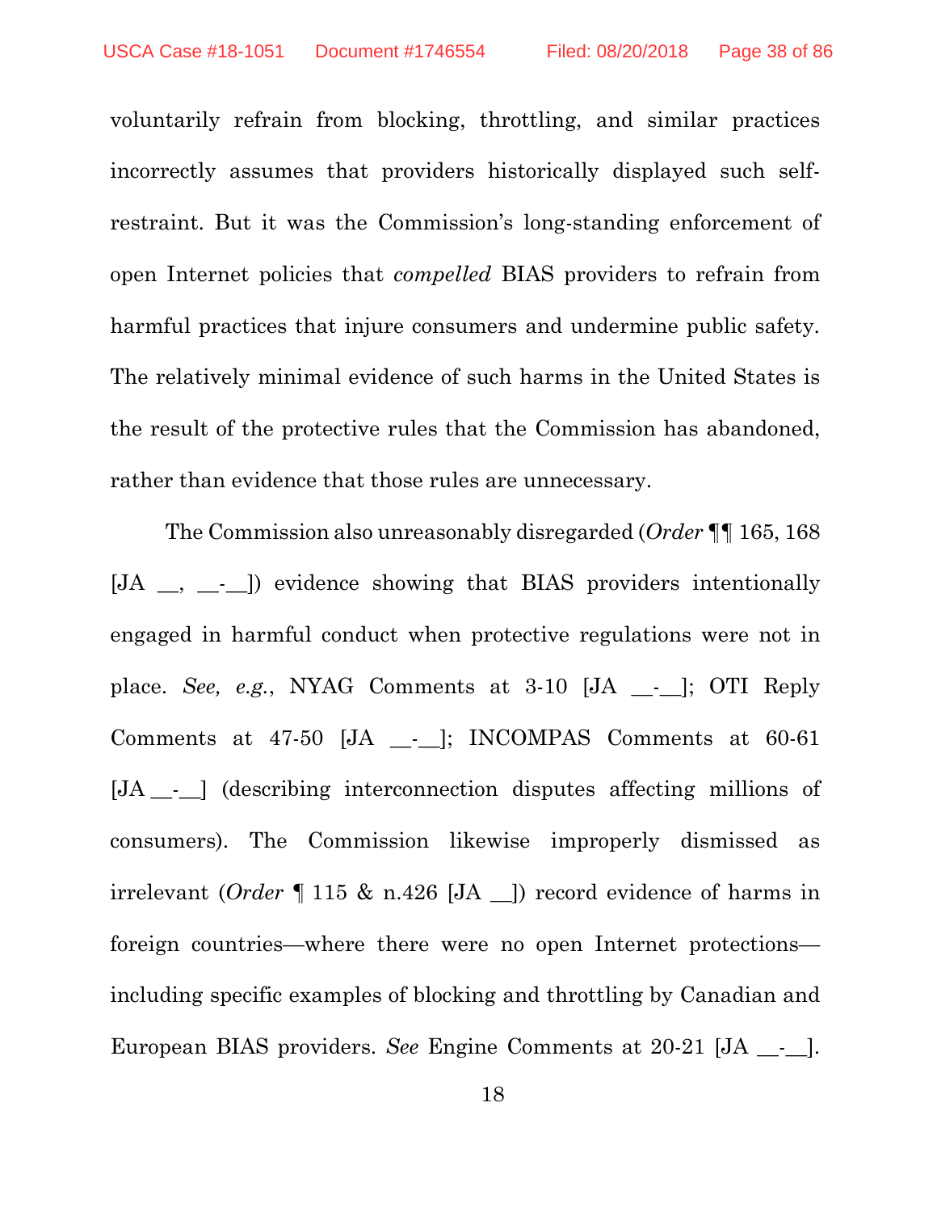voluntarily refrain from blocking, throttling, and similar practices incorrectly assumes that providers historically displayed such self-restraint. But it was the Commission's long-standing enforcement of open Internet policies that *compelled* BIAS providers to refrain from harmful practices that injure consumers and undermine public safety. The relatively minimal evidence of such harms in the United States is the result of the protective rules that the Commission has abandoned, rather than evidence that those rules are unnecessary.

The Commission also unreasonably disregarded (*Order* ¶¶ 165, 168 [JA __, __-__]) evidence showing that BIAS providers intentionally engaged in harmful conduct when protective regulations were not in place. *See, e.g.*, NYAG Comments at 3-10 [JA __-__]; OTI Reply Comments at 47-50 [JA __-__]; INCOMPAS Comments at 60-61 [JA __-__] (describing interconnection disputes affecting millions of consumers). The Commission likewise improperly dismissed as irrelevant (*Order* ¶ 115 & n.426 [JA __]) record evidence of harms in foreign countries—where there were no open Internet protections—including specific examples of blocking and throttling by Canadian and European BIAS providers. *See* Engine Comments at 20-21 [JA __-__].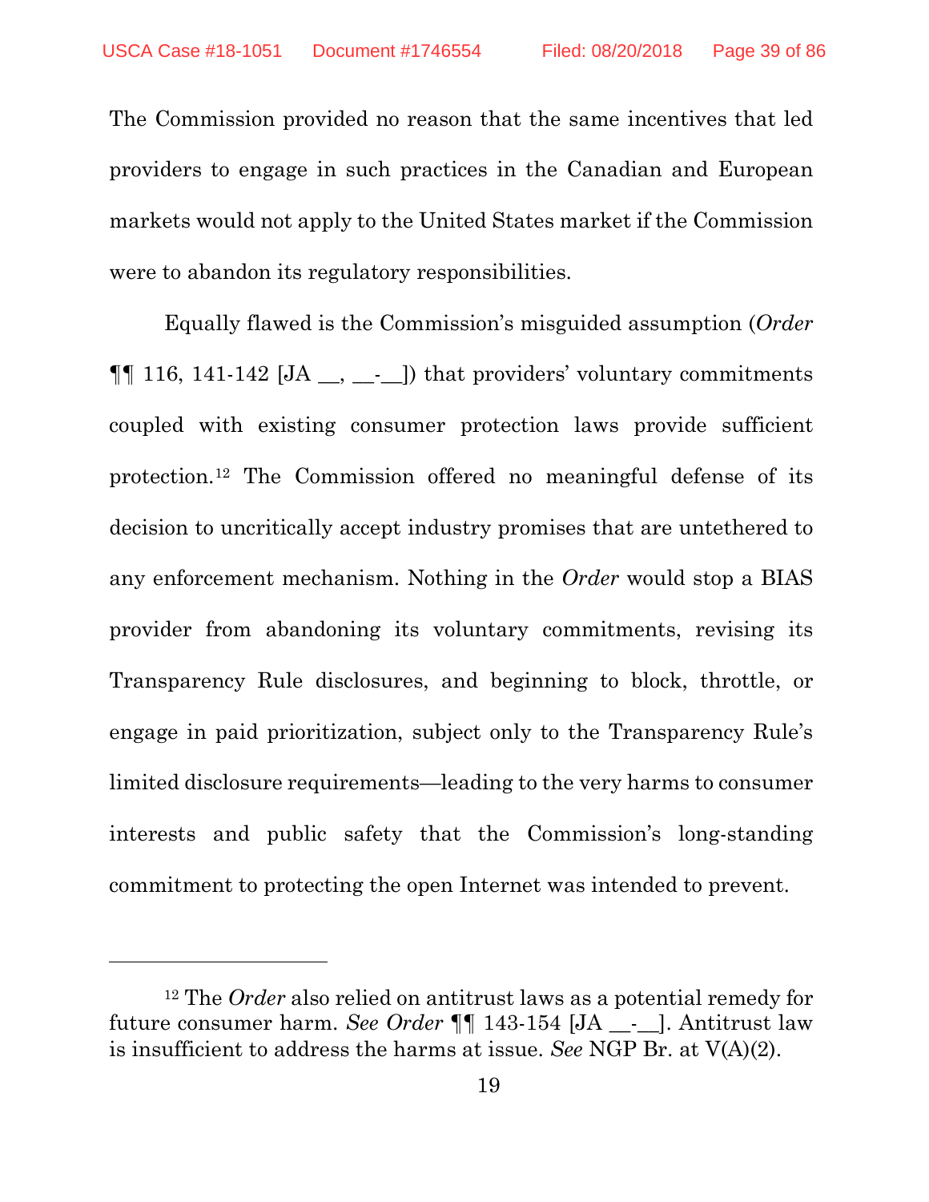The Commission provided no reason that the same incentives that led providers to engage in such practices in the Canadian and European markets would not apply to the United States market if the Commission were to abandon its regulatory responsibilities.

Equally flawed is the Commission's misguided assumption (*Order* ¶¶ 116, 141-142 [JA __, __-__]) that providers' voluntary commitments coupled with existing consumer protection laws provide sufficient protection.[12] The Commission offered no meaningful defense of its decision to uncritically accept industry promises that are untethered to any enforcement mechanism. Nothing in the *Order* would stop a BIAS provider from abandoning its voluntary commitments, revising its Transparency Rule disclosures, and beginning to block, throttle, or engage in paid prioritization, subject only to the Transparency Rule's limited disclosure requirements—leading to the very harms to consumer interests and public safety that the Commission's long-standing commitment to protecting the open Internet was intended to prevent.

---

[12] The *Order* also relied on antitrust laws as a potential remedy for future consumer harm. *See Order* ¶¶ 143-154 [JA __-__]. Antitrust law is insufficient to address the harms at issue. *See* NGP Br. at V(A)(2).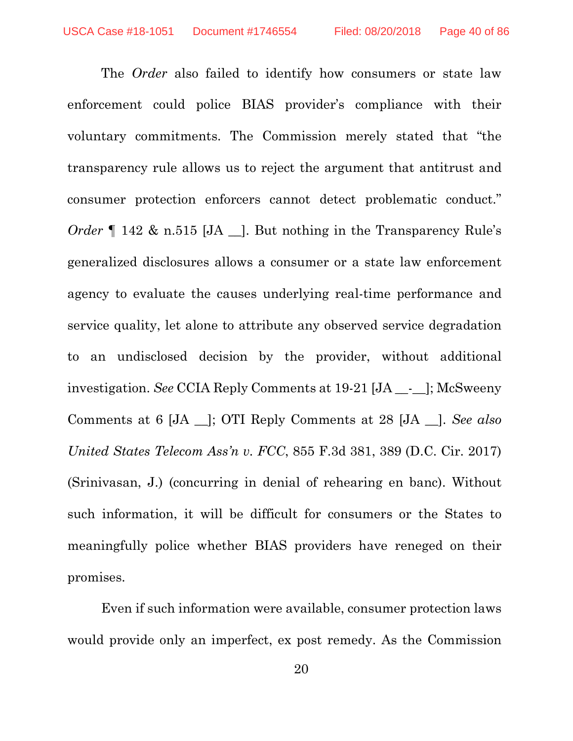The *Order* also failed to identify how consumers or state law enforcement could police BIAS provider's compliance with their voluntary commitments. The Commission merely stated that "the transparency rule allows us to reject the argument that antitrust and consumer protection enforcers cannot detect problematic conduct." *Order* ¶ 142 & n.515 [JA __]. But nothing in the Transparency Rule's generalized disclosures allows a consumer or a state law enforcement agency to evaluate the causes underlying real-time performance and service quality, let alone to attribute any observed service degradation to an undisclosed decision by the provider, without additional investigation. *See* CCIA Reply Comments at 19-21 [JA __-__]; McSweeny Comments at 6 [JA __]; OTI Reply Comments at 28 [JA __]. *See also* *United States Telecom Ass'n v. FCC*, 855 F.3d 381, 389 (D.C. Cir. 2017) (Srinivasan, J.) (concurring in denial of rehearing en banc). Without such information, it will be difficult for consumers or the States to meaningfully police whether BIAS providers have reneged on their promises.

Even if such information were available, consumer protection laws would provide only an imperfect, ex post remedy. As the Commission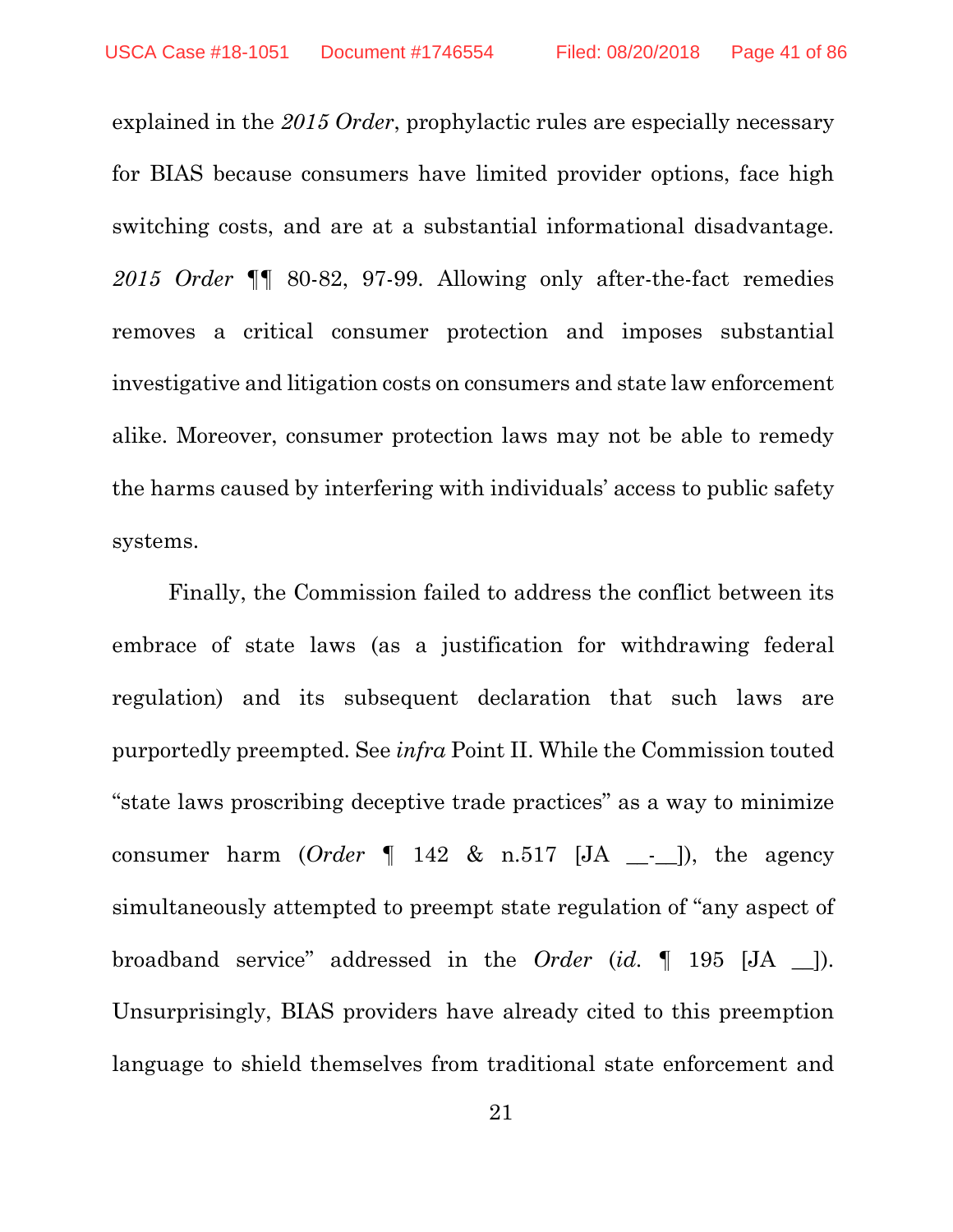explained in the *2015 Order*, prophylactic rules are especially necessary for BIAS because consumers have limited provider options, face high switching costs, and are at a substantial informational disadvantage. *2015 Order* ¶¶ 80-82, 97-99. Allowing only after-the-fact remedies removes a critical consumer protection and imposes substantial investigative and litigation costs on consumers and state law enforcement alike. Moreover, consumer protection laws may not be able to remedy the harms caused by interfering with individuals' access to public safety systems.

Finally, the Commission failed to address the conflict between its embrace of state laws (as a justification for withdrawing federal regulation) and its subsequent declaration that such laws are purportedly preempted. See *infra* Point II. While the Commission touted "state laws proscribing deceptive trade practices" as a way to minimize consumer harm (*Order* ¶ 142 & n.517 [JA __-__]), the agency simultaneously attempted to preempt state regulation of "any aspect of broadband service" addressed in the *Order* (*id.* ¶ 195 [JA __]). Unsurprisingly, BIAS providers have already cited to this preemption language to shield themselves from traditional state enforcement and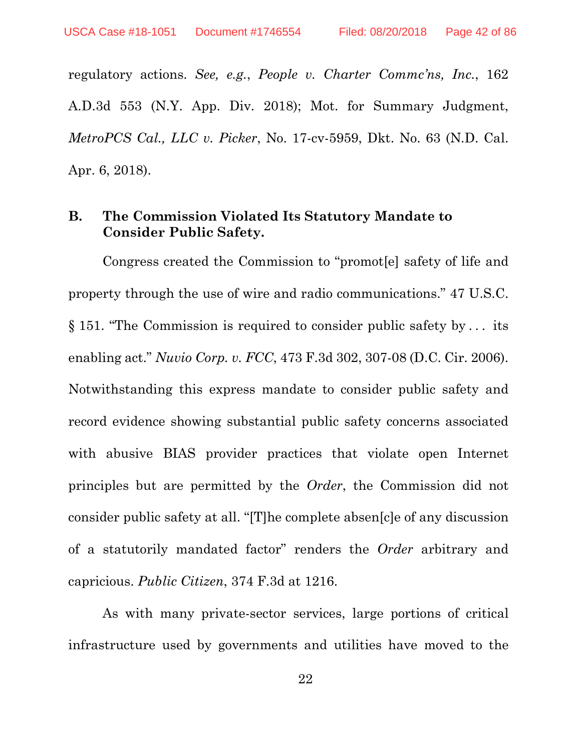regulatory actions. *See, e.g.*, *People v. Charter Commc'ns, Inc.*, 162 A.D.3d 553 (N.Y. App. Div. 2018); Mot. for Summary Judgment, *MetroPCS Cal., LLC v. Picker*, No. 17-cv-5959, Dkt. No. 63 (N.D. Cal. Apr. 6, 2018).

### B. The Commission Violated Its Statutory Mandate to Consider Public Safety.

Congress created the Commission to "promot[e] safety of life and property through the use of wire and radio communications." 47 U.S.C. § 151. "The Commission is required to consider public safety by . . . its enabling act." *Nuvio Corp. v. FCC*, 473 F.3d 302, 307-08 (D.C. Cir. 2006). Notwithstanding this express mandate to consider public safety and record evidence showing substantial public safety concerns associated with abusive BIAS provider practices that violate open Internet principles but are permitted by the *Order*, the Commission did not consider public safety at all. "[T]he complete absen[c]e of any discussion of a statutorily mandated factor" renders the *Order* arbitrary and capricious. *Public Citizen*, 374 F.3d at 1216.

As with many private-sector services, large portions of critical infrastructure used by governments and utilities have moved to the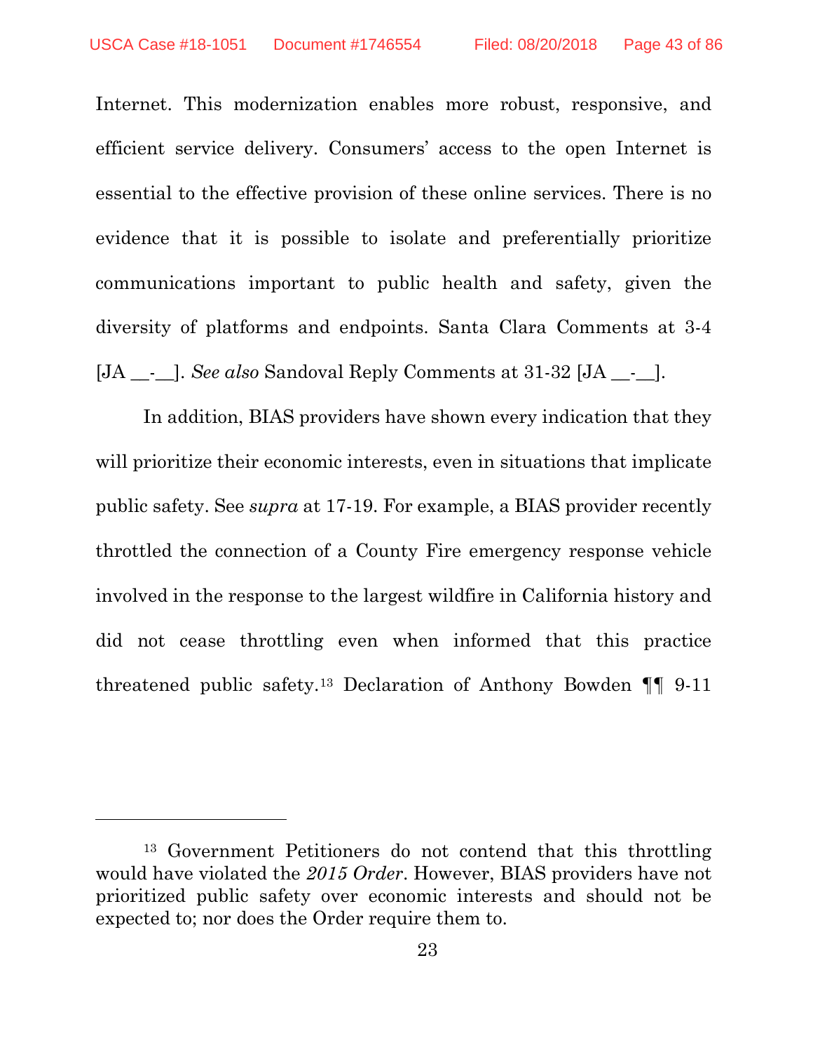Internet. This modernization enables more robust, responsive, and efficient service delivery. Consumers' access to the open Internet is essential to the effective provision of these online services. There is no evidence that it is possible to isolate and preferentially prioritize communications important to public health and safety, given the diversity of platforms and endpoints. Santa Clara Comments at 3-4 [JA __-__]. *See also* Sandoval Reply Comments at 31-32 [JA __-__].

In addition, BIAS providers have shown every indication that they will prioritize their economic interests, even in situations that implicate public safety. See *supra* at 17-19. For example, a BIAS provider recently throttled the connection of a County Fire emergency response vehicle involved in the response to the largest wildfire in California history and did not cease throttling even when informed that this practice threatened public safety.[13] Declaration of Anthony Bowden ¶¶ 9-11

---

[13] Government Petitioners do not contend that this throttling would have violated the *2015 Order*. However, BIAS providers have not prioritized public safety over economic interests and should not be expected to; nor does the Order require them to.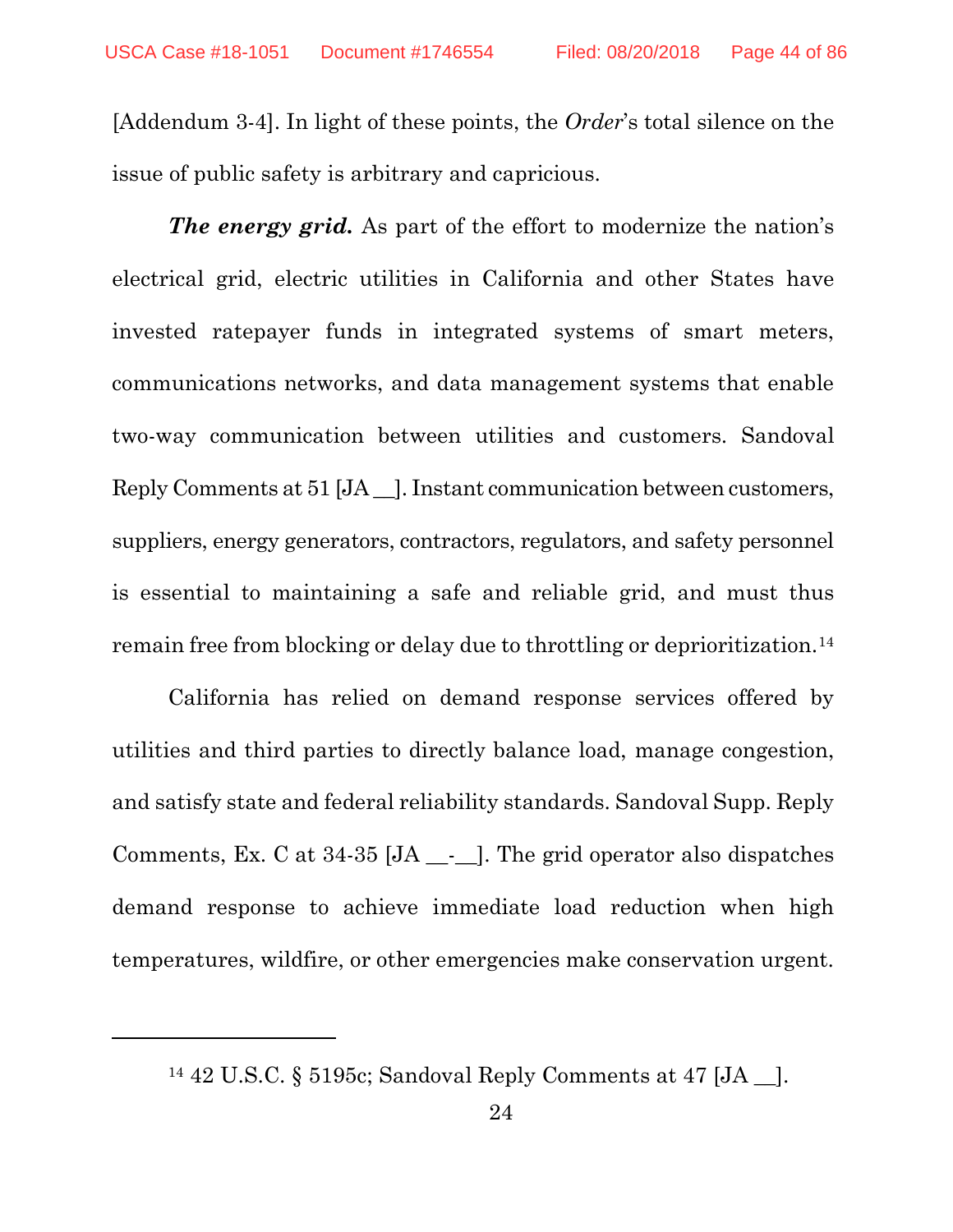[Addendum 3-4]. In light of these points, the *Order*'s total silence on the issue of public safety is arbitrary and capricious.

***The energy grid.*** As part of the effort to modernize the nation's electrical grid, electric utilities in California and other States have invested ratepayer funds in integrated systems of smart meters, communications networks, and data management systems that enable two-way communication between utilities and customers. Sandoval Reply Comments at 51 [JA __]. Instant communication between customers, suppliers, energy generators, contractors, regulators, and safety personnel is essential to maintaining a safe and reliable grid, and must thus remain free from blocking or delay due to throttling or deprioritization.[14]

California has relied on demand response services offered by utilities and third parties to directly balance load, manage congestion, and satisfy state and federal reliability standards. Sandoval Supp. Reply Comments, Ex. C at 34-35 [JA __-__]. The grid operator also dispatches demand response to achieve immediate load reduction when high temperatures, wildfire, or other emergencies make conservation urgent.

---

[14] 42 U.S.C. § 5195c; Sandoval Reply Comments at 47 [JA __].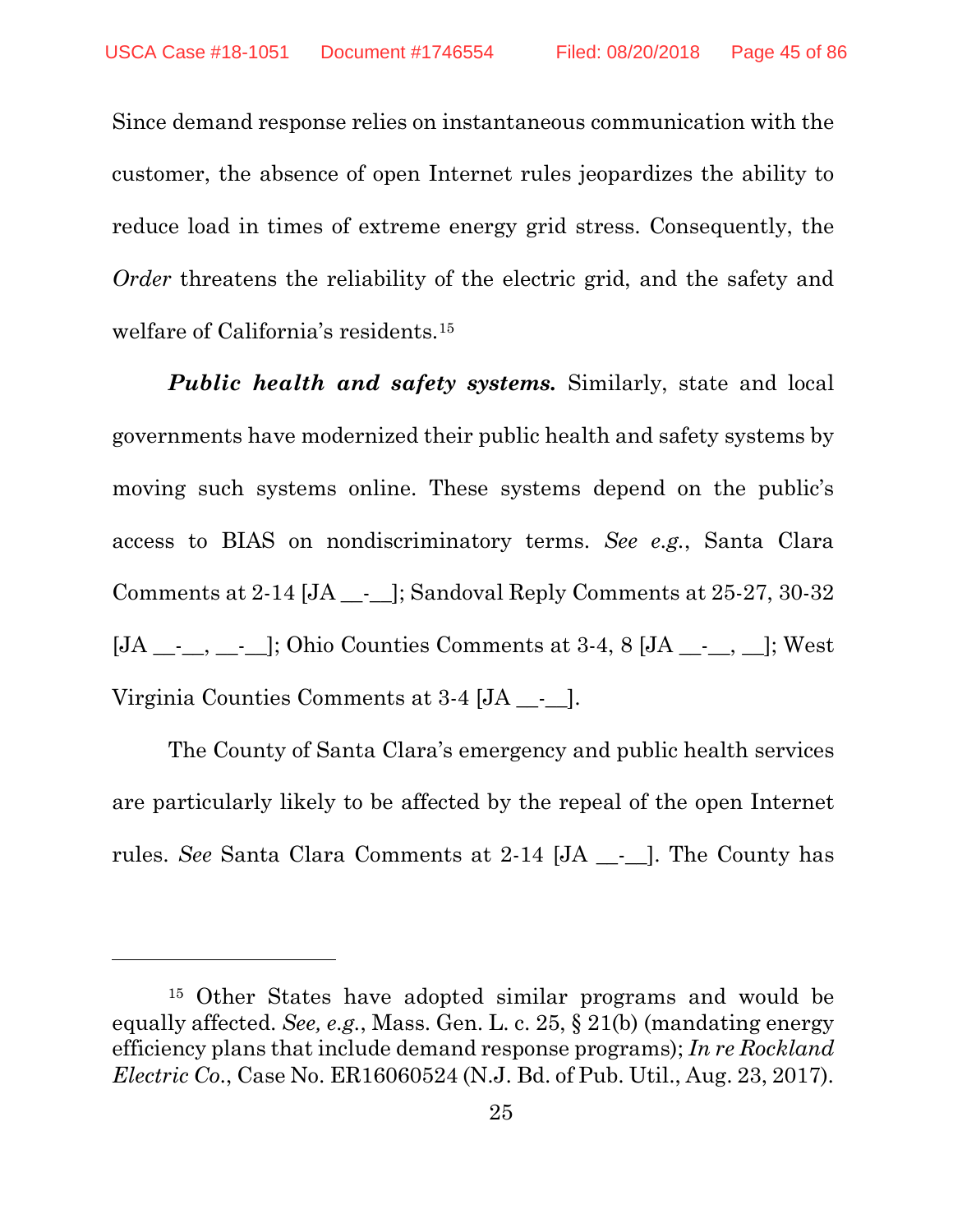Since demand response relies on instantaneous communication with the customer, the absence of open Internet rules jeopardizes the ability to reduce load in times of extreme energy grid stress. Consequently, the *Order* threatens the reliability of the electric grid, and the safety and welfare of California's residents.[15]

***Public health and safety systems.*** Similarly, state and local governments have modernized their public health and safety systems by moving such systems online. These systems depend on the public's access to BIAS on nondiscriminatory terms. *See e.g.*, Santa Clara Comments at 2-14 [JA __-__]; Sandoval Reply Comments at 25-27, 30-32 [JA __-__, __-__]; Ohio Counties Comments at 3-4, 8 [JA __-__, __]; West Virginia Counties Comments at 3-4 [JA __-__].

The County of Santa Clara's emergency and public health services are particularly likely to be affected by the repeal of the open Internet rules. *See* Santa Clara Comments at 2-14 [JA __-__]. The County has

---

[15] Other States have adopted similar programs and would be equally affected. *See, e.g.*, Mass. Gen. L. c. 25, § 21(b) (mandating energy efficiency plans that include demand response programs); *In re Rockland Electric Co.*, Case No. ER16060524 (N.J. Bd. of Pub. Util., Aug. 23, 2017).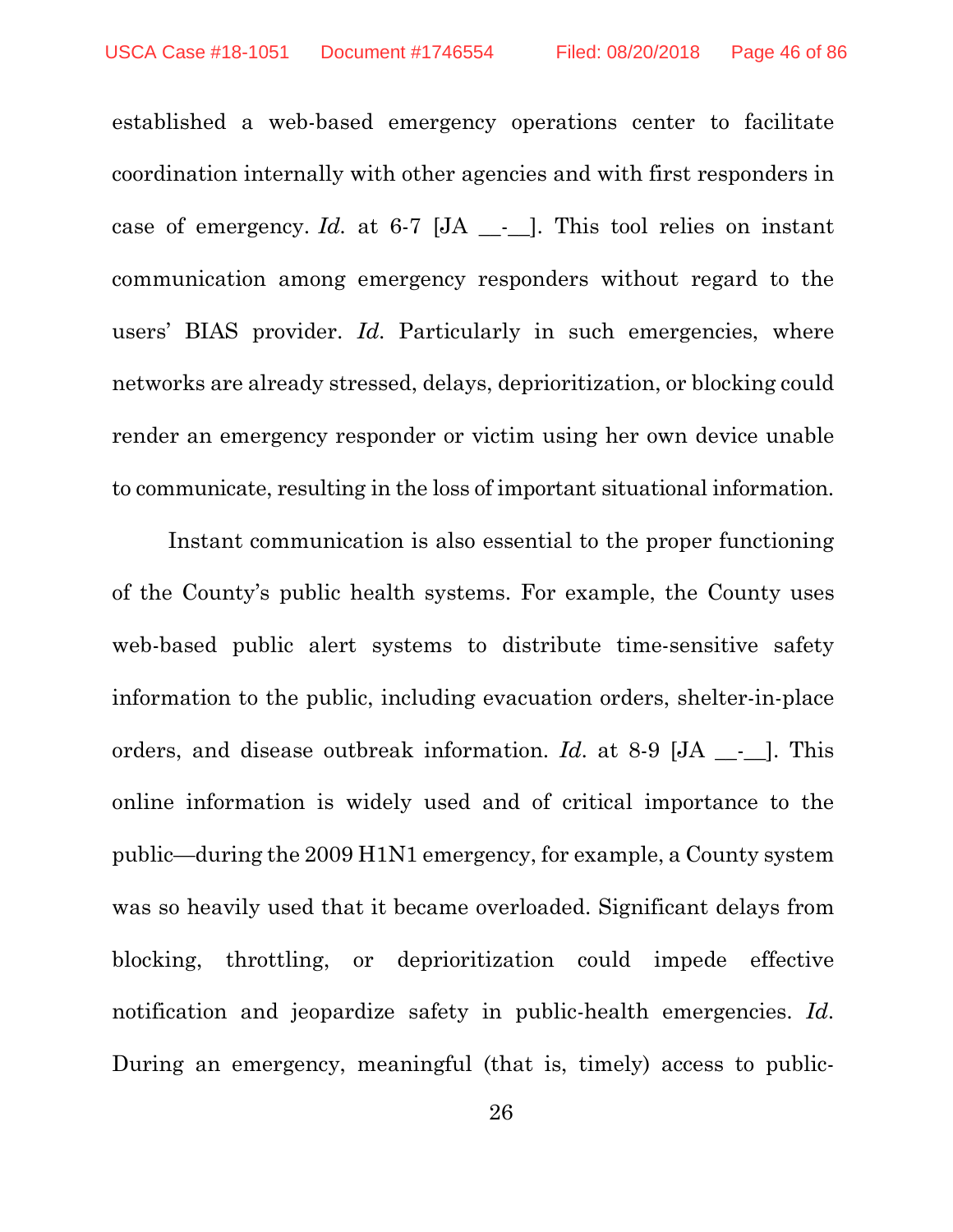established a web-based emergency operations center to facilitate coordination internally with other agencies and with first responders in case of emergency. *Id.* at 6-7 [JA __-__]. This tool relies on instant communication among emergency responders without regard to the users' BIAS provider. *Id.* Particularly in such emergencies, where networks are already stressed, delays, deprioritization, or blocking could render an emergency responder or victim using her own device unable to communicate, resulting in the loss of important situational information.

Instant communication is also essential to the proper functioning of the County's public health systems. For example, the County uses web-based public alert systems to distribute time-sensitive safety information to the public, including evacuation orders, shelter-in-place orders, and disease outbreak information. *Id.* at 8-9 [JA __-__]. This online information is widely used and of critical importance to the public—during the 2009 H1N1 emergency, for example, a County system was so heavily used that it became overloaded. Significant delays from blocking, throttling, or deprioritization could impede effective notification and jeopardize safety in public-health emergencies. *Id.* During an emergency, meaningful (that is, timely) access to public-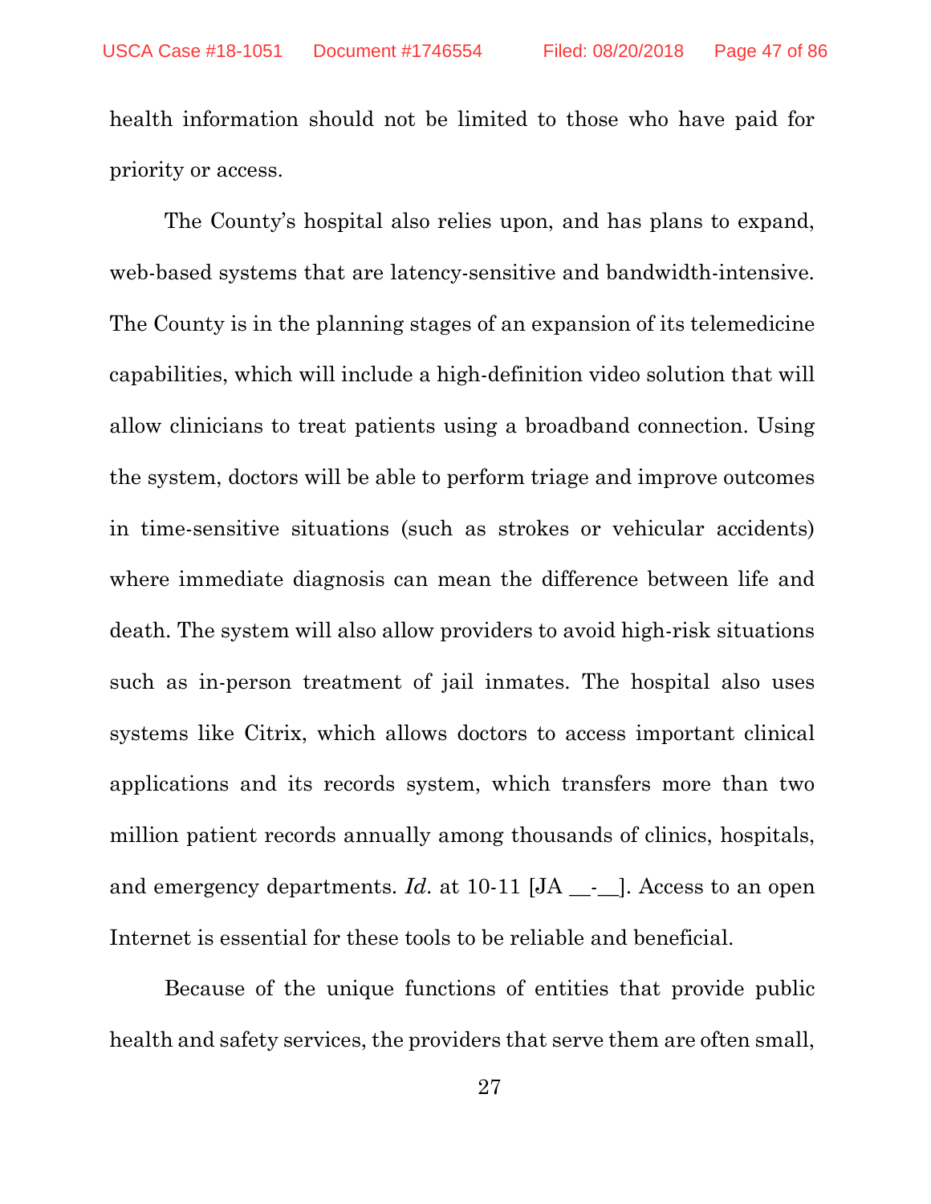health information should not be limited to those who have paid for priority or access.

The County's hospital also relies upon, and has plans to expand, web-based systems that are latency-sensitive and bandwidth-intensive. The County is in the planning stages of an expansion of its telemedicine capabilities, which will include a high-definition video solution that will allow clinicians to treat patients using a broadband connection. Using the system, doctors will be able to perform triage and improve outcomes in time-sensitive situations (such as strokes or vehicular accidents) where immediate diagnosis can mean the difference between life and death. The system will also allow providers to avoid high-risk situations such as in-person treatment of jail inmates. The hospital also uses systems like Citrix, which allows doctors to access important clinical applications and its records system, which transfers more than two million patient records annually among thousands of clinics, hospitals, and emergency departments. *Id.* at 10-11 [JA __-__]. Access to an open Internet is essential for these tools to be reliable and beneficial.

Because of the unique functions of entities that provide public health and safety services, the providers that serve them are often small,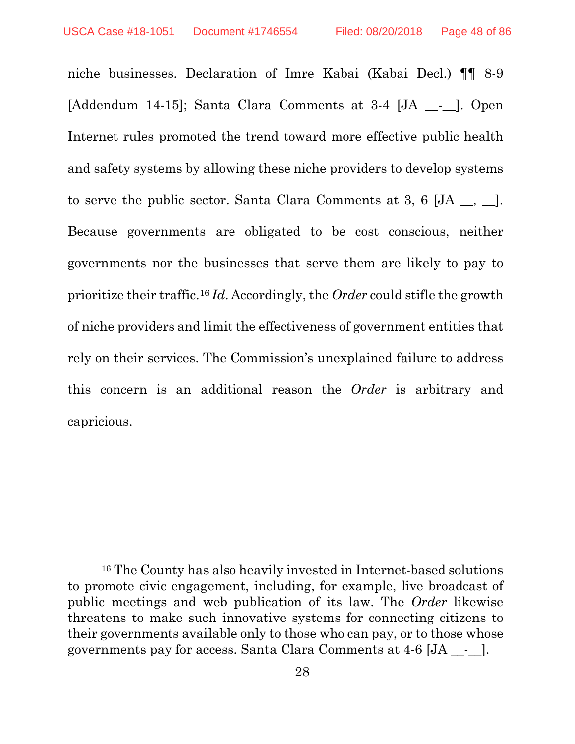niche businesses. Declaration of Imre Kabai (Kabai Decl.) ¶¶ 8-9 [Addendum 14-15]; Santa Clara Comments at 3-4 [JA __-__]. Open Internet rules promoted the trend toward more effective public health and safety systems by allowing these niche providers to develop systems to serve the public sector. Santa Clara Comments at 3, 6 [JA __, __]. Because governments are obligated to be cost conscious, neither governments nor the businesses that serve them are likely to pay to prioritize their traffic.[16] *Id.* Accordingly, the *Order* could stifle the growth of niche providers and limit the effectiveness of government entities that rely on their services. The Commission's unexplained failure to address this concern is an additional reason the *Order* is arbitrary and capricious.

---

[16] The County has also heavily invested in Internet-based solutions to promote civic engagement, including, for example, live broadcast of public meetings and web publication of its law. The *Order* likewise threatens to make such innovative systems for connecting citizens to their governments available only to those who can pay, or to those whose governments pay for access. Santa Clara Comments at 4-6 [JA __-__].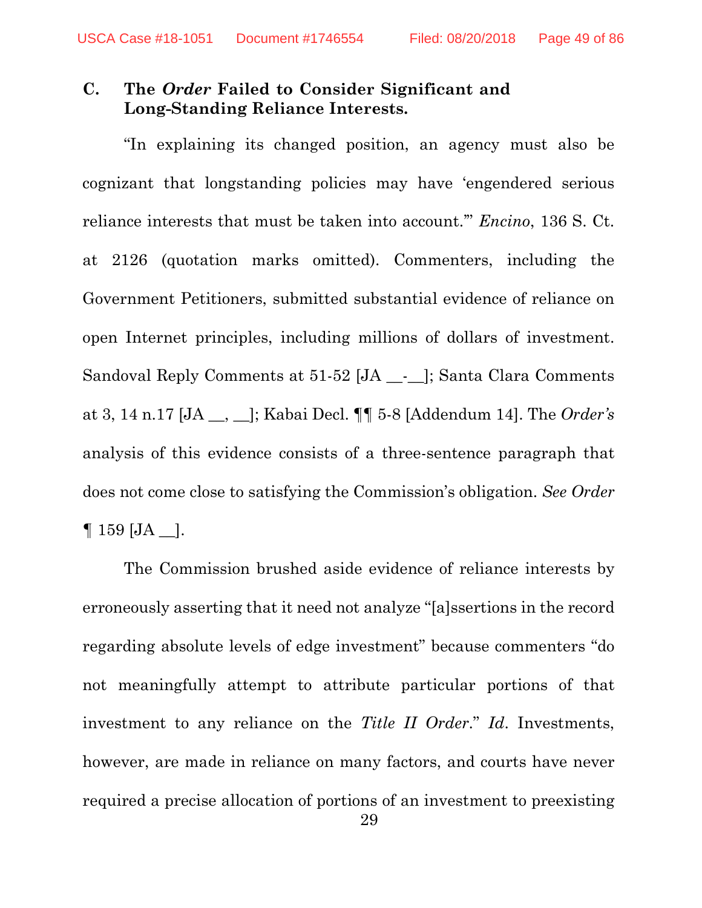### C. The *Order* Failed to Consider Significant and Long-Standing Reliance Interests.

"In explaining its changed position, an agency must also be cognizant that longstanding policies may have 'engendered serious reliance interests that must be taken into account.'" *Encino*, 136 S. Ct. at 2126 (quotation marks omitted). Commenters, including the Government Petitioners, submitted substantial evidence of reliance on open Internet principles, including millions of dollars of investment. Sandoval Reply Comments at 51-52 [JA __-__]; Santa Clara Comments at 3, 14 n.17 [JA __, __]; Kabai Decl. ¶¶ 5-8 [Addendum 14]. The *Order's* analysis of this evidence consists of a three-sentence paragraph that does not come close to satisfying the Commission's obligation. *See Order* ¶ 159 [JA __].

The Commission brushed aside evidence of reliance interests by erroneously asserting that it need not analyze "[a]ssertions in the record regarding absolute levels of edge investment" because commenters "do not meaningfully attempt to attribute particular portions of that investment to any reliance on the *Title II Order*." *Id*. Investments, however, are made in reliance on many factors, and courts have never required a precise allocation of portions of an investment to preexisting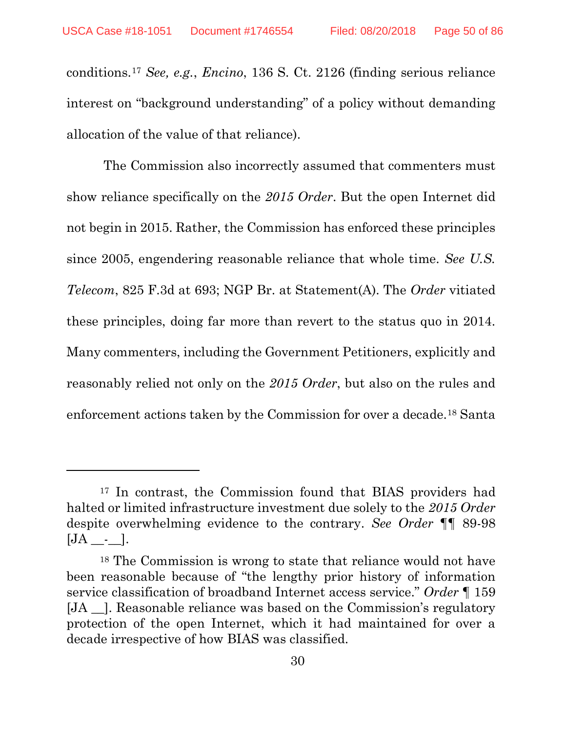conditions.[17] *See, e.g.*, *Encino*, 136 S. Ct. 2126 (finding serious reliance interest on "background understanding" of a policy without demanding allocation of the value of that reliance).

The Commission also incorrectly assumed that commenters must show reliance specifically on the *2015 Order*. But the open Internet did not begin in 2015. Rather, the Commission has enforced these principles since 2005, engendering reasonable reliance that whole time. *See U.S. Telecom*, 825 F.3d at 693; NGP Br. at Statement(A). The *Order* vitiated these principles, doing far more than revert to the status quo in 2014. Many commenters, including the Government Petitioners, explicitly and reasonably relied not only on the *2015 Order*, but also on the rules and enforcement actions taken by the Commission for over a decade.[18] Santa

---

[17] In contrast, the Commission found that BIAS providers had halted or limited infrastructure investment due solely to the *2015 Order* despite overwhelming evidence to the contrary. *See Order* ¶¶ 89-98 [JA __-__].

[18] The Commission is wrong to state that reliance would not have been reasonable because of "the lengthy prior history of information service classification of broadband Internet access service." *Order* ¶ 159 [JA __]. Reasonable reliance was based on the Commission's regulatory protection of the open Internet, which it had maintained for over a decade irrespective of how BIAS was classified.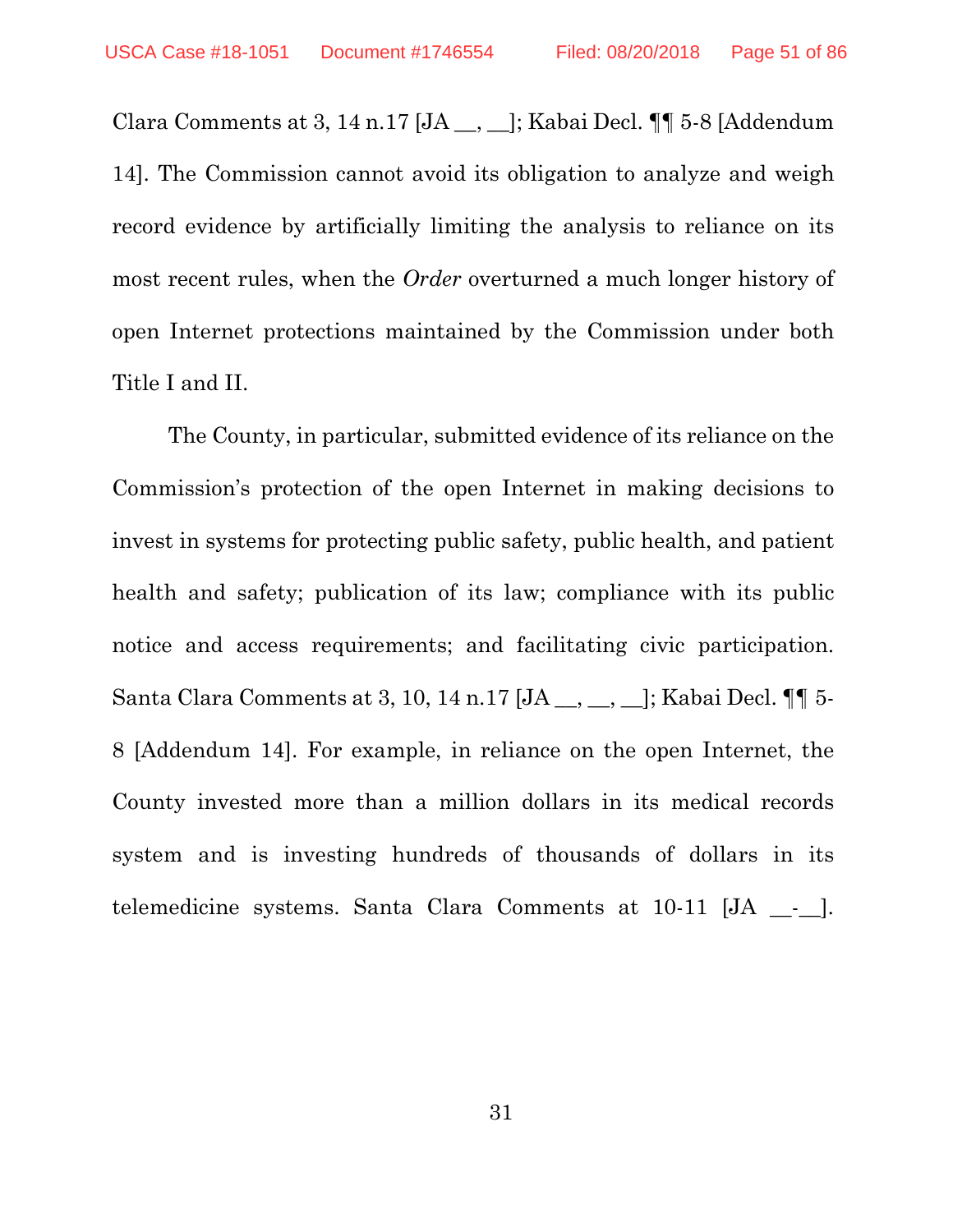Clara Comments at 3, 14 n.17 [JA __, __]; Kabai Decl. ¶¶ 5-8 [Addendum 14]. The Commission cannot avoid its obligation to analyze and weigh record evidence by artificially limiting the analysis to reliance on its most recent rules, when the *Order* overturned a much longer history of open Internet protections maintained by the Commission under both Title I and II.

The County, in particular, submitted evidence of its reliance on the Commission's protection of the open Internet in making decisions to invest in systems for protecting public safety, public health, and patient health and safety; publication of its law; compliance with its public notice and access requirements; and facilitating civic participation. Santa Clara Comments at 3, 10, 14 n.17 [JA __, __, __]; Kabai Decl. ¶¶ 5-8 [Addendum 14]. For example, in reliance on the open Internet, the County invested more than a million dollars in its medical records system and is investing hundreds of thousands of dollars in its telemedicine systems. Santa Clara Comments at 10-11 [JA __-__].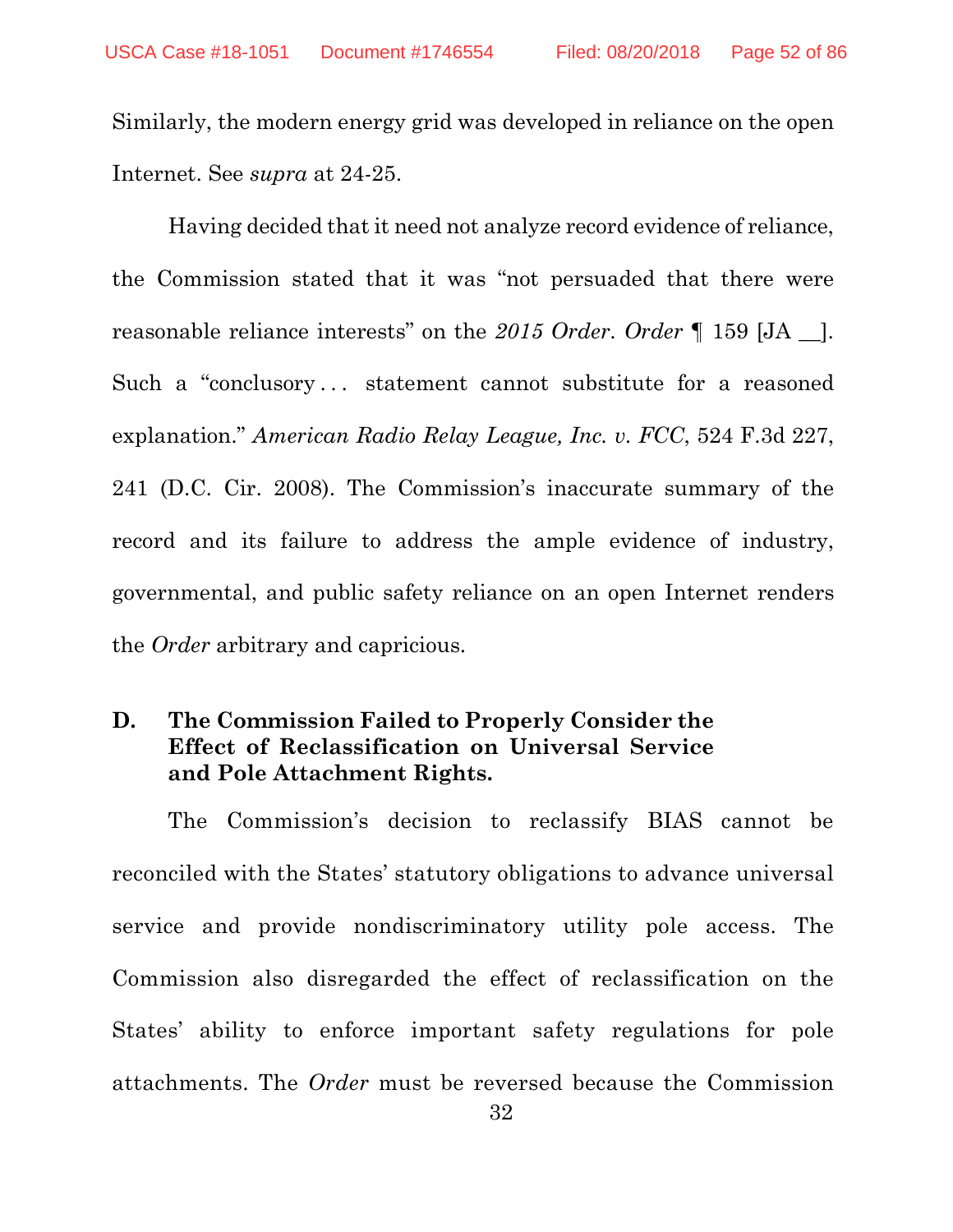Similarly, the modern energy grid was developed in reliance on the open Internet. See *supra* at 24-25.

Having decided that it need not analyze record evidence of reliance, the Commission stated that it was "not persuaded that there were reasonable reliance interests" on the *2015 Order*. *Order* ¶ 159 [JA __]. Such a "conclusory . . . statement cannot substitute for a reasoned explanation." *American Radio Relay League, Inc. v. FCC*, 524 F.3d 227, 241 (D.C. Cir. 2008). The Commission's inaccurate summary of the record and its failure to address the ample evidence of industry, governmental, and public safety reliance on an open Internet renders the *Order* arbitrary and capricious.

### D. The Commission Failed to Properly Consider the Effect of Reclassification on Universal Service and Pole Attachment Rights.

The Commission's decision to reclassify BIAS cannot be reconciled with the States' statutory obligations to advance universal service and provide nondiscriminatory utility pole access. The Commission also disregarded the effect of reclassification on the States' ability to enforce important safety regulations for pole attachments. The *Order* must be reversed because the Commission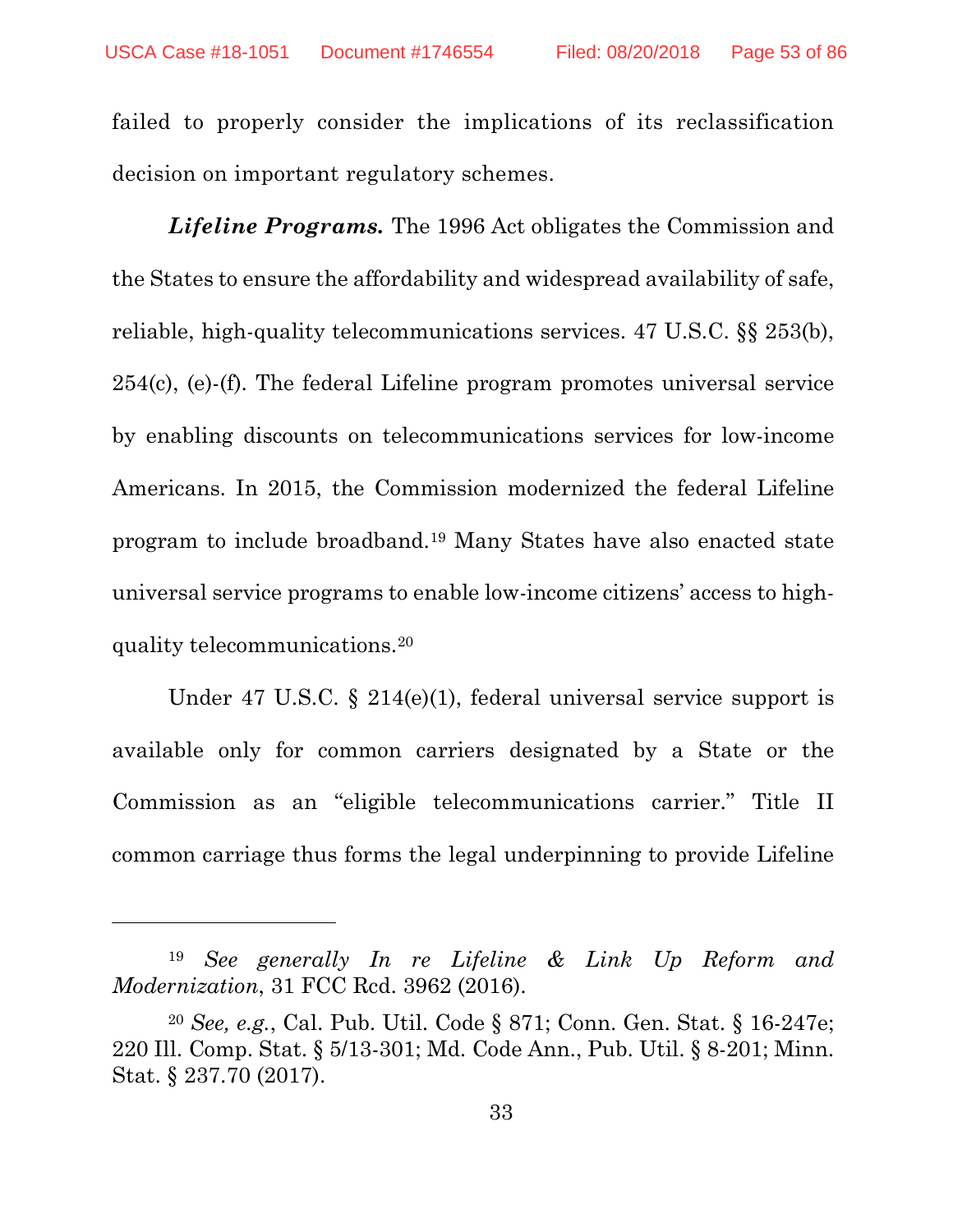failed to properly consider the implications of its reclassification decision on important regulatory schemes.

***Lifeline Programs.*** The 1996 Act obligates the Commission and the States to ensure the affordability and widespread availability of safe, reliable, high-quality telecommunications services. 47 U.S.C. §§ 253(b), 254(c), (e)-(f). The federal Lifeline program promotes universal service by enabling discounts on telecommunications services for low-income Americans. In 2015, the Commission modernized the federal Lifeline program to include broadband.[19] Many States have also enacted state universal service programs to enable low-income citizens' access to high-quality telecommunications.[20]

Under 47 U.S.C. § 214(e)(1), federal universal service support is available only for common carriers designated by a State or the Commission as an "eligible telecommunications carrier." Title II common carriage thus forms the legal underpinning to provide Lifeline

---

[19] *See generally In re Lifeline & Link Up Reform and Modernization*, 31 FCC Rcd. 3962 (2016).

[20] *See, e.g.*, Cal. Pub. Util. Code § 871; Conn. Gen. Stat. § 16-247e; 220 Ill. Comp. Stat. § 5/13-301; Md. Code Ann., Pub. Util. § 8-201; Minn. Stat. § 237.70 (2017).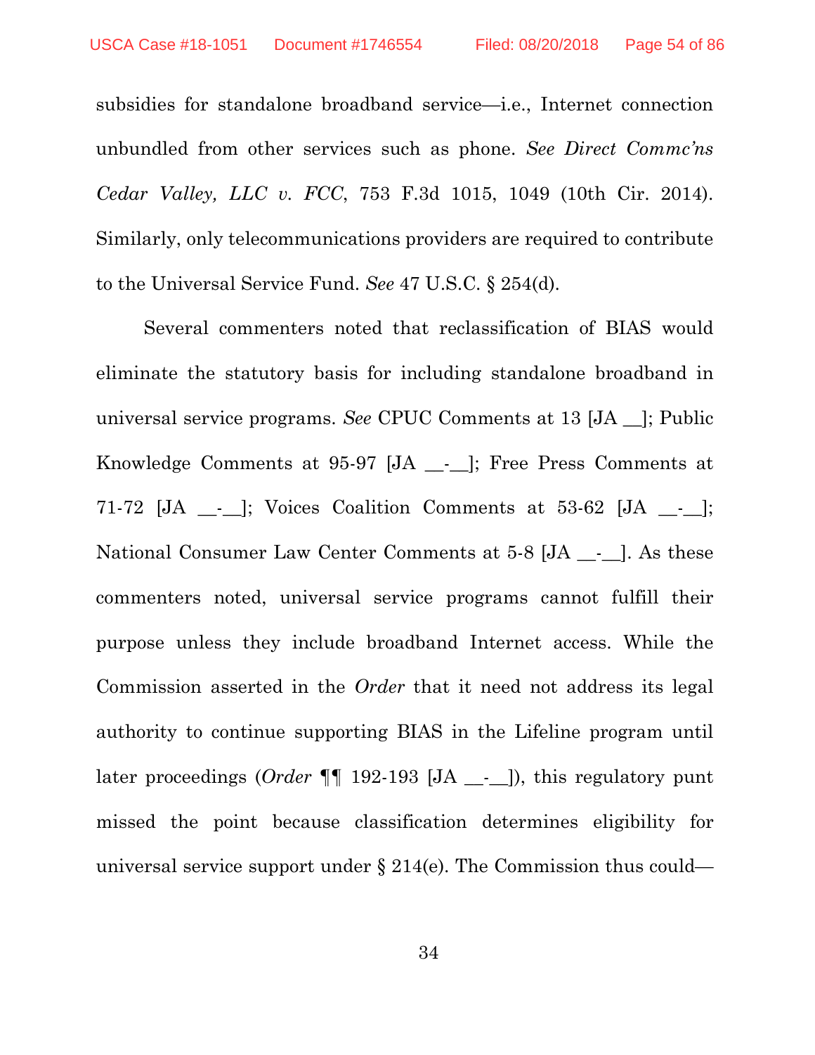subsidies for standalone broadband service—i.e., Internet connection unbundled from other services such as phone. *See Direct Commc'ns Cedar Valley, LLC v. FCC*, 753 F.3d 1015, 1049 (10th Cir. 2014). Similarly, only telecommunications providers are required to contribute to the Universal Service Fund. *See* 47 U.S.C. § 254(d).

Several commenters noted that reclassification of BIAS would eliminate the statutory basis for including standalone broadband in universal service programs. *See* CPUC Comments at 13 [JA __]; Public Knowledge Comments at 95-97 [JA __-__]; Free Press Comments at 71-72 [JA __-__]; Voices Coalition Comments at 53-62 [JA __-__]; National Consumer Law Center Comments at 5-8 [JA __-__]. As these commenters noted, universal service programs cannot fulfill their purpose unless they include broadband Internet access. While the Commission asserted in the *Order* that it need not address its legal authority to continue supporting BIAS in the Lifeline program until later proceedings (*Order* ¶¶ 192-193 [JA __-__]), this regulatory punt missed the point because classification determines eligibility for universal service support under § 214(e). The Commission thus could—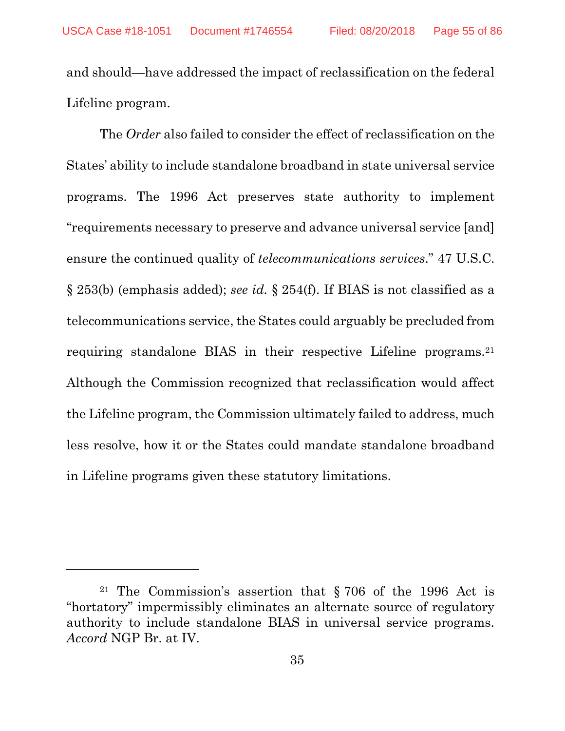and should—have addressed the impact of reclassification on the federal Lifeline program.

The *Order* also failed to consider the effect of reclassification on the States' ability to include standalone broadband in state universal service programs. The 1996 Act preserves state authority to implement "requirements necessary to preserve and advance universal service [and] ensure the continued quality of *telecommunications services*." 47 U.S.C. § 253(b) (emphasis added); *see id.* § 254(f). If BIAS is not classified as a telecommunications service, the States could arguably be precluded from requiring standalone BIAS in their respective Lifeline programs.[21] Although the Commission recognized that reclassification would affect the Lifeline program, the Commission ultimately failed to address, much less resolve, how it or the States could mandate standalone broadband in Lifeline programs given these statutory limitations.

---

[21] The Commission's assertion that § 706 of the 1996 Act is "hortatory" impermissibly eliminates an alternate source of regulatory authority to include standalone BIAS in universal service programs. *Accord* NGP Br. at IV.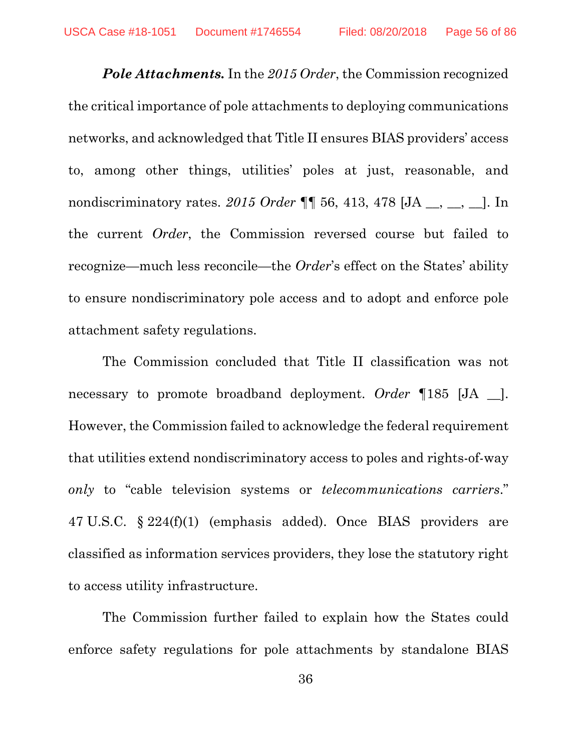***Pole Attachments.*** In the *2015 Order*, the Commission recognized the critical importance of pole attachments to deploying communications networks, and acknowledged that Title II ensures BIAS providers' access to, among other things, utilities' poles at just, reasonable, and nondiscriminatory rates. *2015 Order* ¶¶ 56, 413, 478 [JA __, __, __]. In the current *Order*, the Commission reversed course but failed to recognize—much less reconcile—the *Order*'s effect on the States' ability to ensure nondiscriminatory pole access and to adopt and enforce pole attachment safety regulations.

The Commission concluded that Title II classification was not necessary to promote broadband deployment. *Order* ¶185 [JA __]. However, the Commission failed to acknowledge the federal requirement that utilities extend nondiscriminatory access to poles and rights-of-way *only* to "cable television systems or *telecommunications carriers*." 47 U.S.C. § 224(f)(1) (emphasis added). Once BIAS providers are classified as information services providers, they lose the statutory right to access utility infrastructure.

The Commission further failed to explain how the States could enforce safety regulations for pole attachments by standalone BIAS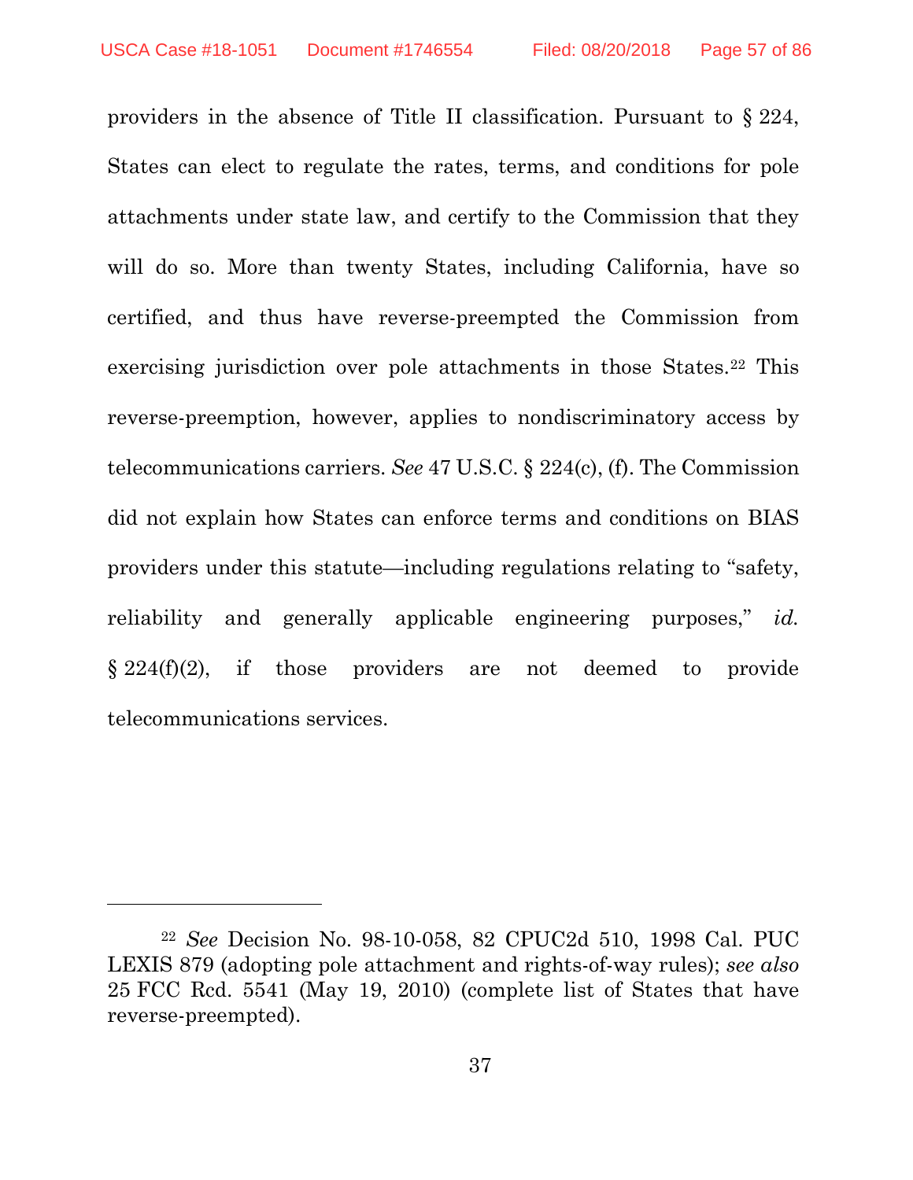providers in the absence of Title II classification. Pursuant to § 224, States can elect to regulate the rates, terms, and conditions for pole attachments under state law, and certify to the Commission that they will do so. More than twenty States, including California, have so certified, and thus have reverse-preempted the Commission from exercising jurisdiction over pole attachments in those States.[22] This reverse-preemption, however, applies to nondiscriminatory access by telecommunications carriers. *See* 47 U.S.C. § 224(c), (f). The Commission did not explain how States can enforce terms and conditions on BIAS providers under this statute—including regulations relating to "safety, reliability and generally applicable engineering purposes," *id.* § 224(f)(2), if those providers are not deemed to provide telecommunications services.

---

[22] *See* Decision No. 98-10-058, 82 CPUC2d 510, 1998 Cal. PUC LEXIS 879 (adopting pole attachment and rights-of-way rules); *see also* 25 FCC Rcd. 5541 (May 19, 2010) (complete list of States that have reverse-preempted).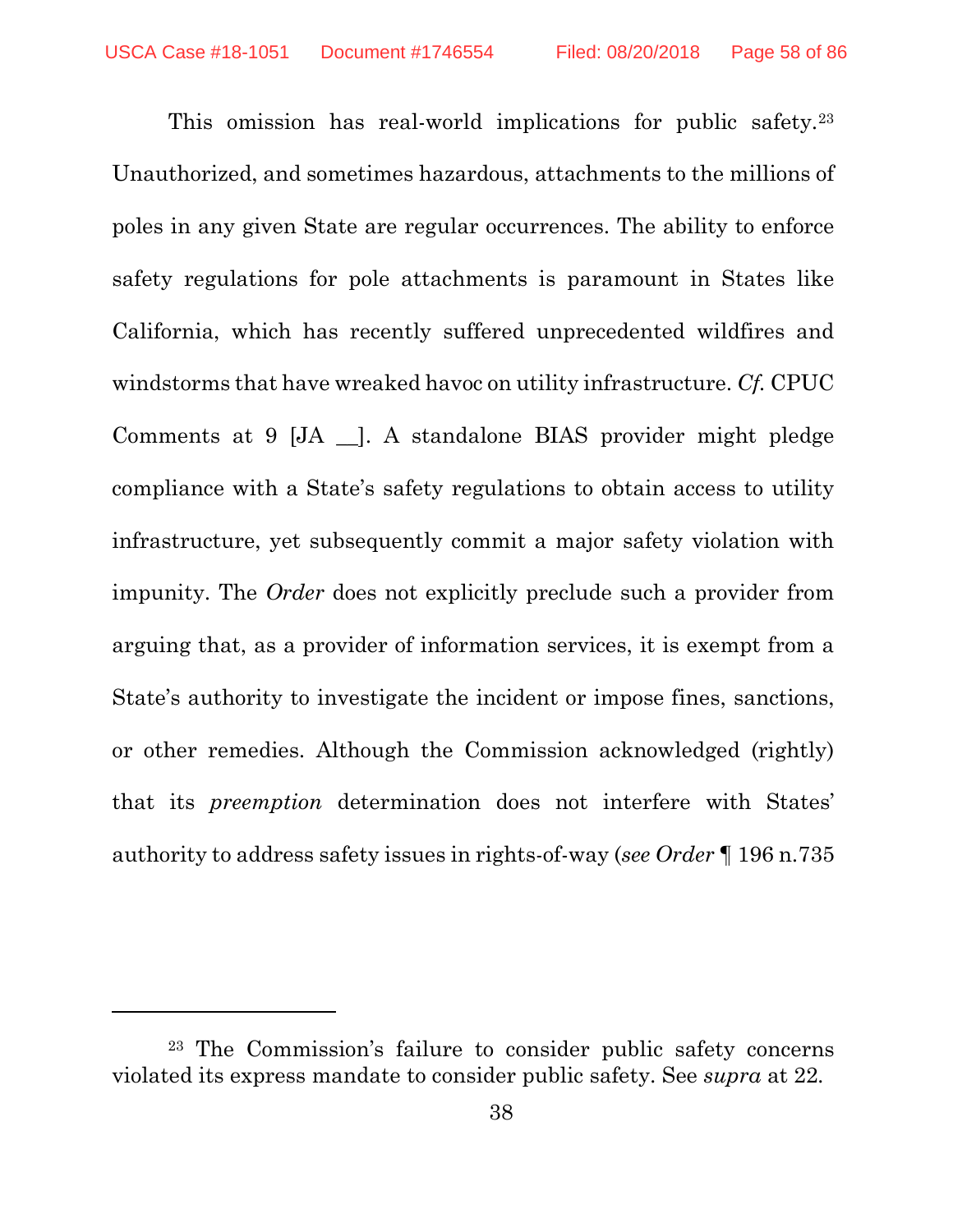This omission has real-world implications for public safety.[23] Unauthorized, and sometimes hazardous, attachments to the millions of poles in any given State are regular occurrences. The ability to enforce safety regulations for pole attachments is paramount in States like California, which has recently suffered unprecedented wildfires and windstorms that have wreaked havoc on utility infrastructure. *Cf.* CPUC Comments at 9 [JA __]. A standalone BIAS provider might pledge compliance with a State's safety regulations to obtain access to utility infrastructure, yet subsequently commit a major safety violation with impunity. The *Order* does not explicitly preclude such a provider from arguing that, as a provider of information services, it is exempt from a State's authority to investigate the incident or impose fines, sanctions, or other remedies. Although the Commission acknowledged (rightly) that its *preemption* determination does not interfere with States' authority to address safety issues in rights-of-way (*see Order* ¶ 196 n.735

---

[23] The Commission's failure to consider public safety concerns violated its express mandate to consider public safety. See *supra* at 22.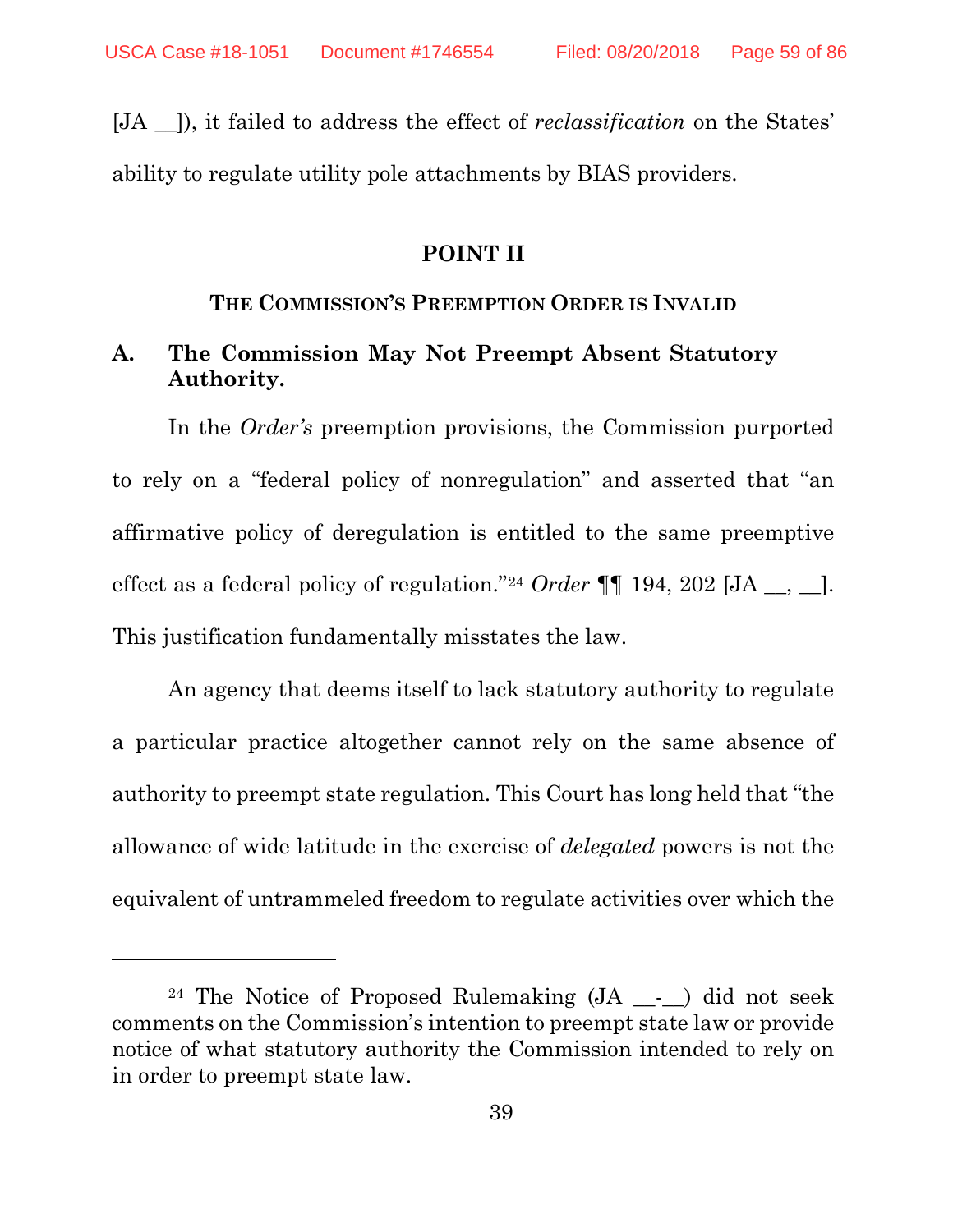[JA __]), it failed to address the effect of *reclassification* on the States' ability to regulate utility pole attachments by BIAS providers.

## POINT II

### THE COMMISSION'S PREEMPTION ORDER IS INVALID

### A. The Commission May Not Preempt Absent Statutory Authority.

In the *Order's* preemption provisions, the Commission purported to rely on a "federal policy of nonregulation" and asserted that "an affirmative policy of deregulation is entitled to the same preemptive effect as a federal policy of regulation."[24] *Order* ¶¶ 194, 202 [JA __, __]. This justification fundamentally misstates the law.

An agency that deems itself to lack statutory authority to regulate a particular practice altogether cannot rely on the same absence of authority to preempt state regulation. This Court has long held that "the allowance of wide latitude in the exercise of *delegated* powers is not the equivalent of untrammeled freedom to regulate activities over which the

---

[24] The Notice of Proposed Rulemaking (JA __-__) did not seek comments on the Commission's intention to preempt state law or provide notice of what statutory authority the Commission intended to rely on in order to preempt state law.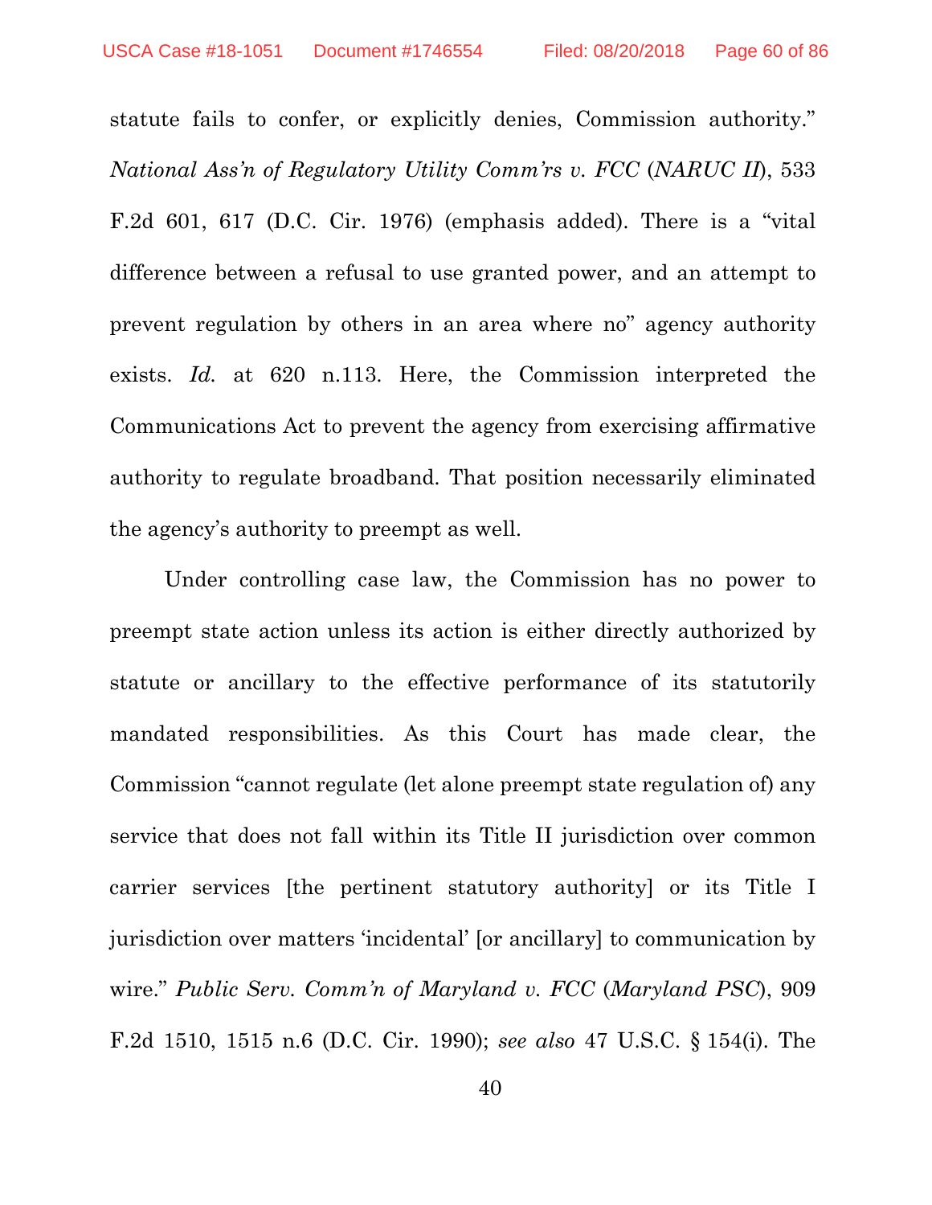statute fails to confer, or explicitly denies, Commission authority." *National Ass'n of Regulatory Utility Comm'rs v. FCC* (*NARUC II*), 533 F.2d 601, 617 (D.C. Cir. 1976) (emphasis added). There is a "vital difference between a refusal to use granted power, and an attempt to prevent regulation by others in an area where no" agency authority exists. *Id.* at 620 n.113. Here, the Commission interpreted the Communications Act to prevent the agency from exercising affirmative authority to regulate broadband. That position necessarily eliminated the agency's authority to preempt as well.

Under controlling case law, the Commission has no power to preempt state action unless its action is either directly authorized by statute or ancillary to the effective performance of its statutorily mandated responsibilities. As this Court has made clear, the Commission "cannot regulate (let alone preempt state regulation of) any service that does not fall within its Title II jurisdiction over common carrier services [the pertinent statutory authority] or its Title I jurisdiction over matters 'incidental' [or ancillary] to communication by wire." *Public Serv. Comm'n of Maryland v. FCC* (*Maryland PSC*), 909 F.2d 1510, 1515 n.6 (D.C. Cir. 1990); *see also* 47 U.S.C. § 154(i). The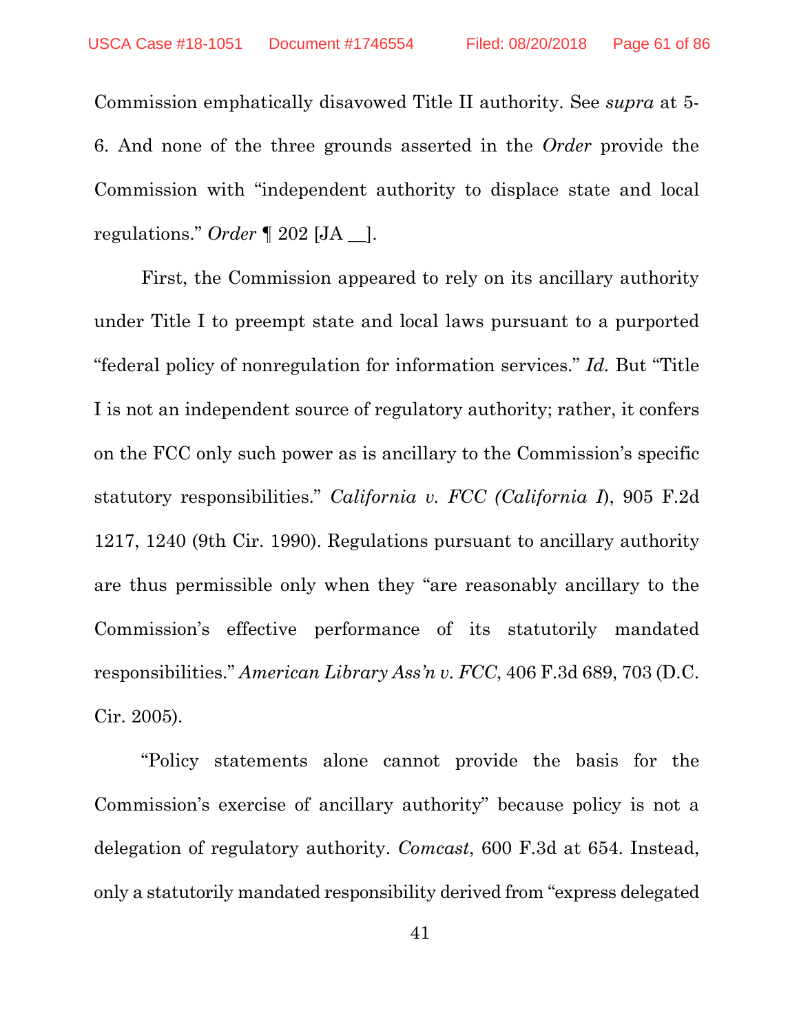Commission emphatically disavowed Title II authority. See *supra* at 5-6. And none of the three grounds asserted in the *Order* provide the Commission with "independent authority to displace state and local regulations." *Order* ¶ 202 [JA __].

First, the Commission appeared to rely on its ancillary authority under Title I to preempt state and local laws pursuant to a purported "federal policy of nonregulation for information services." *Id.* But "Title I is not an independent source of regulatory authority; rather, it confers on the FCC only such power as is ancillary to the Commission's specific statutory responsibilities." *California v. FCC (California I*), 905 F.2d 1217, 1240 (9th Cir. 1990). Regulations pursuant to ancillary authority are thus permissible only when they "are reasonably ancillary to the Commission's effective performance of its statutorily mandated responsibilities." *American Library Ass'n v. FCC*, 406 F.3d 689, 703 (D.C. Cir. 2005).

"Policy statements alone cannot provide the basis for the Commission's exercise of ancillary authority" because policy is not a delegation of regulatory authority. *Comcast*, 600 F.3d at 654. Instead, only a statutorily mandated responsibility derived from "express delegated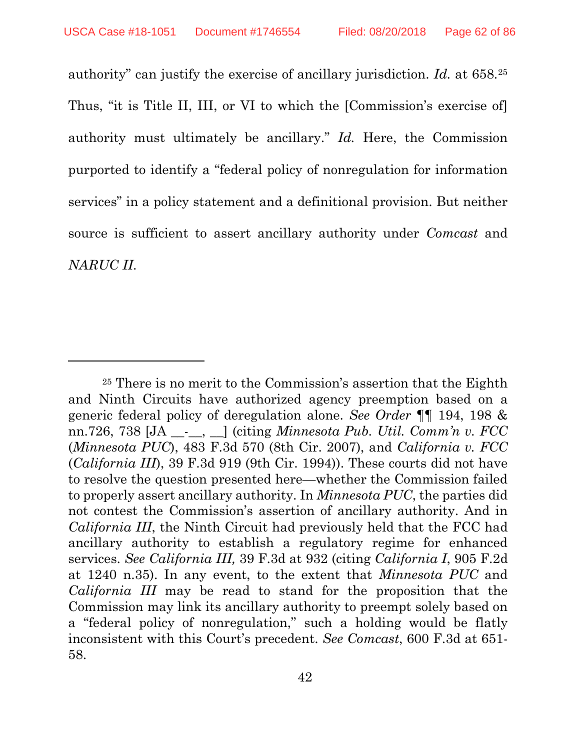authority" can justify the exercise of ancillary jurisdiction. *Id.* at 658.[25] Thus, "it is Title II, III, or VI to which the [Commission's exercise of] authority must ultimately be ancillary." *Id.* Here, the Commission purported to identify a "federal policy of nonregulation for information services" in a policy statement and a definitional provision. But neither source is sufficient to assert ancillary authority under *Comcast* and *NARUC II*.

---

[25] There is no merit to the Commission's assertion that the Eighth and Ninth Circuits have authorized agency preemption based on a generic federal policy of deregulation alone. *See Order* ¶¶ 194, 198 & nn.726, 738 [JA __-__, __] (citing *Minnesota Pub. Util. Comm'n v. FCC* (*Minnesota PUC*), 483 F.3d 570 (8th Cir. 2007), and *California v. FCC* (*California III*), 39 F.3d 919 (9th Cir. 1994)). These courts did not have to resolve the question presented here—whether the Commission failed to properly assert ancillary authority. In *Minnesota PUC*, the parties did not contest the Commission's assertion of ancillary authority. And in *California III*, the Ninth Circuit had previously held that the FCC had ancillary authority to establish a regulatory regime for enhanced services. *See California III,* 39 F.3d at 932 (citing *California I*, 905 F.2d at 1240 n.35). In any event, to the extent that *Minnesota PUC* and *California III* may be read to stand for the proposition that the Commission may link its ancillary authority to preempt solely based on a "federal policy of nonregulation," such a holding would be flatly inconsistent with this Court's precedent. *See Comcast*, 600 F.3d at 651-58.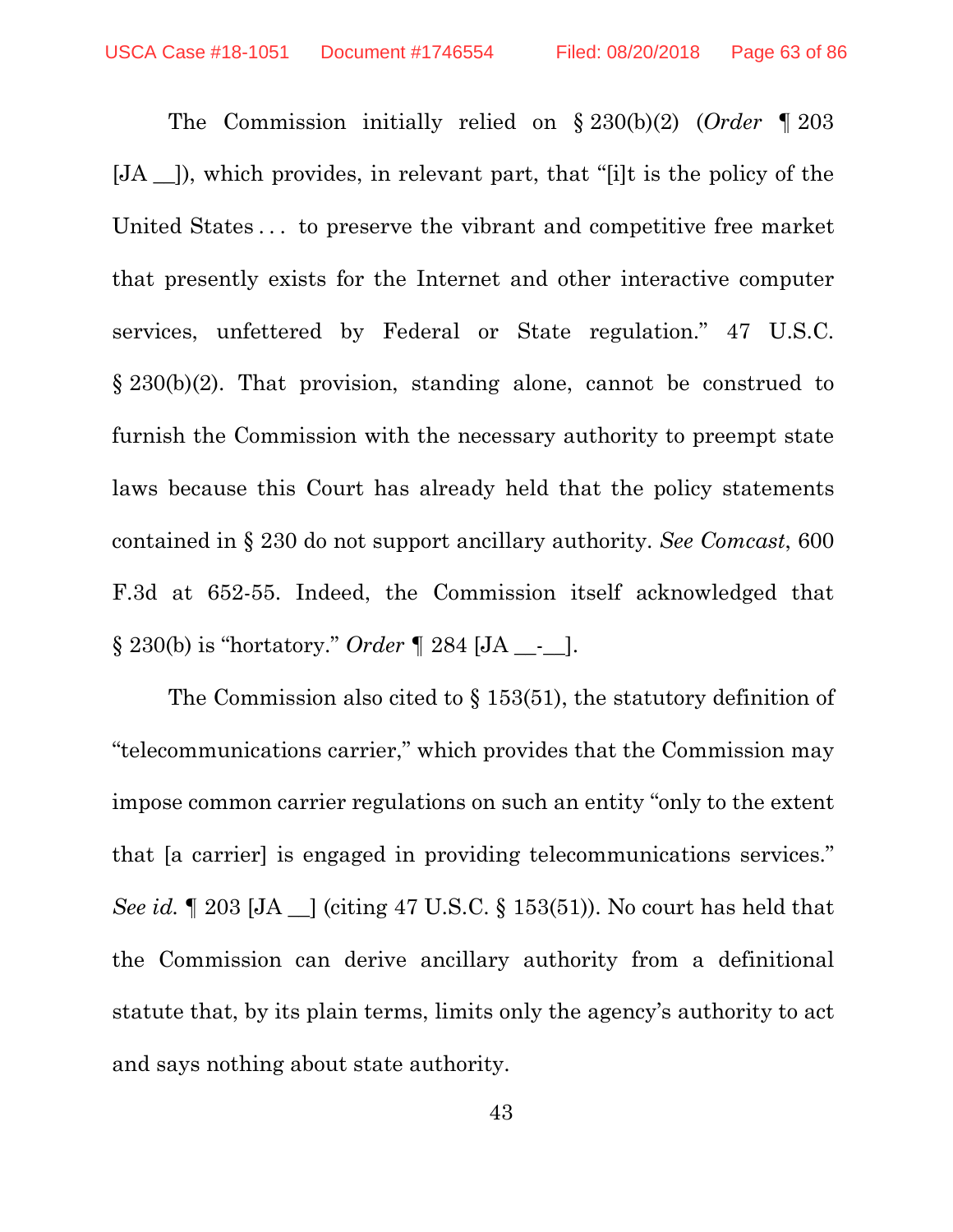The Commission initially relied on § 230(b)(2) (*Order* ¶ 203 [JA __]), which provides, in relevant part, that "[i]t is the policy of the United States . . . to preserve the vibrant and competitive free market that presently exists for the Internet and other interactive computer services, unfettered by Federal or State regulation." 47 U.S.C. § 230(b)(2). That provision, standing alone, cannot be construed to furnish the Commission with the necessary authority to preempt state laws because this Court has already held that the policy statements contained in § 230 do not support ancillary authority. *See Comcast*, 600 F.3d at 652-55. Indeed, the Commission itself acknowledged that § 230(b) is "hortatory." *Order* ¶ 284 [JA __-__].

The Commission also cited to § 153(51), the statutory definition of "telecommunications carrier," which provides that the Commission may impose common carrier regulations on such an entity "only to the extent that [a carrier] is engaged in providing telecommunications services." *See id.* ¶ 203 [JA __] (citing 47 U.S.C. § 153(51)). No court has held that the Commission can derive ancillary authority from a definitional statute that, by its plain terms, limits only the agency's authority to act and says nothing about state authority.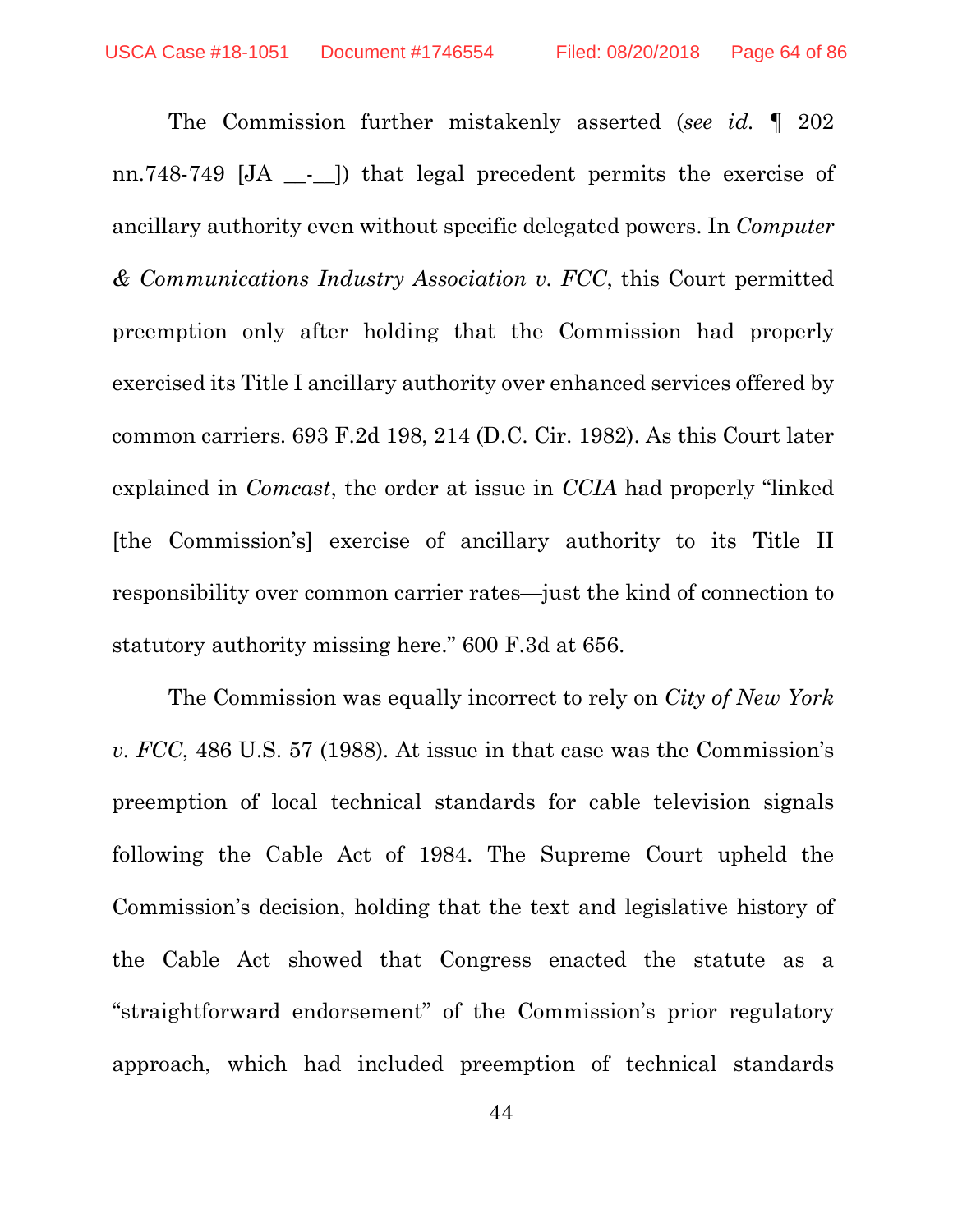The Commission further mistakenly asserted (*see id.* ¶ 202 nn.748-749 [JA __-__]) that legal precedent permits the exercise of ancillary authority even without specific delegated powers. In *Computer & Communications Industry Association v. FCC*, this Court permitted preemption only after holding that the Commission had properly exercised its Title I ancillary authority over enhanced services offered by common carriers. 693 F.2d 198, 214 (D.C. Cir. 1982). As this Court later explained in *Comcast*, the order at issue in *CCIA* had properly "linked [the Commission's] exercise of ancillary authority to its Title II responsibility over common carrier rates—just the kind of connection to statutory authority missing here." 600 F.3d at 656.

The Commission was equally incorrect to rely on *City of New York v. FCC*, 486 U.S. 57 (1988). At issue in that case was the Commission's preemption of local technical standards for cable television signals following the Cable Act of 1984. The Supreme Court upheld the Commission's decision, holding that the text and legislative history of the Cable Act showed that Congress enacted the statute as a "straightforward endorsement" of the Commission's prior regulatory approach, which had included preemption of technical standards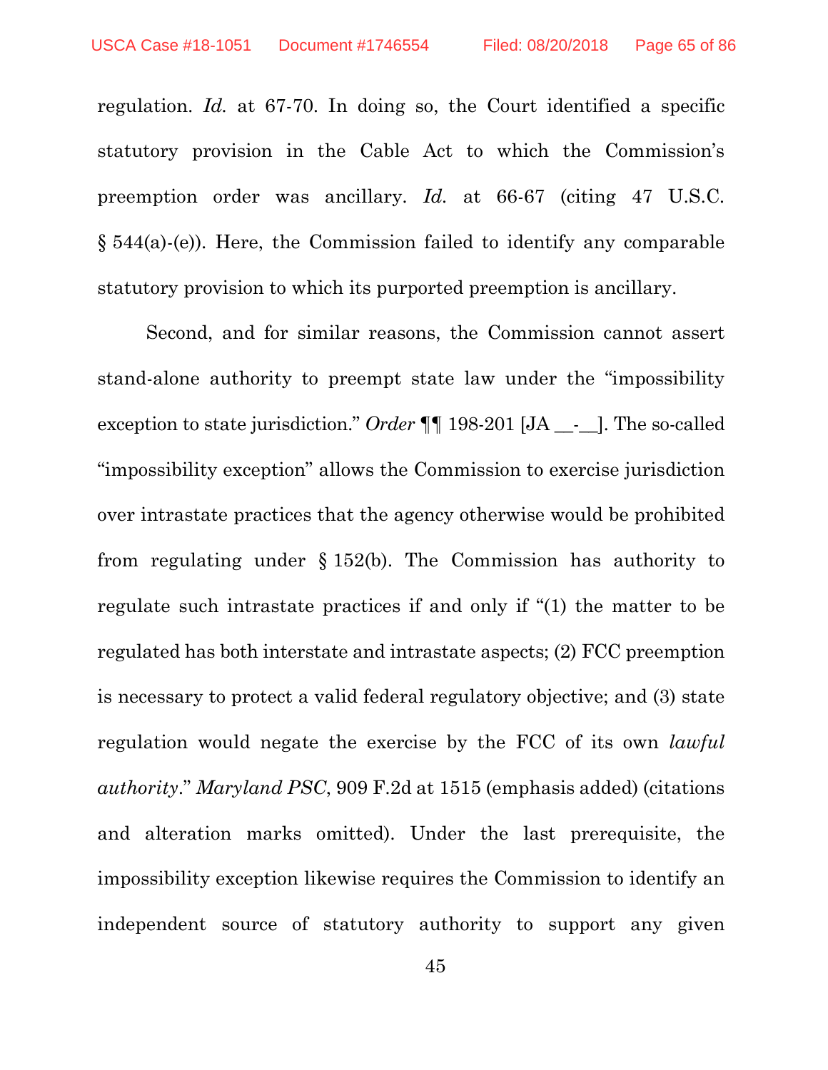regulation. *Id.* at 67-70. In doing so, the Court identified a specific statutory provision in the Cable Act to which the Commission's preemption order was ancillary. *Id.* at 66-67 (citing 47 U.S.C. § 544(a)-(e)). Here, the Commission failed to identify any comparable statutory provision to which its purported preemption is ancillary.

Second, and for similar reasons, the Commission cannot assert stand-alone authority to preempt state law under the "impossibility exception to state jurisdiction." *Order* ¶¶ 198-201 [JA __-__]. The so-called "impossibility exception" allows the Commission to exercise jurisdiction over intrastate practices that the agency otherwise would be prohibited from regulating under § 152(b). The Commission has authority to regulate such intrastate practices if and only if "(1) the matter to be regulated has both interstate and intrastate aspects; (2) FCC preemption is necessary to protect a valid federal regulatory objective; and (3) state regulation would negate the exercise by the FCC of its own *lawful authority*." *Maryland PSC*, 909 F.2d at 1515 (emphasis added) (citations and alteration marks omitted). Under the last prerequisite, the impossibility exception likewise requires the Commission to identify an independent source of statutory authority to support any given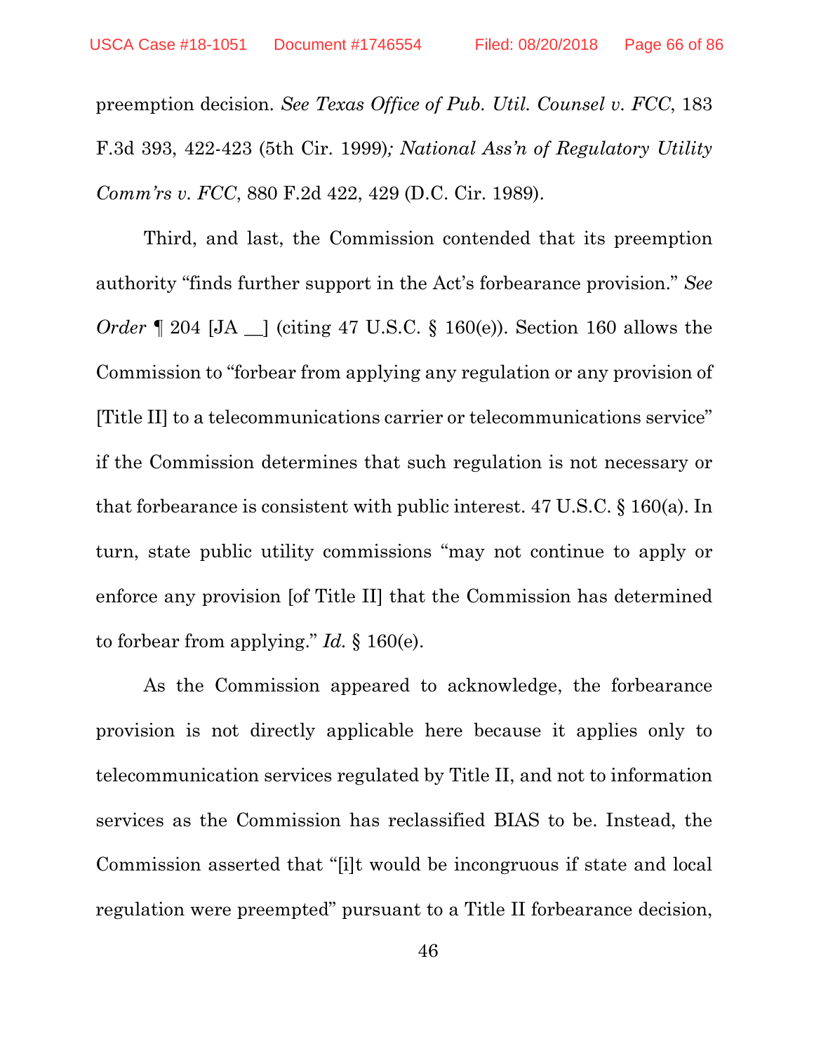preemption decision. *See Texas Office of Pub. Util. Counsel v. FCC*, 183 F.3d 393, 422-423 (5th Cir. 1999)*; National Ass'n of Regulatory Utility Comm'rs v. FCC*, 880 F.2d 422, 429 (D.C. Cir. 1989).

Third, and last, the Commission contended that its preemption authority "finds further support in the Act's forbearance provision." *See Order* ¶ 204 [JA __] (citing 47 U.S.C. § 160(e)). Section 160 allows the Commission to "forbear from applying any regulation or any provision of [Title II] to a telecommunications carrier or telecommunications service" if the Commission determines that such regulation is not necessary or that forbearance is consistent with public interest. 47 U.S.C. § 160(a). In turn, state public utility commissions "may not continue to apply or enforce any provision [of Title II] that the Commission has determined to forbear from applying." *Id.* § 160(e).

As the Commission appeared to acknowledge, the forbearance provision is not directly applicable here because it applies only to telecommunication services regulated by Title II, and not to information services as the Commission has reclassified BIAS to be. Instead, the Commission asserted that "[i]t would be incongruous if state and local regulation were preempted" pursuant to a Title II forbearance decision,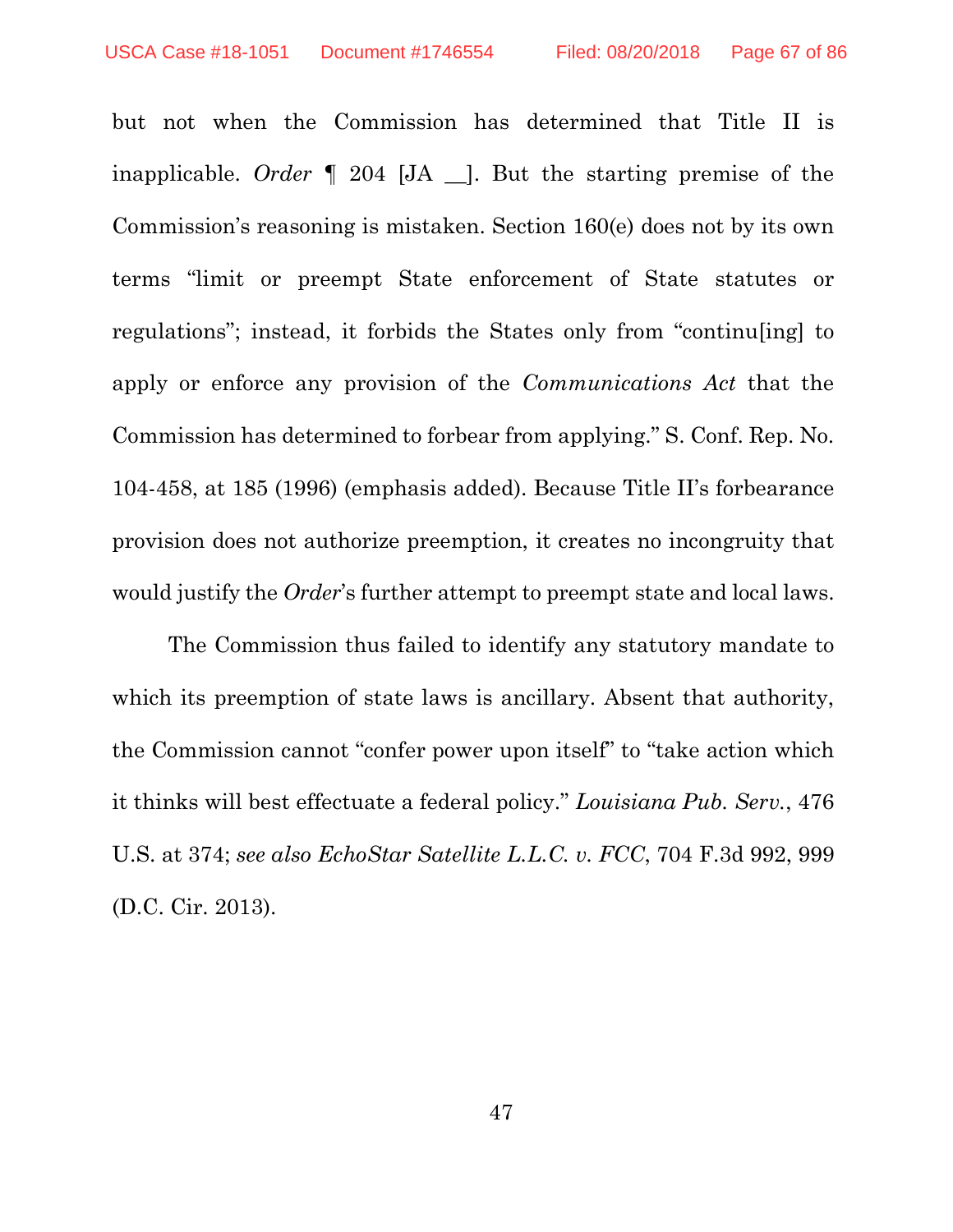but not when the Commission has determined that Title II is inapplicable. *Order* ¶ 204 [JA __]. But the starting premise of the Commission's reasoning is mistaken. Section 160(e) does not by its own terms "limit or preempt State enforcement of State statutes or regulations"; instead, it forbids the States only from "continu[ing] to apply or enforce any provision of the *Communications Act* that the Commission has determined to forbear from applying." S. Conf. Rep. No. 104-458, at 185 (1996) (emphasis added). Because Title II's forbearance provision does not authorize preemption, it creates no incongruity that would justify the *Order*'s further attempt to preempt state and local laws.

The Commission thus failed to identify any statutory mandate to which its preemption of state laws is ancillary. Absent that authority, the Commission cannot "confer power upon itself" to "take action which it thinks will best effectuate a federal policy." *Louisiana Pub. Serv.*, 476 U.S. at 374; *see also EchoStar Satellite L.L.C. v. FCC*, 704 F.3d 992, 999 (D.C. Cir. 2013).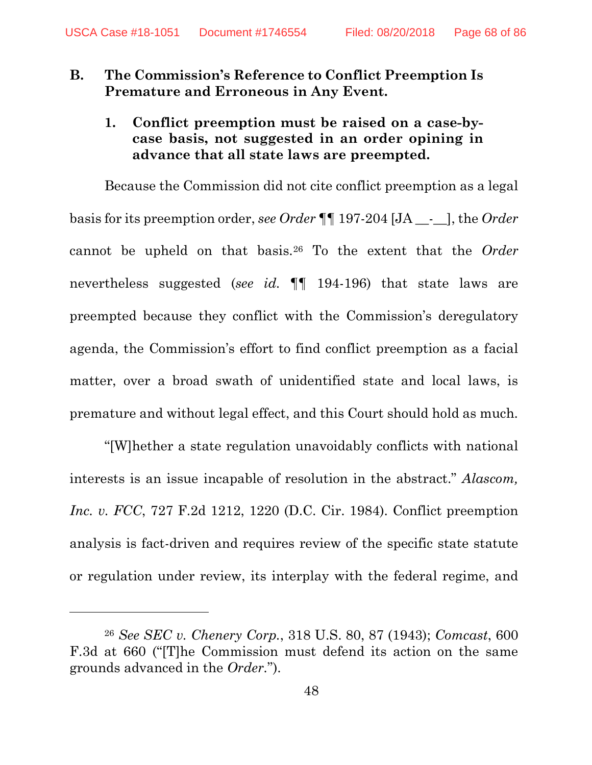### B. The Commission's Reference to Conflict Preemption Is Premature and Erroneous in Any Event.

#### 1. Conflict preemption must be raised on a case-by-case basis, not suggested in an order opining in advance that all state laws are preempted.

Because the Commission did not cite conflict preemption as a legal basis for its preemption order, *see Order* ¶¶ 197-204 [JA __-__], the *Order* cannot be upheld on that basis.[26] To the extent that the *Order* nevertheless suggested (*see id.* ¶¶ 194-196) that state laws are preempted because they conflict with the Commission's deregulatory agenda, the Commission's effort to find conflict preemption as a facial matter, over a broad swath of unidentified state and local laws, is premature and without legal effect, and this Court should hold as much.

"[W]hether a state regulation unavoidably conflicts with national interests is an issue incapable of resolution in the abstract." *Alascom, Inc. v. FCC*, 727 F.2d 1212, 1220 (D.C. Cir. 1984). Conflict preemption analysis is fact-driven and requires review of the specific state statute or regulation under review, its interplay with the federal regime, and

---

[26] *See SEC v. Chenery Corp.*, 318 U.S. 80, 87 (1943); *Comcast*, 600 F.3d at 660 ("[T]he Commission must defend its action on the same grounds advanced in the *Order*.").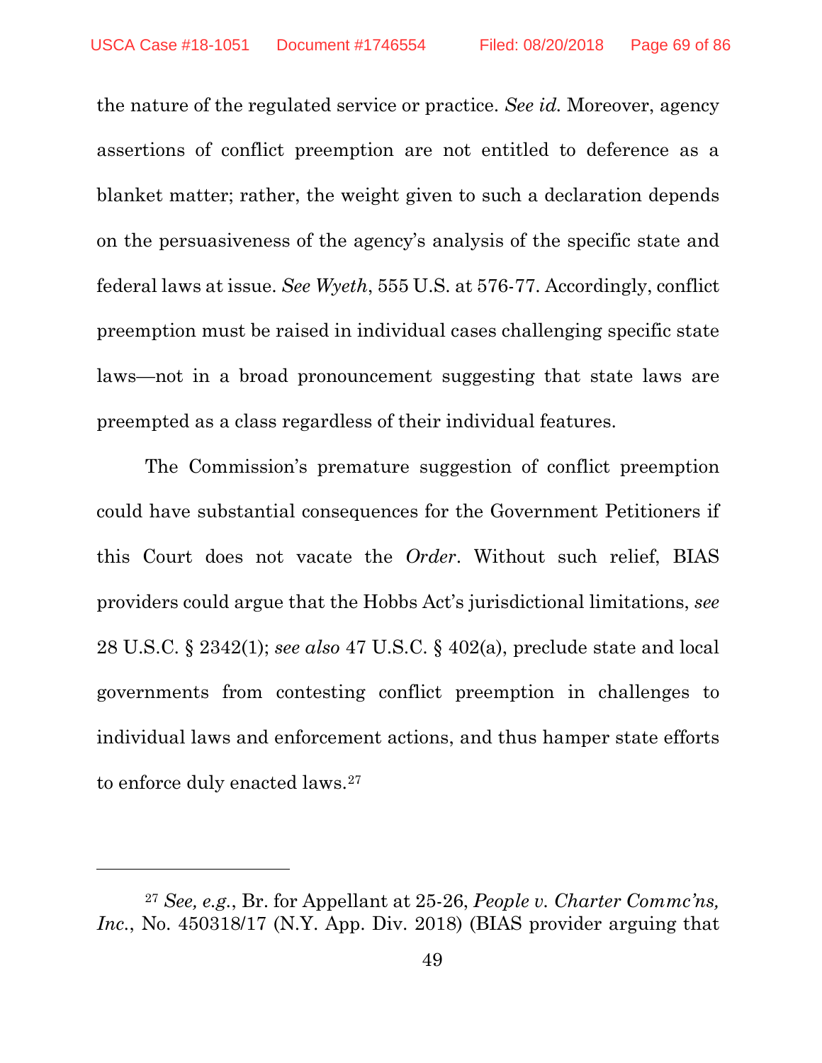the nature of the regulated service or practice. *See id.* Moreover, agency assertions of conflict preemption are not entitled to deference as a blanket matter; rather, the weight given to such a declaration depends on the persuasiveness of the agency's analysis of the specific state and federal laws at issue. *See Wyeth*, 555 U.S. at 576-77. Accordingly, conflict preemption must be raised in individual cases challenging specific state laws—not in a broad pronouncement suggesting that state laws are preempted as a class regardless of their individual features.

The Commission's premature suggestion of conflict preemption could have substantial consequences for the Government Petitioners if this Court does not vacate the *Order*. Without such relief, BIAS providers could argue that the Hobbs Act's jurisdictional limitations, *see* 28 U.S.C. § 2342(1); *see also* 47 U.S.C. § 402(a), preclude state and local governments from contesting conflict preemption in challenges to individual laws and enforcement actions, and thus hamper state efforts to enforce duly enacted laws.[27]

---

[27] *See, e.g.*, Br. for Appellant at 25-26, *People v. Charter Commc'ns, Inc.*, No. 450318/17 (N.Y. App. Div. 2018) (BIAS provider arguing that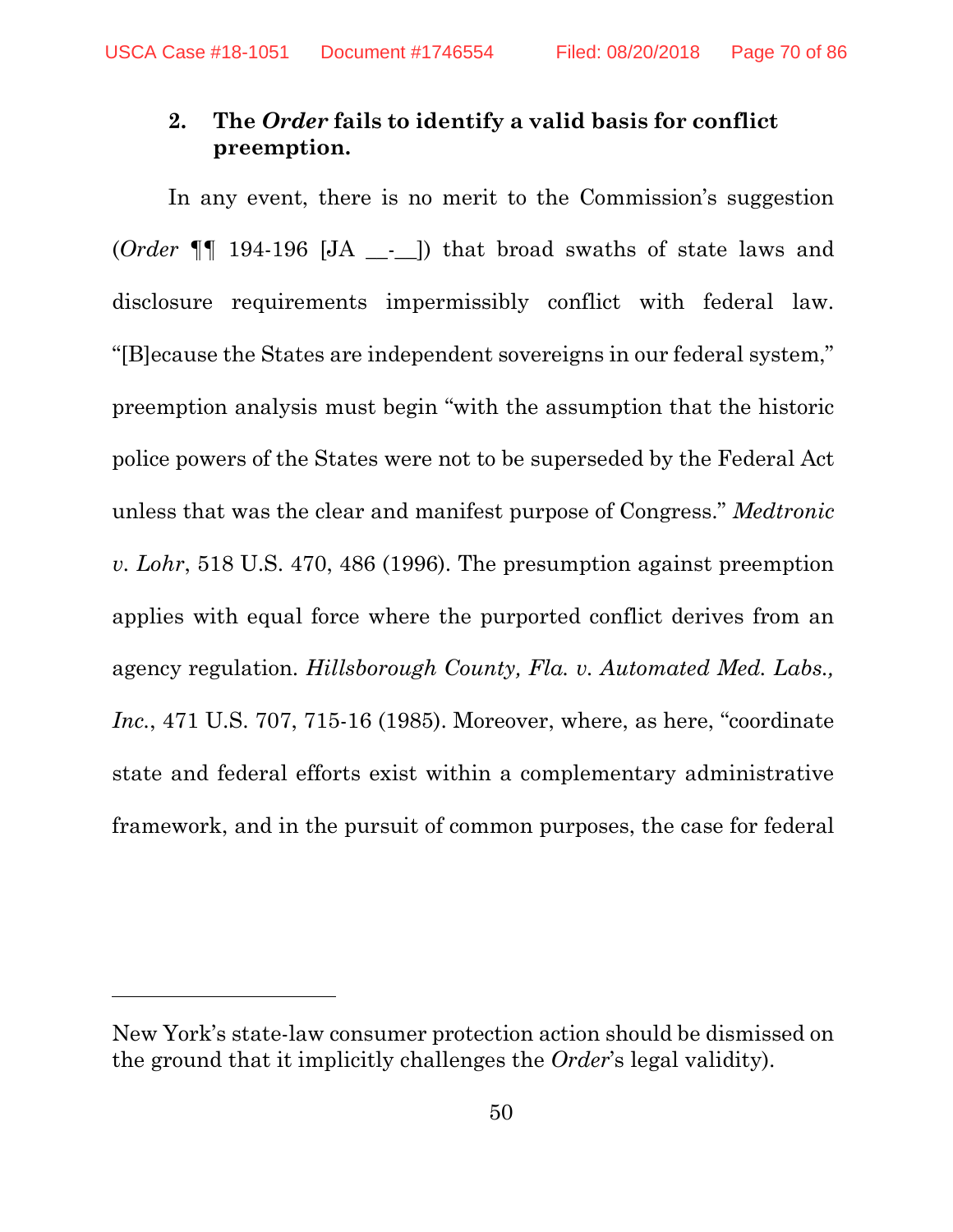### 2. The *Order* fails to identify a valid basis for conflict preemption.

In any event, there is no merit to the Commission's suggestion (*Order* ¶¶ 194-196 [JA __-__]) that broad swaths of state laws and disclosure requirements impermissibly conflict with federal law. "[B]ecause the States are independent sovereigns in our federal system," preemption analysis must begin "with the assumption that the historic police powers of the States were not to be superseded by the Federal Act unless that was the clear and manifest purpose of Congress." *Medtronic v. Lohr*, 518 U.S. 470, 486 (1996). The presumption against preemption applies with equal force where the purported conflict derives from an agency regulation. *Hillsborough County, Fla. v. Automated Med. Labs., Inc.*, 471 U.S. 707, 715-16 (1985). Moreover, where, as here, "coordinate state and federal efforts exist within a complementary administrative framework, and in the pursuit of common purposes, the case for federal

---

New York's state-law consumer protection action should be dismissed on the ground that it implicitly challenges the *Order*'s legal validity).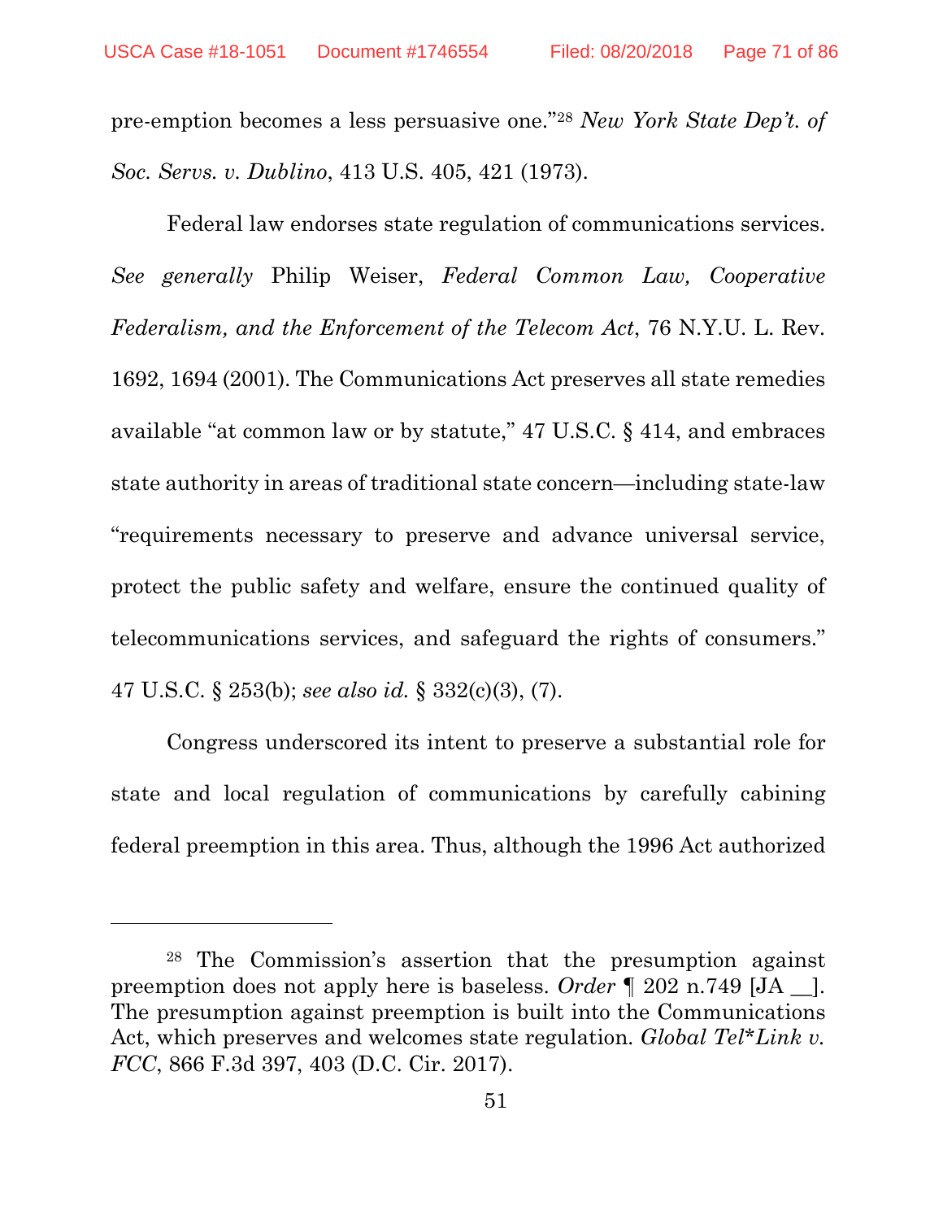pre-emption becomes a less persuasive one."[28] *New York State Dep't. of Soc. Servs. v. Dublino*, 413 U.S. 405, 421 (1973).

Federal law endorses state regulation of communications services. *See generally* Philip Weiser, *Federal Common Law, Cooperative Federalism, and the Enforcement of the Telecom Act*, 76 N.Y.U. L. Rev. 1692, 1694 (2001). The Communications Act preserves all state remedies available "at common law or by statute," 47 U.S.C. § 414, and embraces state authority in areas of traditional state concern—including state-law "requirements necessary to preserve and advance universal service, protect the public safety and welfare, ensure the continued quality of telecommunications services, and safeguard the rights of consumers." 47 U.S.C. § 253(b); *see also id.* § 332(c)(3), (7).

Congress underscored its intent to preserve a substantial role for state and local regulation of communications by carefully cabining federal preemption in this area. Thus, although the 1996 Act authorized

---

[28] The Commission's assertion that the presumption against preemption does not apply here is baseless. *Order* ¶ 202 n.749 [JA __]. The presumption against preemption is built into the Communications Act, which preserves and welcomes state regulation. *Global Tel*Link v. FCC*, 866 F.3d 397, 403 (D.C. Cir. 2017).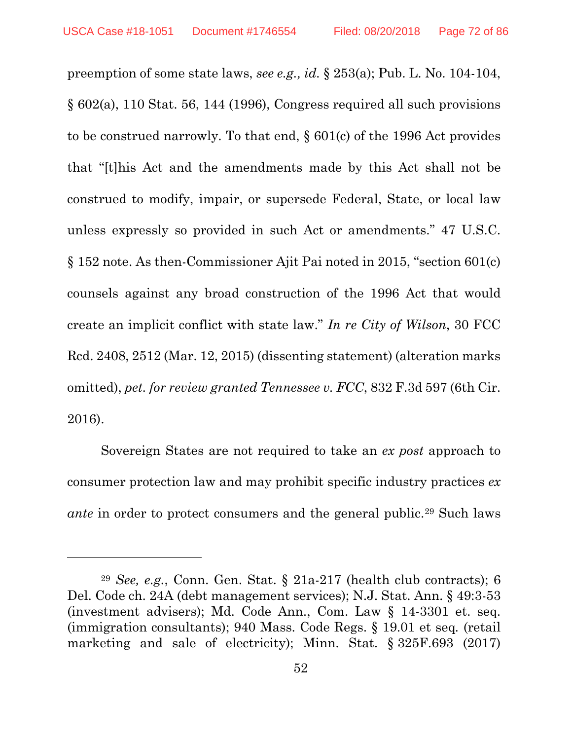preemption of some state laws, *see e.g., id.* § 253(a); Pub. L. No. 104-104, § 602(a), 110 Stat. 56, 144 (1996), Congress required all such provisions to be construed narrowly. To that end, § 601(c) of the 1996 Act provides that "[t]his Act and the amendments made by this Act shall not be construed to modify, impair, or supersede Federal, State, or local law unless expressly so provided in such Act or amendments." 47 U.S.C. § 152 note. As then-Commissioner Ajit Pai noted in 2015, "section 601(c) counsels against any broad construction of the 1996 Act that would create an implicit conflict with state law." *In re City of Wilson*, 30 FCC Rcd. 2408, 2512 (Mar. 12, 2015) (dissenting statement) (alteration marks omitted), *pet. for review granted Tennessee v. FCC*, 832 F.3d 597 (6th Cir. 2016).

Sovereign States are not required to take an *ex post* approach to consumer protection law and may prohibit specific industry practices *ex ante* in order to protect consumers and the general public.[29] Such laws

---

[29] *See, e.g.*, Conn. Gen. Stat. § 21a-217 (health club contracts); 6 Del. Code ch. 24A (debt management services); N.J. Stat. Ann. § 49:3-53 (investment advisers); Md. Code Ann., Com. Law § 14-3301 et. seq. (immigration consultants); 940 Mass. Code Regs. § 19.01 et seq. (retail marketing and sale of electricity); Minn. Stat. § 325F.693 (2017)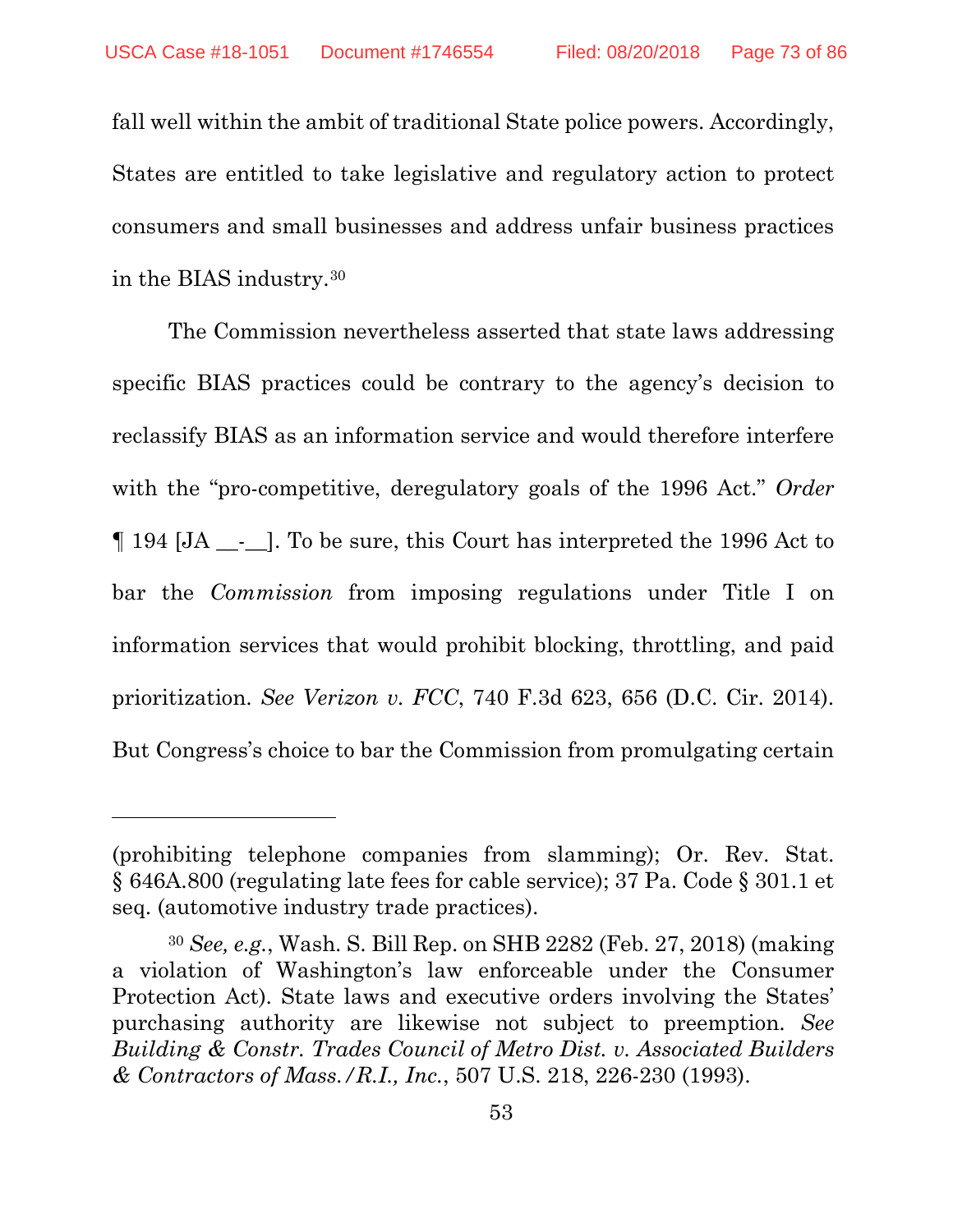fall well within the ambit of traditional State police powers. Accordingly, States are entitled to take legislative and regulatory action to protect consumers and small businesses and address unfair business practices in the BIAS industry.[30]

The Commission nevertheless asserted that state laws addressing specific BIAS practices could be contrary to the agency's decision to reclassify BIAS as an information service and would therefore interfere with the "pro-competitive, deregulatory goals of the 1996 Act." *Order* ¶ 194 [JA __-__]. To be sure, this Court has interpreted the 1996 Act to bar the *Commission* from imposing regulations under Title I on information services that would prohibit blocking, throttling, and paid prioritization. *See Verizon v. FCC*, 740 F.3d 623, 656 (D.C. Cir. 2014). But Congress's choice to bar the Commission from promulgating certain

---

(prohibiting telephone companies from slamming); Or. Rev. Stat. § 646A.800 (regulating late fees for cable service); 37 Pa. Code § 301.1 et seq. (automotive industry trade practices).

[30] *See, e.g.*, Wash. S. Bill Rep. on SHB 2282 (Feb. 27, 2018) (making a violation of Washington's law enforceable under the Consumer Protection Act). State laws and executive orders involving the States' purchasing authority are likewise not subject to preemption. *See Building & Constr. Trades Council of Metro Dist. v. Associated Builders & Contractors of Mass./R.I., Inc.*, 507 U.S. 218, 226-230 (1993).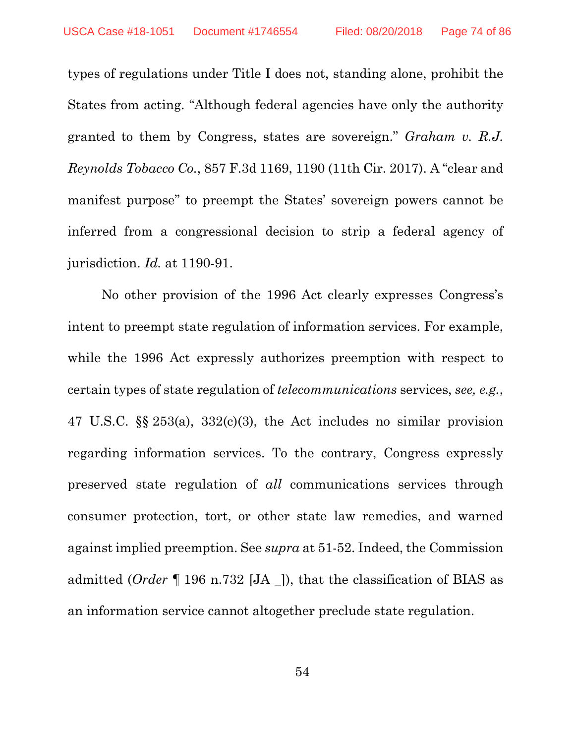types of regulations under Title I does not, standing alone, prohibit the States from acting. "Although federal agencies have only the authority granted to them by Congress, states are sovereign." *Graham v. R.J. Reynolds Tobacco Co.*, 857 F.3d 1169, 1190 (11th Cir. 2017). A "clear and manifest purpose" to preempt the States' sovereign powers cannot be inferred from a congressional decision to strip a federal agency of jurisdiction. *Id.* at 1190-91.

No other provision of the 1996 Act clearly expresses Congress's intent to preempt state regulation of information services. For example, while the 1996 Act expressly authorizes preemption with respect to certain types of state regulation of *telecommunications* services, *see, e.g.*, 47 U.S.C. §§ 253(a), 332(c)(3), the Act includes no similar provision regarding information services. To the contrary, Congress expressly preserved state regulation of *all* communications services through consumer protection, tort, or other state law remedies, and warned against implied preemption. See *supra* at 51-52. Indeed, the Commission admitted (*Order* ¶ 196 n.732 [JA _]), that the classification of BIAS as an information service cannot altogether preclude state regulation.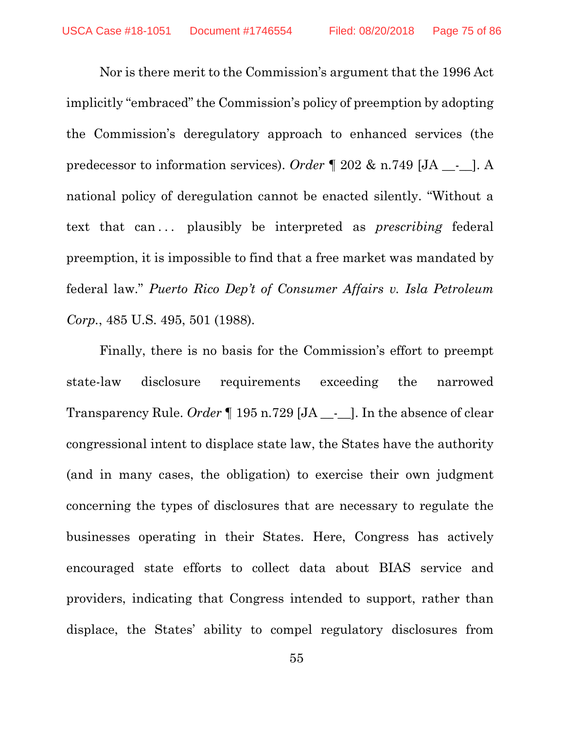Nor is there merit to the Commission's argument that the 1996 Act implicitly "embraced" the Commission's policy of preemption by adopting the Commission's deregulatory approach to enhanced services (the predecessor to information services). *Order* ¶ 202 & n.749 [JA __-__]. A national policy of deregulation cannot be enacted silently. "Without a text that can . . . plausibly be interpreted as *prescribing* federal preemption, it is impossible to find that a free market was mandated by federal law." *Puerto Rico Dep't of Consumer Affairs v. Isla Petroleum Corp.*, 485 U.S. 495, 501 (1988).

Finally, there is no basis for the Commission's effort to preempt state-law disclosure requirements exceeding the narrowed Transparency Rule. *Order* ¶ 195 n.729 [JA __-__]. In the absence of clear congressional intent to displace state law, the States have the authority (and in many cases, the obligation) to exercise their own judgment concerning the types of disclosures that are necessary to regulate the businesses operating in their States. Here, Congress has actively encouraged state efforts to collect data about BIAS service and providers, indicating that Congress intended to support, rather than displace, the States' ability to compel regulatory disclosures from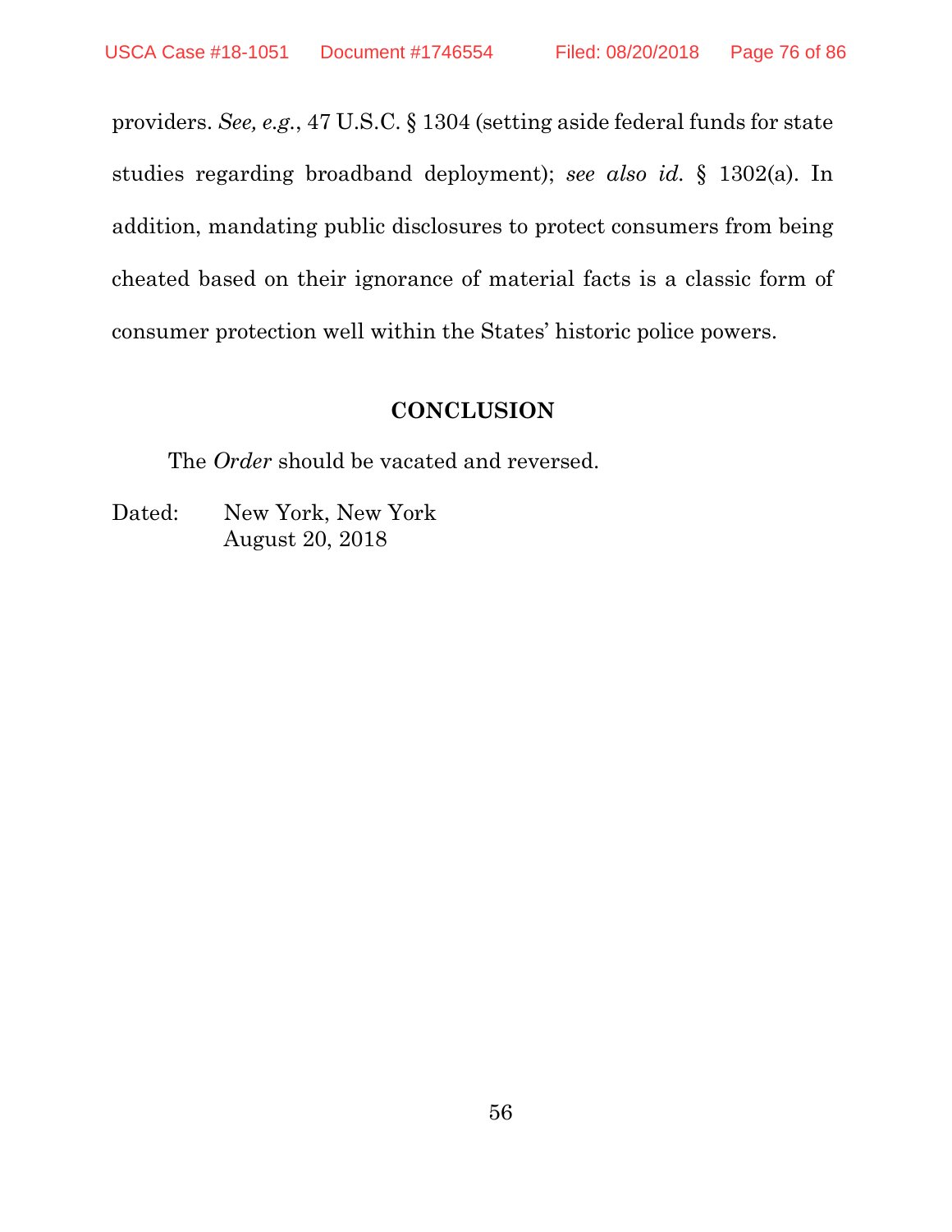providers. *See, e.g.*, 47 U.S.C. § 1304 (setting aside federal funds for state studies regarding broadband deployment); *see also id.* § 1302(a). In addition, mandating public disclosures to protect consumers from being cheated based on their ignorance of material facts is a classic form of consumer protection well within the States' historic police powers.

## CONCLUSION

The *Order* should be vacated and reversed.

Dated: New York, New York
August 20, 2018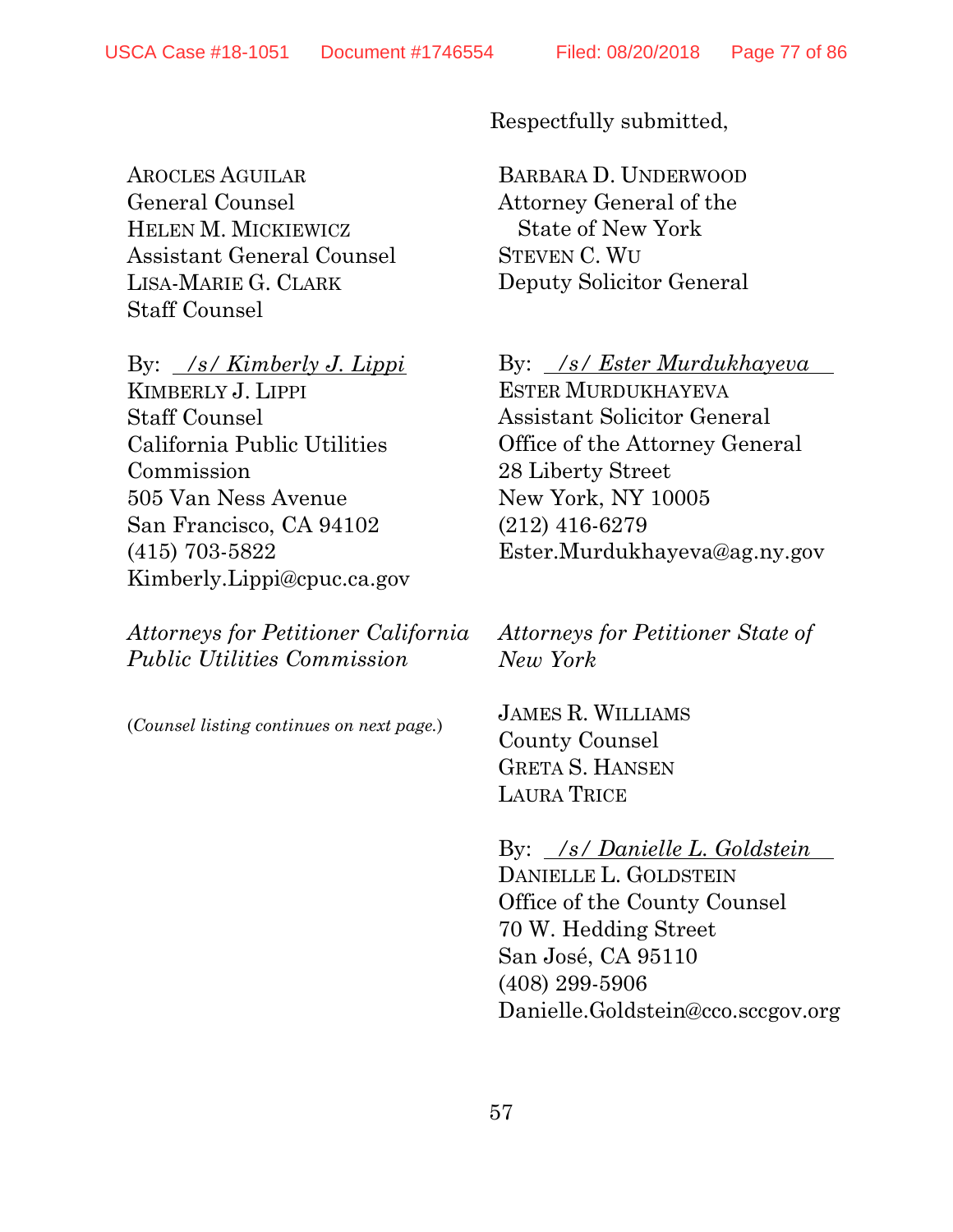Respectfully submitted,

AROCLES AGUILAR
General Counsel
HELEN M. MICKIEWICZ
Assistant General Counsel
LISA-MARIE G. CLARK
Staff Counsel

By: */s/ Kimberly J. Lippi*
KIMBERLY J. LIPPI
Staff Counsel
California Public Utilities Commission
505 Van Ness Avenue
San Francisco, CA 94102
(415) 703-5822
Kimberly.Lippi@cpuc.ca.gov

*Attorneys for Petitioner California Public Utilities Commission*

(*Counsel listing continues on next page.*)

BARBARA D. UNDERWOOD
Attorney General of the State of New York
STEVEN C. WU
Deputy Solicitor General

By: */s/ Ester Murdukhayeva*
ESTER MURDUKHAYEVA
Assistant Solicitor General
Office of the Attorney General
28 Liberty Street
New York, NY 10005
(212) 416-6279
Ester.Murdukhayeva@ag.ny.gov

*Attorneys for Petitioner State of New York*

JAMES R. WILLIAMS
County Counsel
GRETA S. HANSEN
LAURA TRICE

By: */s/ Danielle L. Goldstein*
DANIELLE L. GOLDSTEIN
Office of the County Counsel
70 W. Hedding Street
San José, CA 95110
(408) 299-5906
Danielle.Goldstein@cco.sccgov.org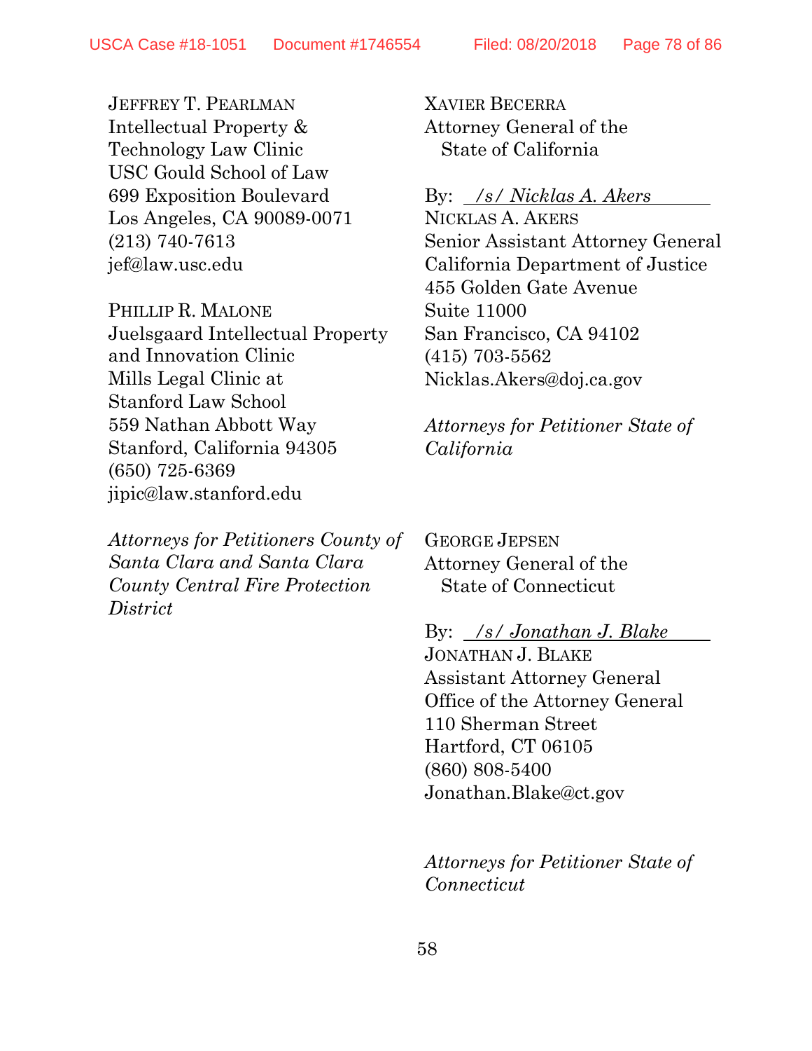JEFFREY T. PEARLMAN
Intellectual Property &
Technology Law Clinic
USC Gould School of Law
699 Exposition Boulevard
Los Angeles, CA 90089-0071
(213) 740-7613
jef@law.usc.edu

PHILLIP R. MALONE
Juelsgaard Intellectual Property
and Innovation Clinic
Mills Legal Clinic at
Stanford Law School
559 Nathan Abbott Way
Stanford, California 94305
(650) 725-6369
jipic@law.stanford.edu

*Attorneys for Petitioners County of Santa Clara and Santa Clara County Central Fire Protection District*

XAVIER BECERRA
Attorney General of the
State of California

By: */s/ Nicklas A. Akers*
NICKLAS A. AKERS
Senior Assistant Attorney General
California Department of Justice
455 Golden Gate Avenue
Suite 11000
San Francisco, CA 94102
(415) 703-5562
Nicklas.Akers@doj.ca.gov

*Attorneys for Petitioner State of California*

GEORGE JEPSEN
Attorney General of the
State of Connecticut

By: */s/ Jonathan J. Blake*
JONATHAN J. BLAKE
Assistant Attorney General
Office of the Attorney General
110 Sherman Street
Hartford, CT 06105
(860) 808-5400
Jonathan.Blake@ct.gov

*Attorneys for Petitioner State of Connecticut*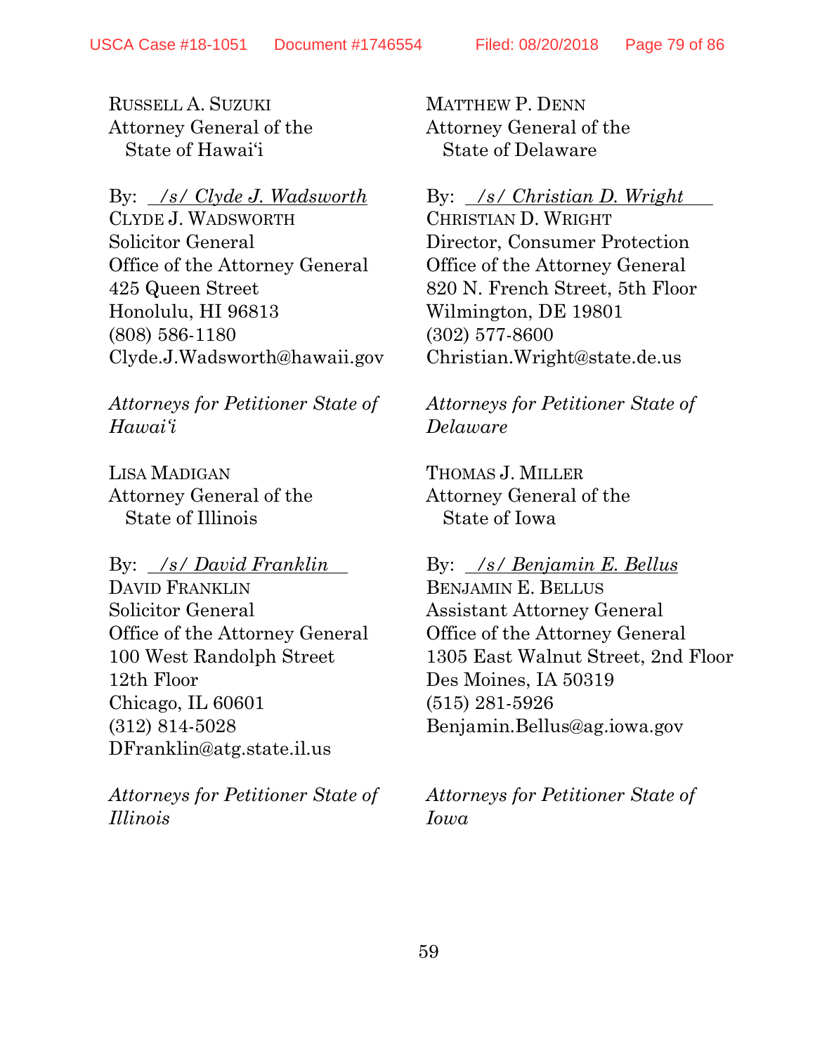RUSSELL A. SUZUKI
Attorney General of the
State of Hawai'i

By: *__/s/ Clyde J. Wadsworth__*
CLYDE J. WADSWORTH
Solicitor General
Office of the Attorney General
425 Queen Street
Honolulu, HI 96813
(808) 586-1180
Clyde.J.Wadsworth@hawaii.gov

*Attorneys for Petitioner State of Hawai'i*

MATTHEW P. DENN
Attorney General of the
State of Delaware

By: *__/s/ Christian D. Wright__*
CHRISTIAN D. WRIGHT
Director, Consumer Protection
Office of the Attorney General
820 N. French Street, 5th Floor
Wilmington, DE 19801
(302) 577-8600
Christian.Wright@state.de.us

*Attorneys for Petitioner State of Delaware*

LISA MADIGAN
Attorney General of the
State of Illinois

By: *__/s/ David Franklin__*
DAVID FRANKLIN
Solicitor General
Office of the Attorney General
100 West Randolph Street
12th Floor
Chicago, IL 60601
(312) 814-5028
DFranklin@atg.state.il.us

*Attorneys for Petitioner State of Illinois*

THOMAS J. MILLER
Attorney General of the
State of Iowa

By: *__/s/ Benjamin E. Bellus__*
BENJAMIN E. BELLUS
Assistant Attorney General
Office of the Attorney General
1305 East Walnut Street, 2nd Floor
Des Moines, IA 50319
(515) 281-5926
Benjamin.Bellus@ag.iowa.gov

*Attorneys for Petitioner State of Iowa*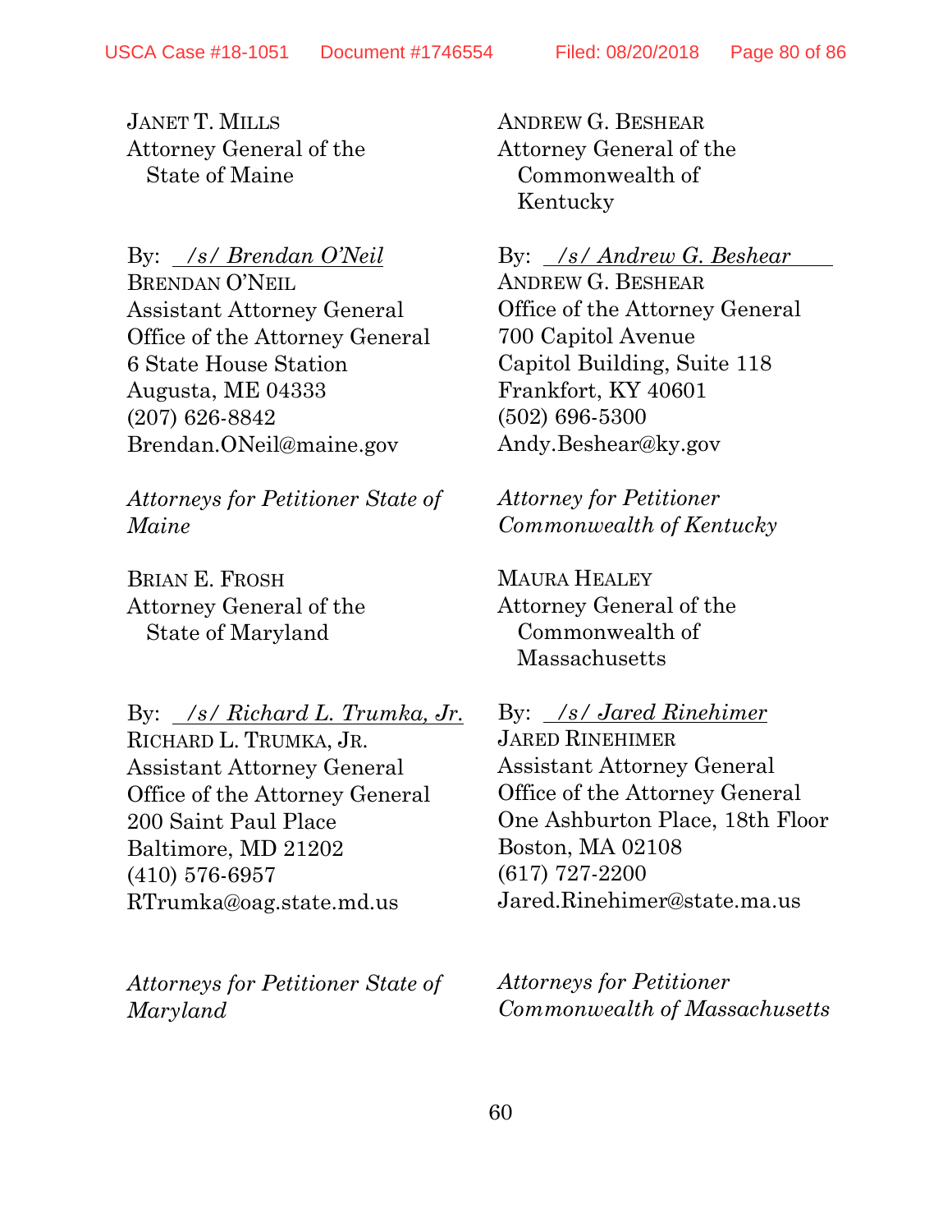JANET T. MILLS
Attorney General of the
State of Maine

By: */s/ Brendan O'Neil*
BRENDAN O'NEIL
Assistant Attorney General
Office of the Attorney General
6 State House Station
Augusta, ME 04333
(207) 626-8842
Brendan.ONeil@maine.gov

*Attorneys for Petitioner State of Maine*

BRIAN E. FROSH
Attorney General of the
State of Maryland

By: */s/ Richard L. Trumka, Jr.*
RICHARD L. TRUMKA, JR.
Assistant Attorney General
Office of the Attorney General
200 Saint Paul Place
Baltimore, MD 21202
(410) 576-6957
RTrumka@oag.state.md.us

*Attorneys for Petitioner State of Maryland*

ANDREW G. BESHEAR
Attorney General of the
Commonwealth of
Kentucky

By: */s/ Andrew G. Beshear*
ANDREW G. BESHEAR
Office of the Attorney General
700 Capitol Avenue
Capitol Building, Suite 118
Frankfort, KY 40601
(502) 696-5300
Andy.Beshear@ky.gov

*Attorney for Petitioner Commonwealth of Kentucky*

MAURA HEALEY
Attorney General of the
Commonwealth of
Massachusetts

By: */s/ Jared Rinehimer*
JARED RINEHIMER
Assistant Attorney General
Office of the Attorney General
One Ashburton Place, 18th Floor
Boston, MA 02108
(617) 727-2200
Jared.Rinehimer@state.ma.us

*Attorneys for Petitioner Commonwealth of Massachusetts*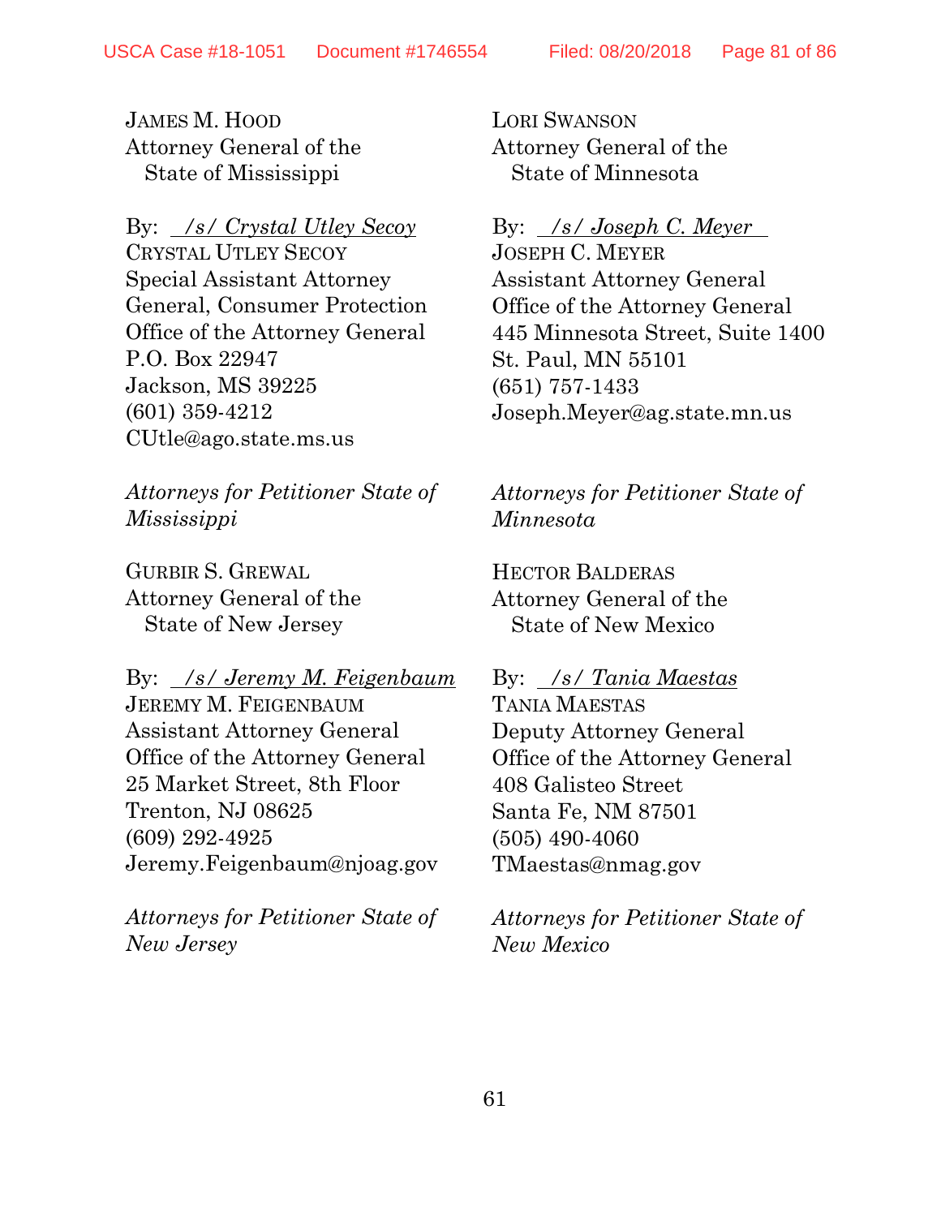JAMES M. HOOD
Attorney General of the
State of Mississippi

By: */s/ Crystal Utley Secoy*
CRYSTAL UTLEY SECOY
Special Assistant Attorney
General, Consumer Protection
Office of the Attorney General
P.O. Box 22947
Jackson, MS 39225
(601) 359-4212
CUtle@ago.state.ms.us

*Attorneys for Petitioner State of Mississippi*

LORI SWANSON
Attorney General of the
State of Minnesota

By: */s/ Joseph C. Meyer*
JOSEPH C. MEYER
Assistant Attorney General
Office of the Attorney General
445 Minnesota Street, Suite 1400
St. Paul, MN 55101
(651) 757-1433
Joseph.Meyer@ag.state.mn.us

*Attorneys for Petitioner State of Minnesota*

GURBIR S. GREWAL
Attorney General of the
State of New Jersey

By: */s/ Jeremy M. Feigenbaum*
JEREMY M. FEIGENBAUM
Assistant Attorney General
Office of the Attorney General
25 Market Street, 8th Floor
Trenton, NJ 08625
(609) 292-4925
Jeremy.Feigenbaum@njoag.gov

*Attorneys for Petitioner State of New Jersey*

HECTOR BALDERAS
Attorney General of the
State of New Mexico

By: */s/ Tania Maestas*
TANIA MAESTAS
Deputy Attorney General
Office of the Attorney General
408 Galisteo Street
Santa Fe, NM 87501
(505) 490-4060
TMaestas@nmag.gov

*Attorneys for Petitioner State of New Mexico*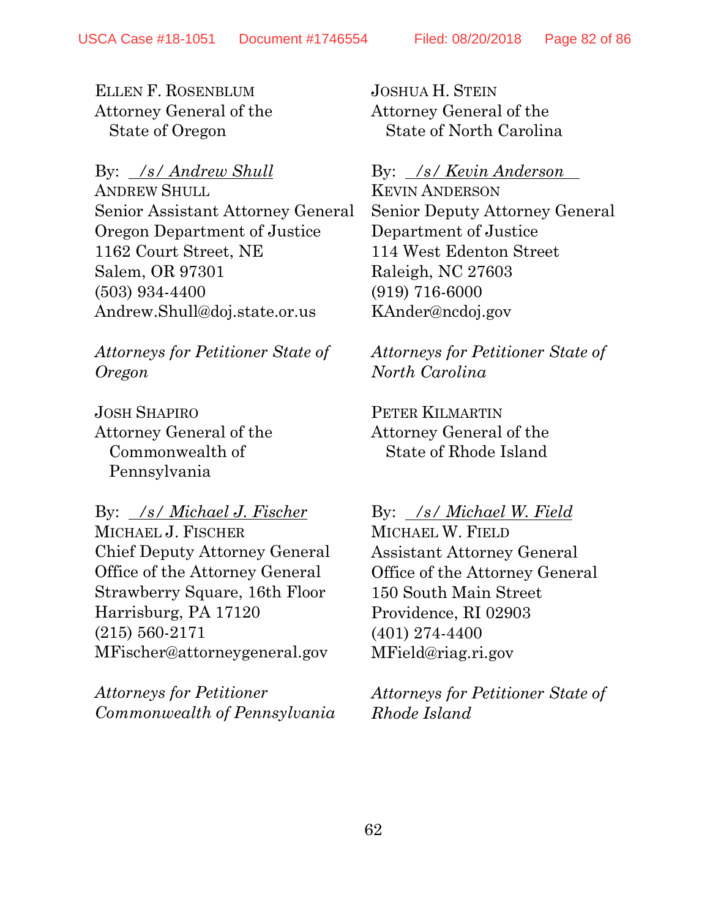ELLEN F. ROSENBLUM
Attorney General of the
State of Oregon

By: */s/ Andrew Shull*
ANDREW SHULL
Senior Assistant Attorney General
Oregon Department of Justice
1162 Court Street, NE
Salem, OR 97301
(503) 934-4400
Andrew.Shull@doj.state.or.us

*Attorneys for Petitioner State of Oregon*

JOSHUA H. STEIN
Attorney General of the
State of North Carolina

By: */s/ Kevin Anderson*
KEVIN ANDERSON
Senior Deputy Attorney General
Department of Justice
114 West Edenton Street
Raleigh, NC 27603
(919) 716-6000
KAnder@ncdoj.gov

*Attorneys for Petitioner State of North Carolina*

JOSH SHAPIRO
Attorney General of the
Commonwealth of
Pennsylvania

By: */s/ Michael J. Fischer*
MICHAEL J. FISCHER
Chief Deputy Attorney General
Office of the Attorney General
Strawberry Square, 16th Floor
Harrisburg, PA 17120
(215) 560-2171
MFischer@attorneygeneral.gov

*Attorneys for Petitioner Commonwealth of Pennsylvania*

PETER KILMARTIN
Attorney General of the
State of Rhode Island

By: */s/ Michael W. Field*
MICHAEL W. FIELD
Assistant Attorney General
Office of the Attorney General
150 South Main Street
Providence, RI 02903
(401) 274-4400
MField@riag.ri.gov

*Attorneys for Petitioner State of Rhode Island*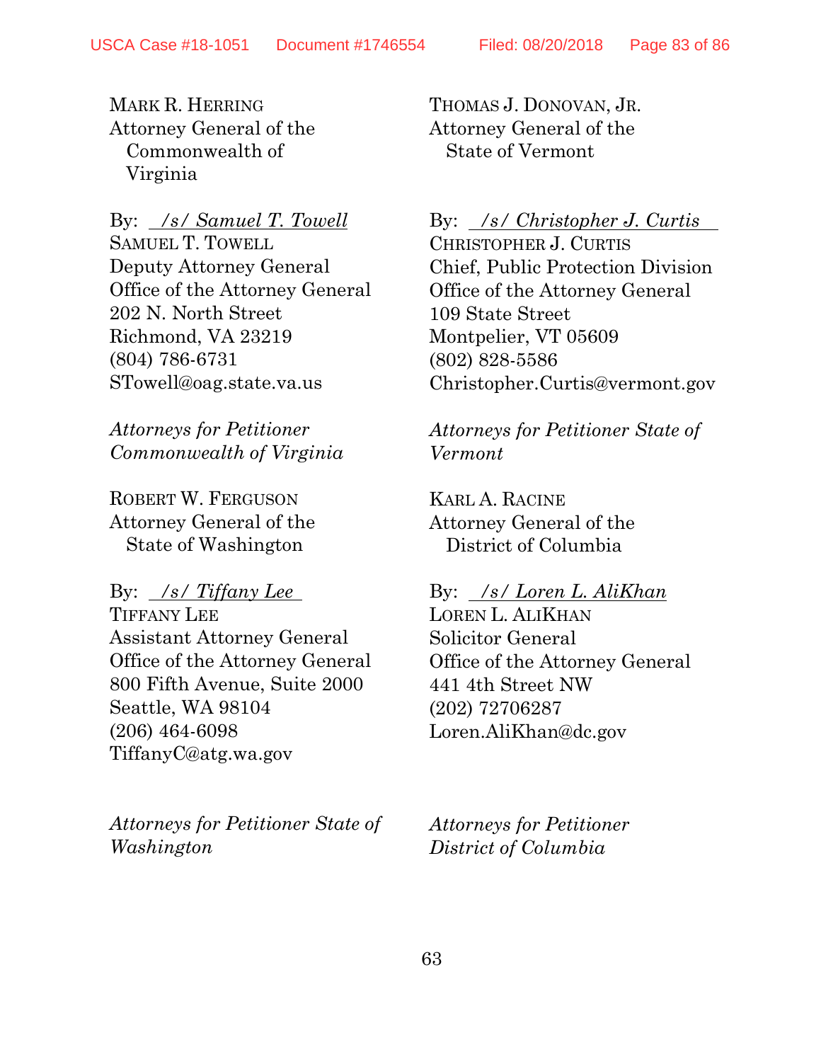MARK R. HERRING
Attorney General of the Commonwealth of Virginia

By: _/s/ Samuel T. Towell_
SAMUEL T. TOWELL
Deputy Attorney General
Office of the Attorney General
202 N. North Street
Richmond, VA 23219
(804) 786-6731
STowell@oag.state.va.us

*Attorneys for Petitioner Commonwealth of Virginia*

THOMAS J. DONOVAN, JR.
Attorney General of the State of Vermont

By: _/s/ Christopher J. Curtis_
CHRISTOPHER J. CURTIS
Chief, Public Protection Division
Office of the Attorney General
109 State Street
Montpelier, VT 05609
(802) 828-5586
Christopher.Curtis@vermont.gov

*Attorneys for Petitioner State of Vermont*

ROBERT W. FERGUSON
Attorney General of the State of Washington

By: _/s/ Tiffany Lee_
TIFFANY LEE
Assistant Attorney General
Office of the Attorney General
800 Fifth Avenue, Suite 2000
Seattle, WA 98104
(206) 464-6098
TiffanyC@atg.wa.gov

*Attorneys for Petitioner State of Washington*

KARL A. RACINE
Attorney General of the District of Columbia

By: _/s/ Loren L. AliKhan_
LOREN L. ALIKHAN
Solicitor General
Office of the Attorney General
441 4th Street NW
(202) 72706287
Loren.AliKhan@dc.gov

*Attorneys for Petitioner District of Columbia*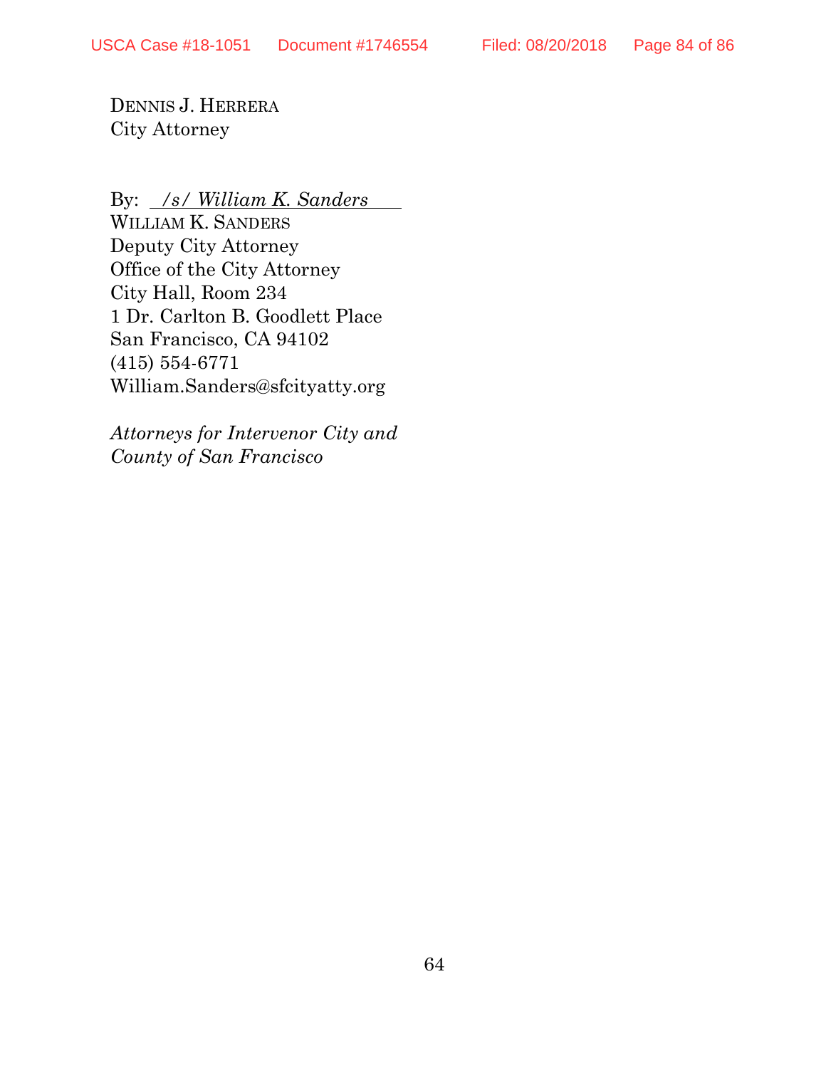DENNIS J. HERRERA
City Attorney

By: */s/ William K. Sanders*
WILLIAM K. SANDERS
Deputy City Attorney
Office of the City Attorney
City Hall, Room 234
1 Dr. Carlton B. Goodlett Place
San Francisco, CA 94102
(415) 554-6771
William.Sanders@sfcityatty.org

*Attorneys for Intervenor City and County of San Francisco*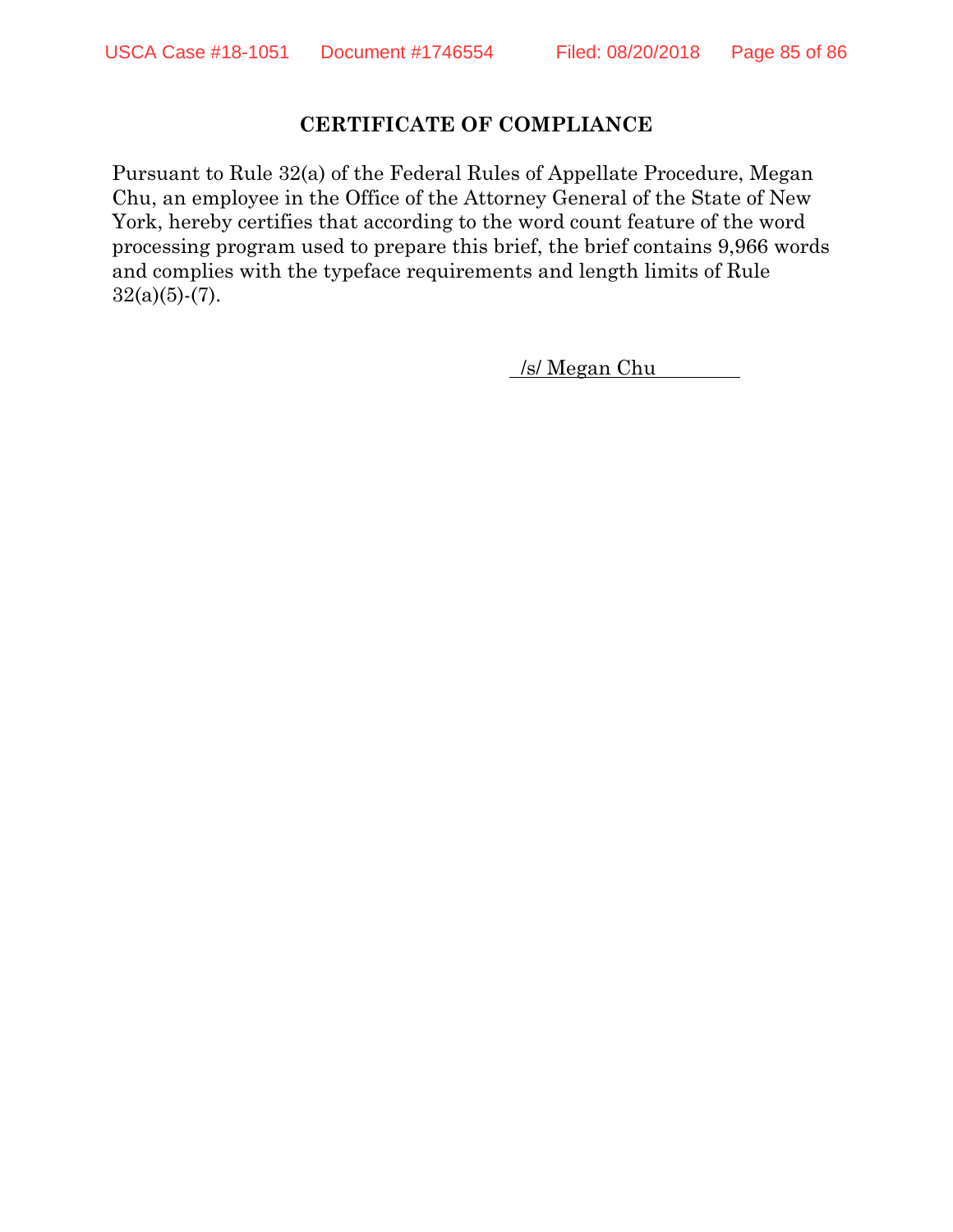## CERTIFICATE OF COMPLIANCE

Pursuant to Rule 32(a) of the Federal Rules of Appellate Procedure, Megan Chu, an employee in the Office of the Attorney General of the State of New York, hereby certifies that according to the word count feature of the word processing program used to prepare this brief, the brief contains 9,966 words and complies with the typeface requirements and length limits of Rule 32(a)(5)-(7).

/s/ Megan Chu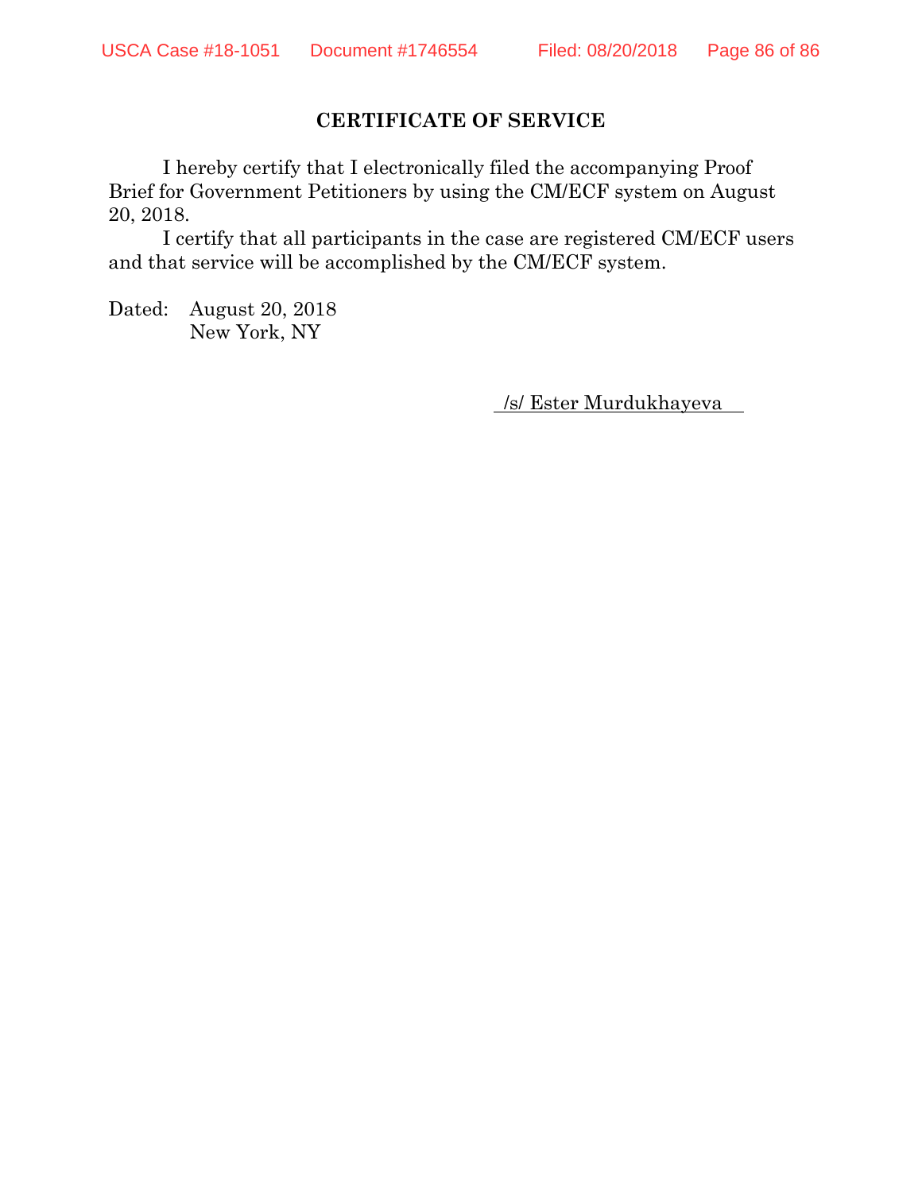## CERTIFICATE OF SERVICE

I hereby certify that I electronically filed the accompanying Proof Brief for Government Petitioners by using the CM/ECF system on August 20, 2018.

I certify that all participants in the case are registered CM/ECF users and that service will be accomplished by the CM/ECF system.

Dated: August 20, 2018
New York, NY

/s/ Ester Murdukhayeva